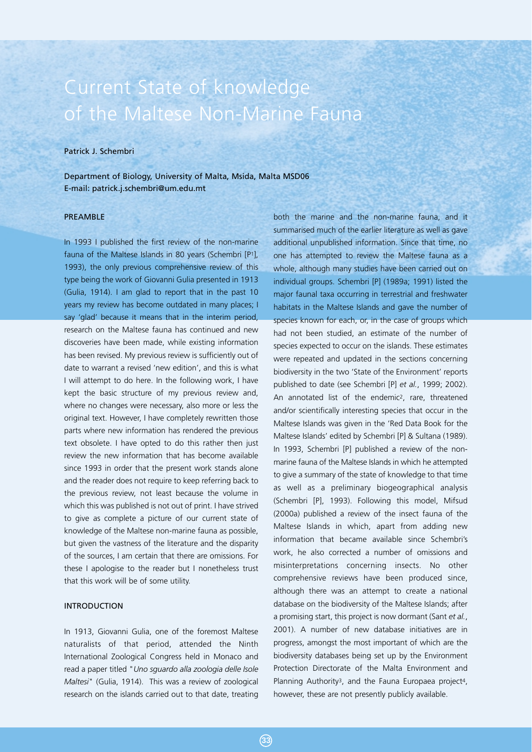# Current State of knowledge of the Maltese Non-Marine Fauna

Patrick J. Schembri

Department of Biology, University of Malta, Msida, Malta MSD06
E-mail: patrick.j.schembri@um.edu.mt

## PREAMBLE

In 1993 I published the first review of the non-marine fauna of the Maltese Islands in 80 years (Schembri [P[1]], 1993), the only previous comprehensive review of this type being the work of Giovanni Gulia presented in 1913 (Gulia, 1914). I am glad to report that in the past 10 years my review has become outdated in many places; I say 'glad' because it means that in the interim period, research on the Maltese fauna has continued and new discoveries have been made, while existing information has been revised. My previous review is sufficiently out of date to warrant a revised 'new edition', and this is what I will attempt to do here. In the following work, I have kept the basic structure of my previous review and, where no changes were necessary, also more or less the original text. However, I have completely rewritten those parts where new information has rendered the previous text obsolete. I have opted to do this rather then just review the new information that has become available since 1993 in order that the present work stands alone and the reader does not require to keep referring back to the previous review, not least because the volume in which this was published is not out of print. I have strived to give as complete a picture of our current state of knowledge of the Maltese non-marine fauna as possible, but given the vastness of the literature and the disparity of the sources, I am certain that there are omissions. For these I apologise to the reader but I nonetheless trust that this work will be of some utility.

## INTRODUCTION

In 1913, Giovanni Gulia, one of the foremost Maltese naturalists of that period, attended the Ninth International Zoological Congress held in Monaco and read a paper titled "*Uno sguardo alla zoologia delle Isole Maltesi*" (Gulia, 1914). This was a review of zoological research on the islands carried out to that date, treating both the marine and the non-marine fauna, and it summarised much of the earlier literature as well as gave additional unpublished information. Since that time, no one has attempted to review the Maltese fauna as a whole, although many studies have been carried out on individual groups. Schembri [P] (1989a; 1991) listed the major faunal taxa occurring in terrestrial and freshwater habitats in the Maltese Islands and gave the number of species known for each, or, in the case of groups which had not been studied, an estimate of the number of species expected to occur on the islands. These estimates were repeated and updated in the sections concerning biodiversity in the two 'State of the Environment' reports published to date (see Schembri [P] *et al.*, 1999; 2002). An annotated list of the endemic[2], rare, threatened and/or scientifically interesting species that occur in the Maltese Islands was given in the 'Red Data Book for the Maltese Islands' edited by Schembri [P] & Sultana (1989). In 1993, Schembri [P] published a review of the non-marine fauna of the Maltese Islands in which he attempted to give a summary of the state of knowledge to that time as well as a preliminary biogeographical analysis (Schembri [P], 1993). Following this model, Mifsud (2000a) published a review of the insect fauna of the Maltese Islands in which, apart from adding new information that became available since Schembri's work, he also corrected a number of omissions and misinterpretations concerning insects. No other comprehensive reviews have been produced since, although there was an attempt to create a national database on the biodiversity of the Maltese Islands; after a promising start, this project is now dormant (Sant *et al.*, 2001). A number of new database initiatives are in progress, amongst the most important of which are the biodiversity databases being set up by the Environment Protection Directorate of the Malta Environment and Planning Authority[3], and the Fauna Europaea project[4], however, these are not presently publicly available.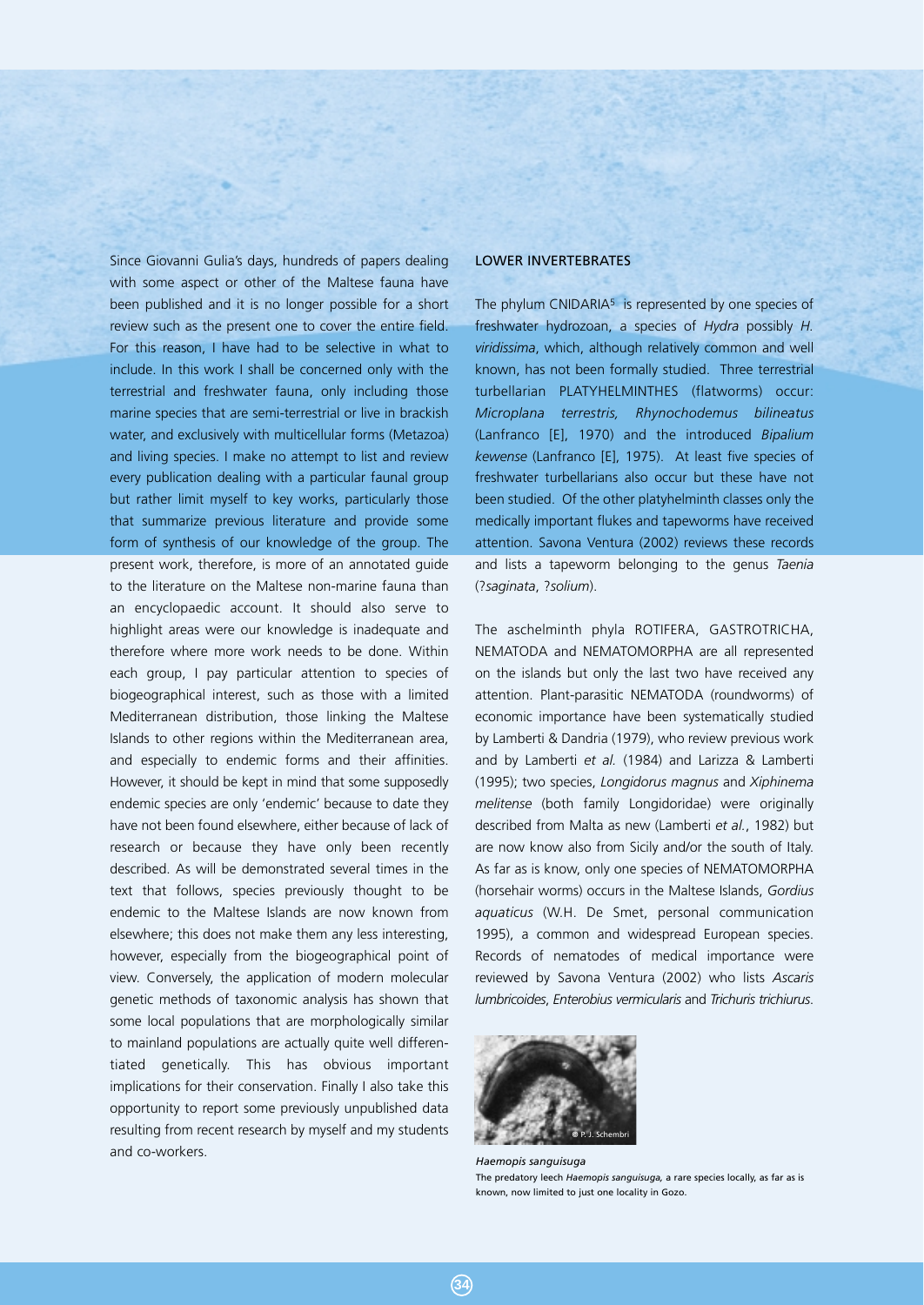Since Giovanni Gulia's days, hundreds of papers dealing with some aspect or other of the Maltese fauna have been published and it is no longer possible for a short review such as the present one to cover the entire field. For this reason, I have had to be selective in what to include. In this work I shall be concerned only with the terrestrial and freshwater fauna, only including those marine species that are semi-terrestrial or live in brackish water, and exclusively with multicellular forms (Metazoa) and living species. I make no attempt to list and review every publication dealing with a particular faunal group but rather limit myself to key works, particularly those that summarize previous literature and provide some form of synthesis of our knowledge of the group. The present work, therefore, is more of an annotated guide to the literature on the Maltese non-marine fauna than an encyclopaedic account. It should also serve to highlight areas were our knowledge is inadequate and therefore where more work needs to be done. Within each group, I pay particular attention to species of biogeographical interest, such as those with a limited Mediterranean distribution, those linking the Maltese Islands to other regions within the Mediterranean area, and especially to endemic forms and their affinities. However, it should be kept in mind that some supposedly endemic species are only 'endemic' because to date they have not been found elsewhere, either because of lack of research or because they have only been recently described. As will be demonstrated several times in the text that follows, species previously thought to be endemic to the Maltese Islands are now known from elsewhere; this does not make them any less interesting, however, especially from the biogeographical point of view. Conversely, the application of modern molecular genetic methods of taxonomic analysis has shown that some local populations that are morphologically similar to mainland populations are actually quite well differentiated genetically. This has obvious important implications for their conservation. Finally I also take this opportunity to report some previously unpublished data resulting from recent research by myself and my students and co-workers.

## LOWER INVERTEBRATES

The phylum CNIDARIA[5] is represented by one species of freshwater hydrozoan, a species of *Hydra* possibly *H. viridissima*, which, although relatively common and well known, has not been formally studied. Three terrestrial turbellarian PLATYHELMINTHES (flatworms) occur: *Microplana terrestris, Rhynochodemus bilineatus* (Lanfranco [E], 1970) and the introduced *Bipalium kewense* (Lanfranco [E], 1975). At least five species of freshwater turbellarians also occur but these have not been studied. Of the other platyhelminth classes only the medically important flukes and tapeworms have received attention. Savona Ventura (2002) reviews these records and lists a tapeworm belonging to the genus *Taenia* (?*saginata*, ?*solium*).

The aschelminth phyla ROTIFERA, GASTROTRICHA, NEMATODA and NEMATOMORPHA are all represented on the islands but only the last two have received any attention. Plant-parasitic NEMATODA (roundworms) of economic importance have been systematically studied by Lamberti & Dandria (1979), who review previous work and by Lamberti *et al.* (1984) and Larizza & Lamberti (1995); two species, *Longidorus magnus* and *Xiphinema melitense* (both family Longidoridae) were originally described from Malta as new (Lamberti *et al.*, 1982) but are now know also from Sicily and/or the south of Italy. As far as is know, only one species of NEMATOMORPHA (horsehair worms) occurs in the Maltese Islands, *Gordius aquaticus* (W.H. De Smet, personal communication 1995), a common and widespread European species. Records of nematodes of medical importance were reviewed by Savona Ventura (2002) who lists *Ascaris lumbricoides*, *Enterobius vermicularis* and *Trichuris trichiurus*.

© P. J. Schembri

*Haemopis sanguisuga*

The predatory leech *Haemopis sanguisuga*, a rare species locally, as far as is known, now limited to just one locality in Gozo.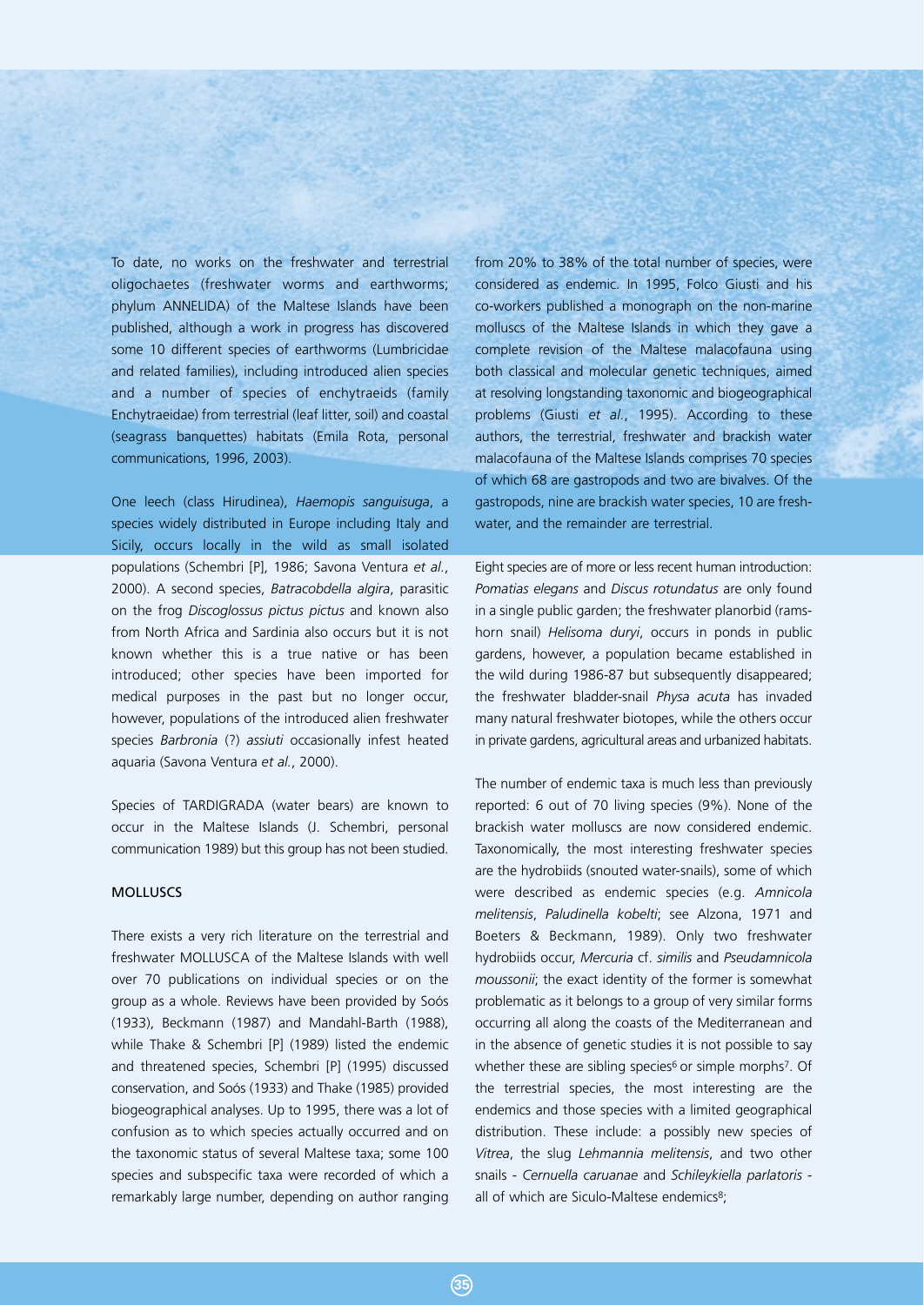To date, no works on the freshwater and terrestrial oligochaetes (freshwater worms and earthworms; phylum ANNELIDA) of the Maltese Islands have been published, although a work in progress has discovered some 10 different species of earthworms (Lumbricidae and related families), including introduced alien species and a number of species of enchytraeids (family Enchytraeidae) from terrestrial (leaf litter, soil) and coastal (seagrass banquettes) habitats (Emila Rota, personal communications, 1996, 2003).

One leech (class Hirudinea), *Haemopis sanguisuga*, a species widely distributed in Europe including Italy and Sicily, occurs locally in the wild as small isolated populations (Schembri [P], 1986; Savona Ventura *et al.*, 2000). A second species, *Batracobdella algira*, parasitic on the frog *Discoglossus pictus pictus* and known also from North Africa and Sardinia also occurs but it is not known whether this is a true native or has been introduced; other species have been imported for medical purposes in the past but no longer occur, however, populations of the introduced alien freshwater species *Barbronia* (?) *assiuti* occasionally infest heated aquaria (Savona Ventura *et al.*, 2000).

Species of TARDIGRADA (water bears) are known to occur in the Maltese Islands (J. Schembri, personal communication 1989) but this group has not been studied.

## MOLLUSCS

There exists a very rich literature on the terrestrial and freshwater MOLLUSCA of the Maltese Islands with well over 70 publications on individual species or on the group as a whole. Reviews have been provided by Soós (1933), Beckmann (1987) and Mandahl-Barth (1988), while Thake & Schembri [P] (1989) listed the endemic and threatened species, Schembri [P] (1995) discussed conservation, and Soós (1933) and Thake (1985) provided biogeographical analyses. Up to 1995, there was a lot of confusion as to which species actually occurred and on the taxonomic status of several Maltese taxa; some 100 species and subspecific taxa were recorded of which a remarkably large number, depending on author ranging from 20% to 38% of the total number of species, were considered as endemic. In 1995, Folco Giusti and his co-workers published a monograph on the non-marine molluscs of the Maltese Islands in which they gave a complete revision of the Maltese malacofauna using both classical and molecular genetic techniques, aimed at resolving longstanding taxonomic and biogeographical problems (Giusti *et al.*, 1995). According to these authors, the terrestrial, freshwater and brackish water malacofauna of the Maltese Islands comprises 70 species of which 68 are gastropods and two are bivalves. Of the gastropods, nine are brackish water species, 10 are freshwater, and the remainder are terrestrial.

Eight species are of more or less recent human introduction: *Pomatias elegans* and *Discus rotundatus* are only found in a single public garden; the freshwater planorbid (ramshorn snail) *Helisoma duryi*, occurs in ponds in public gardens, however, a population became established in the wild during 1986-87 but subsequently disappeared; the freshwater bladder-snail *Physa acuta* has invaded many natural freshwater biotopes, while the others occur in private gardens, agricultural areas and urbanized habitats.

The number of endemic taxa is much less than previously reported: 6 out of 70 living species (9%). None of the brackish water molluscs are now considered endemic. Taxonomically, the most interesting freshwater species are the hydrobiids (snouted water-snails), some of which were described as endemic species (e.g. *Amnicola melitensis*, *Paludinella kobelti*; see Alzona, 1971 and Boeters & Beckmann, 1989). Only two freshwater hydrobiids occur, *Mercuria* cf. *similis* and *Pseudamnicola moussonii*; the exact identity of the former is somewhat problematic as it belongs to a group of very similar forms occurring all along the coasts of the Mediterranean and in the absence of genetic studies it is not possible to say whether these are sibling species[6] or simple morphs[7]. Of the terrestrial species, the most interesting are the endemics and those species with a limited geographical distribution. These include: a possibly new species of *Vitrea*, the slug *Lehmannia melitensis*, and two other snails - *Cernuella caruanae* and *Schileykiella parlatoris* - all of which are Siculo-Maltese endemics[8];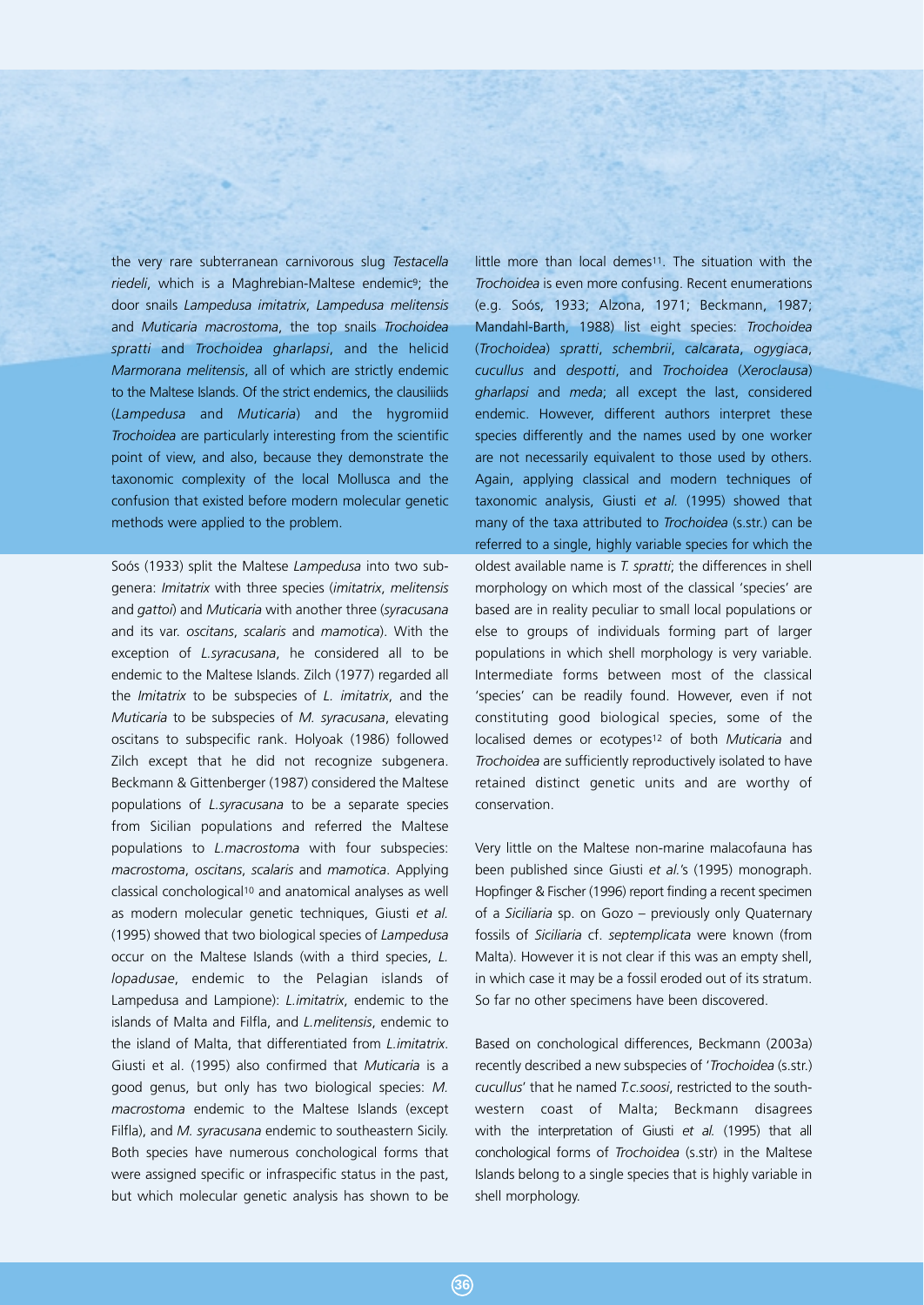the very rare subterranean carnivorous slug *Testacella riedeli*, which is a Maghrebian-Maltese endemic[9]; the door snails *Lampedusa imitatrix*, *Lampedusa melitensis* and *Muticaria macrostoma*, the top snails *Trochoidea spratti* and *Trochoidea gharlapsi*, and the helicid *Marmorana melitensis*, all of which are strictly endemic to the Maltese Islands. Of the strict endemics, the clausiliids (*Lampedusa* and *Muticaria*) and the hygromiid *Trochoidea* are particularly interesting from the scientific point of view, and also, because they demonstrate the taxonomic complexity of the local Mollusca and the confusion that existed before modern molecular genetic methods were applied to the problem.

Soós (1933) split the Maltese *Lampedusa* into two subgenera: *Imitatrix* with three species (*imitatrix*, *melitensis* and *gattoi*) and *Muticaria* with another three (*syracusana* and its var. *oscitans*, *scalaris* and *mamotica*). With the exception of *L.syracusana*, he considered all to be endemic to the Maltese Islands. Zilch (1977) regarded all the *Imitatrix* to be subspecies of *L. imitatrix*, and the *Muticaria* to be subspecies of *M. syracusana*, elevating oscitans to subspecific rank. Holyoak (1986) followed Zilch except that he did not recognize subgenera. Beckmann & Gittenberger (1987) considered the Maltese populations of *L.syracusana* to be a separate species from Sicilian populations and referred the Maltese populations to *L.macrostoma* with four subspecies: *macrostoma*, *oscitans*, *scalaris* and *mamotica*. Applying classical conchological[10] and anatomical analyses as well as modern molecular genetic techniques, Giusti *et al.* (1995) showed that two biological species of *Lampedusa* occur on the Maltese Islands (with a third species, *L. lopadusae*, endemic to the Pelagian islands of Lampedusa and Lampione): *L.imitatrix*, endemic to the islands of Malta and Filfla, and *L.melitensis*, endemic to the island of Malta, that differentiated from *L.imitatrix*. Giusti et al. (1995) also confirmed that *Muticaria* is a good genus, but only has two biological species: *M. macrostoma* endemic to the Maltese Islands (except Filfla), and *M. syracusana* endemic to southeastern Sicily. Both species have numerous conchological forms that were assigned specific or infraspecific status in the past, but which molecular genetic analysis has shown to be little more than local demes[11]. The situation with the *Trochoidea* is even more confusing. Recent enumerations (e.g. Soós, 1933; Alzona, 1971; Beckmann, 1987; Mandahl-Barth, 1988) list eight species: *Trochoidea* (*Trochoidea*) *spratti*, *schembrii*, *calcarata*, *ogygiaca*, *cucullus* and *despotti*, and *Trochoidea* (*Xeroclausa*) *gharlapsi* and *meda*; all except the last, considered endemic. However, different authors interpret these species differently and the names used by one worker are not necessarily equivalent to those used by others. Again, applying classical and modern techniques of taxonomic analysis, Giusti *et al.* (1995) showed that many of the taxa attributed to *Trochoidea* (s.str.) can be referred to a single, highly variable species for which the oldest available name is *T. spratti*; the differences in shell morphology on which most of the classical 'species' are based are in reality peculiar to small local populations or else to groups of individuals forming part of larger populations in which shell morphology is very variable. Intermediate forms between most of the classical 'species' can be readily found. However, even if not constituting good biological species, some of the localised demes or ecotypes[12] of both *Muticaria* and *Trochoidea* are sufficiently reproductively isolated to have retained distinct genetic units and are worthy of conservation.

Very little on the Maltese non-marine malacofauna has been published since Giusti *et al.*'s (1995) monograph. Hopfinger & Fischer (1996) report finding a recent specimen of a *Siciliaria* sp. on Gozo – previously only Quaternary fossils of *Siciliaria* cf. *septemplicata* were known (from Malta). However it is not clear if this was an empty shell, in which case it may be a fossil eroded out of its stratum. So far no other specimens have been discovered.

Based on conchological differences, Beckmann (2003a) recently described a new subspecies of '*Trochoidea* (s.str.) *cucullus*' that he named *T.c.soosi*, restricted to the south-western coast of Malta; Beckmann disagrees with the interpretation of Giusti *et al.* (1995) that all conchological forms of *Trochoidea* (s.str) in the Maltese Islands belong to a single species that is highly variable in shell morphology.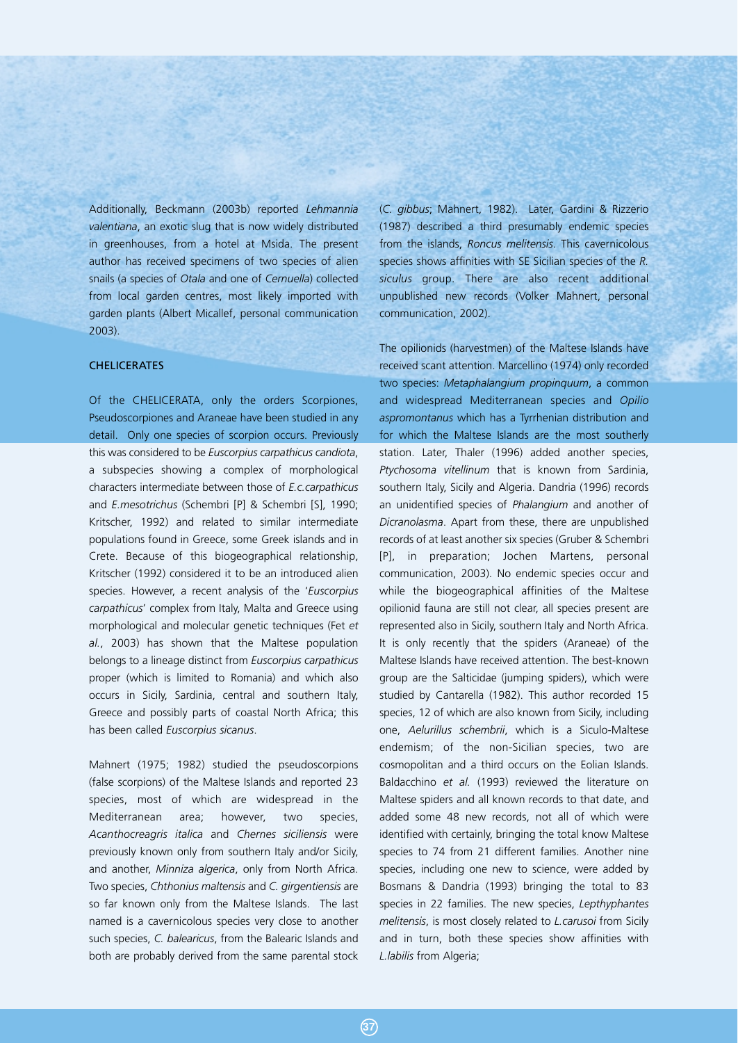Additionally, Beckmann (2003b) reported *Lehmannia valentiana*, an exotic slug that is now widely distributed in greenhouses, from a hotel at Msida. The present author has received specimens of two species of alien snails (a species of *Otala* and one of *Cernuella*) collected from local garden centres, most likely imported with garden plants (Albert Micallef, personal communication 2003).

## CHELICERATES

Of the CHELICERATA, only the orders Scorpiones, Pseudoscorpiones and Araneae have been studied in any detail. Only one species of scorpion occurs. Previously this was considered to be *Euscorpius carpathicus candiota*, a subspecies showing a complex of morphological characters intermediate between those of *E.c.carpathicus* and *E.mesotrichus* (Schembri [P] & Schembri [S], 1990; Kritscher, 1992) and related to similar intermediate populations found in Greece, some Greek islands and in Crete. Because of this biogeographical relationship, Kritscher (1992) considered it to be an introduced alien species. However, a recent analysis of the '*Euscorpius carpathicus*' complex from Italy, Malta and Greece using morphological and molecular genetic techniques (Fet *et al.*, 2003) has shown that the Maltese population belongs to a lineage distinct from *Euscorpius carpathicus* proper (which is limited to Romania) and which also occurs in Sicily, Sardinia, central and southern Italy, Greece and possibly parts of coastal North Africa; this has been called *Euscorpius sicanus*.

Mahnert (1975; 1982) studied the pseudoscorpions (false scorpions) of the Maltese Islands and reported 23 species, most of which are widespread in the Mediterranean area; however, two species, *Acanthocreagris italica* and *Chernes siciliensis* were previously known only from southern Italy and/or Sicily, and another, *Minniza algerica*, only from North Africa. Two species, *Chthonius maltensis* and *C. girgentiensis* are so far known only from the Maltese Islands. The last named is a cavernicolous species very close to another such species, *C. balearicus*, from the Balearic Islands and both are probably derived from the same parental stock (*C. gibbus*; Mahnert, 1982). Later, Gardini & Rizzerio (1987) described a third presumably endemic species from the islands, *Roncus melitensis*. This cavernicolous species shows affinities with SE Sicilian species of the *R. siculus* group. There are also recent additional unpublished new records (Volker Mahnert, personal communication, 2002).

The opilionids (harvestmen) of the Maltese Islands have received scant attention. Marcellino (1974) only recorded two species: *Metaphalangium propinquum*, a common and widespread Mediterranean species and *Opilio aspromontanus* which has a Tyrrhenian distribution and for which the Maltese Islands are the most southerly station. Later, Thaler (1996) added another species, *Ptychosoma vitellinum* that is known from Sardinia, southern Italy, Sicily and Algeria. Dandria (1996) records an unidentified species of *Phalangium* and another of *Dicranolasma*. Apart from these, there are unpublished records of at least another six species (Gruber & Schembri [P], in preparation; Jochen Martens, personal communication, 2003). No endemic species occur and while the biogeographical affinities of the Maltese opilionid fauna are still not clear, all species present are represented also in Sicily, southern Italy and North Africa. It is only recently that the spiders (Araneae) of the Maltese Islands have received attention. The best-known group are the Salticidae (jumping spiders), which were studied by Cantarella (1982). This author recorded 15 species, 12 of which are also known from Sicily, including one, *Aelurillus schembrii*, which is a Siculo-Maltese endemism; of the non-Sicilian species, two are cosmopolitan and a third occurs on the Eolian Islands. Baldacchino *et al.* (1993) reviewed the literature on Maltese spiders and all known records to that date, and added some 48 new records, not all of which were identified with certainly, bringing the total know Maltese species to 74 from 21 different families. Another nine species, including one new to science, were added by Bosmans & Dandria (1993) bringing the total to 83 species in 22 families. The new species, *Lepthyphantes melitensis*, is most closely related to *L.carusoi* from Sicily and in turn, both these species show affinities with *L.labilis* from Algeria;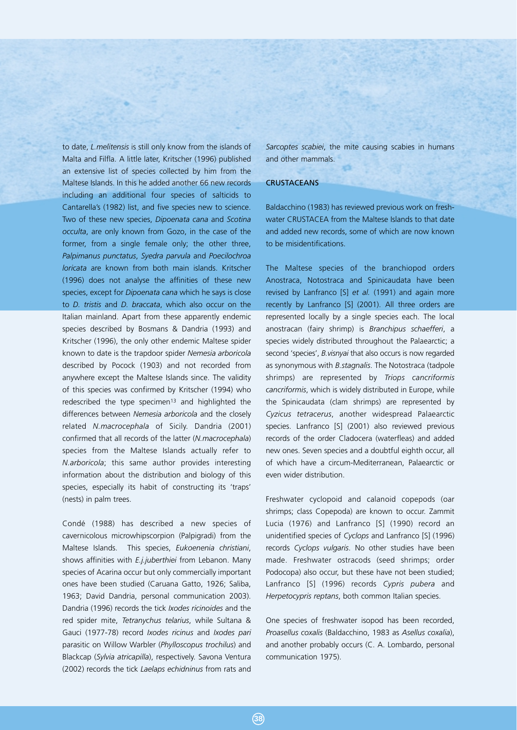to date, *L.melitensis* is still only know from the islands of Malta and Filfla. A little later, Kritscher (1996) published an extensive list of species collected by him from the Maltese Islands. In this he added another 66 new records including an additional four species of salticids to Cantarella's (1982) list, and five species new to science. Two of these new species, *Dipoenata cana* and *Scotina occulta*, are only known from Gozo, in the case of the former, from a single female only; the other three, *Palpimanus punctatus*, *Syedra parvula* and *Poecilochroa loricata* are known from both main islands. Kritscher (1996) does not analyse the affinities of these new species, except for *Dipoenata cana* which he says is close to *D. tristis* and *D. braccata*, which also occur on the Italian mainland. Apart from these apparently endemic species described by Bosmans & Dandria (1993) and Kritscher (1996), the only other endemic Maltese spider known to date is the trapdoor spider *Nemesia arboricola* described by Pocock (1903) and not recorded from anywhere except the Maltese Islands since. The validity of this species was confirmed by Kritscher (1994) who redescribed the type specimen[13] and highlighted the differences between *Nemesia arboricola* and the closely related *N.macrocephala* of Sicily. Dandria (2001) confirmed that all records of the latter (*N.macrocephala*) species from the Maltese Islands actually refer to *N.arboricola*; this same author provides interesting information about the distribution and biology of this species, especially its habit of constructing its 'traps' (nests) in palm trees.

Condé (1988) has described a new species of cavernicolous microwhipscorpion (Palpigradi) from the Maltese Islands. This species, *Eukoenenia christiani*, shows affinities with *E.j.juberthiei* from Lebanon. Many species of Acarina occur but only commercially important ones have been studied (Caruana Gatto, 1926; Saliba, 1963; David Dandria, personal communication 2003). Dandria (1996) records the tick *Ixodes ricinoides* and the red spider mite, *Tetranychus telarius*, while Sultana & Gauci (1977-78) record *Ixodes ricinus* and *Ixodes pari* parasitic on Willow Warbler (*Phylloscopus trochilus*) and Blackcap (*Sylvia atricapilla*), respectively. Savona Ventura (2002) records the tick *Laelaps echidninus* from rats and *Sarcoptes scabiei*, the mite causing scabies in humans and other mammals.

## CRUSTACEANS

Baldacchino (1983) has reviewed previous work on freshwater CRUSTACEA from the Maltese Islands to that date and added new records, some of which are now known to be misidentifications.

The Maltese species of the branchiopod orders Anostraca, Notostraca and Spinicaudata have been revised by Lanfranco [S] *et al.* (1991) and again more recently by Lanfranco [S] (2001). All three orders are represented locally by a single species each. The local anostracan (fairy shrimp) is *Branchipus schaefferi*, a species widely distributed throughout the Palaearctic; a second 'species', *B.visnyai* that also occurs is now regarded as synonymous with *B.stagnalis*. The Notostraca (tadpole shrimps) are represented by *Triops cancriformis cancriformis*, which is widely distributed in Europe, while the Spinicaudata (clam shrimps) are represented by *Cyzicus tetracerus*, another widespread Palaearctic species. Lanfranco [S] (2001) also reviewed previous records of the order Cladocera (waterfleas) and added new ones. Seven species and a doubtful eighth occur, all of which have a circum-Mediterranean, Palaearctic or even wider distribution.

Freshwater cyclopoid and calanoid copepods (oar shrimps; class Copepoda) are known to occur. Zammit Lucia (1976) and Lanfranco [S] (1990) record an unidentified species of *Cyclops* and Lanfranco [S] (1996) records *Cyclops vulgaris*. No other studies have been made. Freshwater ostracods (seed shrimps; order Podocopa) also occur, but these have not been studied; Lanfranco [S] (1996) records *Cypris pubera* and *Herpetocypris reptans*, both common Italian species.

One species of freshwater isopod has been recorded, *Proasellus coxalis* (Baldacchino, 1983 as *Asellus coxalia*), and another probably occurs (C. A. Lombardo, personal communication 1975).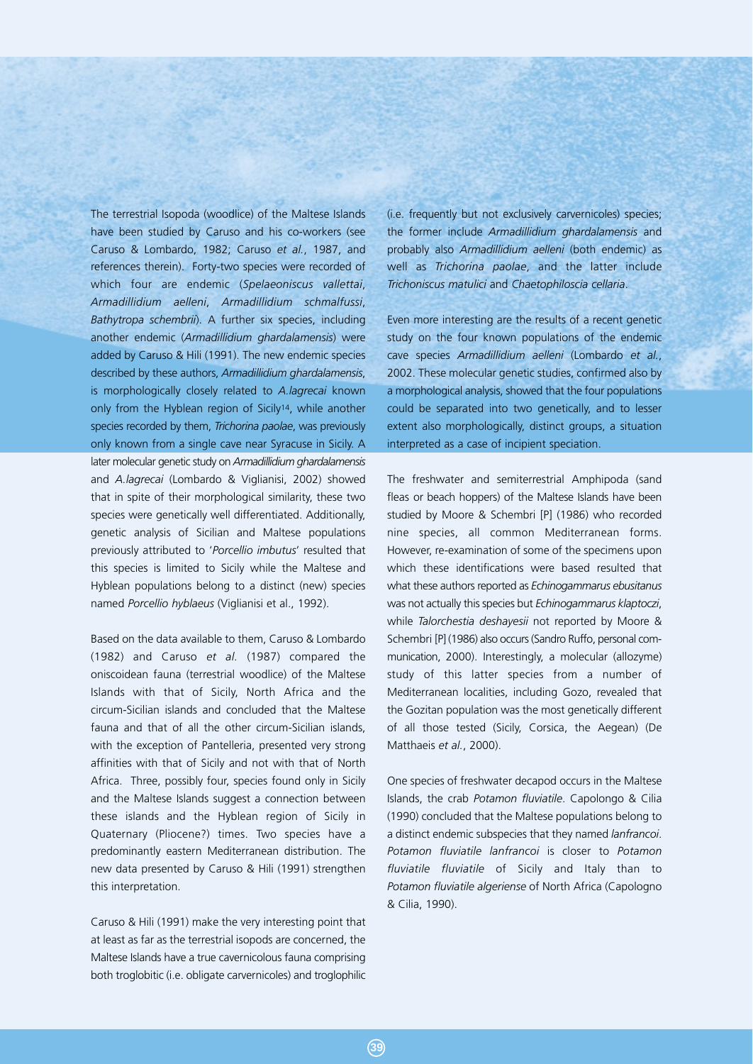The terrestrial Isopoda (woodlice) of the Maltese Islands have been studied by Caruso and his co-workers (see Caruso & Lombardo, 1982; Caruso *et al.*, 1987, and references therein). Forty-two species were recorded of which four are endemic (*Spelaeoniscus vallettai*, *Armadillidium aelleni*, *Armadillidium schmalfussi*, *Bathytropa schembrii*). A further six species, including another endemic (*Armadillidium ghardalamensis*) were added by Caruso & Hili (1991). The new endemic species described by these authors, *Armadillidium ghardalamensis*, is morphologically closely related to *A.lagrecai* known only from the Hyblean region of Sicily[14], while another species recorded by them, *Trichorina paolae*, was previously only known from a single cave near Syracuse in Sicily. A later molecular genetic study on *Armadillidium ghardalamensis* and *A.lagrecai* (Lombardo & Viglianisi, 2002) showed that in spite of their morphological similarity, these two species were genetically well differentiated. Additionally, genetic analysis of Sicilian and Maltese populations previously attributed to '*Porcellio imbutus*' resulted that this species is limited to Sicily while the Maltese and Hyblean populations belong to a distinct (new) species named *Porcellio hyblaeus* (Viglianisi et al., 1992).

Based on the data available to them, Caruso & Lombardo (1982) and Caruso *et al.* (1987) compared the oniscoidean fauna (terrestrial woodlice) of the Maltese Islands with that of Sicily, North Africa and the circum-Sicilian islands and concluded that the Maltese fauna and that of all the other circum-Sicilian islands, with the exception of Pantelleria, presented very strong affinities with that of Sicily and not with that of North Africa. Three, possibly four, species found only in Sicily and the Maltese Islands suggest a connection between these islands and the Hyblean region of Sicily in Quaternary (Pliocene?) times. Two species have a predominantly eastern Mediterranean distribution. The new data presented by Caruso & Hili (1991) strengthen this interpretation.

Caruso & Hili (1991) make the very interesting point that at least as far as the terrestrial isopods are concerned, the Maltese Islands have a true cavernicolous fauna comprising both troglobitic (i.e. obligate carvernicoles) and troglophilic (i.e. frequently but not exclusively carvernicoles) species; the former include *Armadillidium ghardalamensis* and probably also *Armadillidium aelleni* (both endemic) as well as *Trichorina paolae*, and the latter include *Trichoniscus matulici* and *Chaetophiloscia cellaria*.

Even more interesting are the results of a recent genetic study on the four known populations of the endemic cave species *Armadillidium aelleni* (Lombardo *et al.*, 2002. These molecular genetic studies, confirmed also by a morphological analysis, showed that the four populations could be separated into two genetically, and to lesser extent also morphologically, distinct groups, a situation interpreted as a case of incipient speciation.

The freshwater and semiterrestrial Amphipoda (sand fleas or beach hoppers) of the Maltese Islands have been studied by Moore & Schembri [P] (1986) who recorded nine species, all common Mediterranean forms. However, re-examination of some of the specimens upon which these identifications were based resulted that what these authors reported as *Echinogammarus ebusitanus* was not actually this species but *Echinogammarus klaptoczi*, while *Talorchestia deshayesii* not reported by Moore & Schembri [P] (1986) also occurs (Sandro Ruffo, personal communication, 2000). Interestingly, a molecular (allozyme) study of this latter species from a number of Mediterranean localities, including Gozo, revealed that the Gozitan population was the most genetically different of all those tested (Sicily, Corsica, the Aegean) (De Matthaeis *et al.*, 2000).

One species of freshwater decapod occurs in the Maltese Islands, the crab *Potamon fluviatile*. Capolongo & Cilia (1990) concluded that the Maltese populations belong to a distinct endemic subspecies that they named *lanfrancoi*. *Potamon fluviatile lanfrancoi* is closer to *Potamon fluviatile fluviatile* of Sicily and Italy than to *Potamon fluviatile algeriense* of North Africa (Capologno & Cilia, 1990).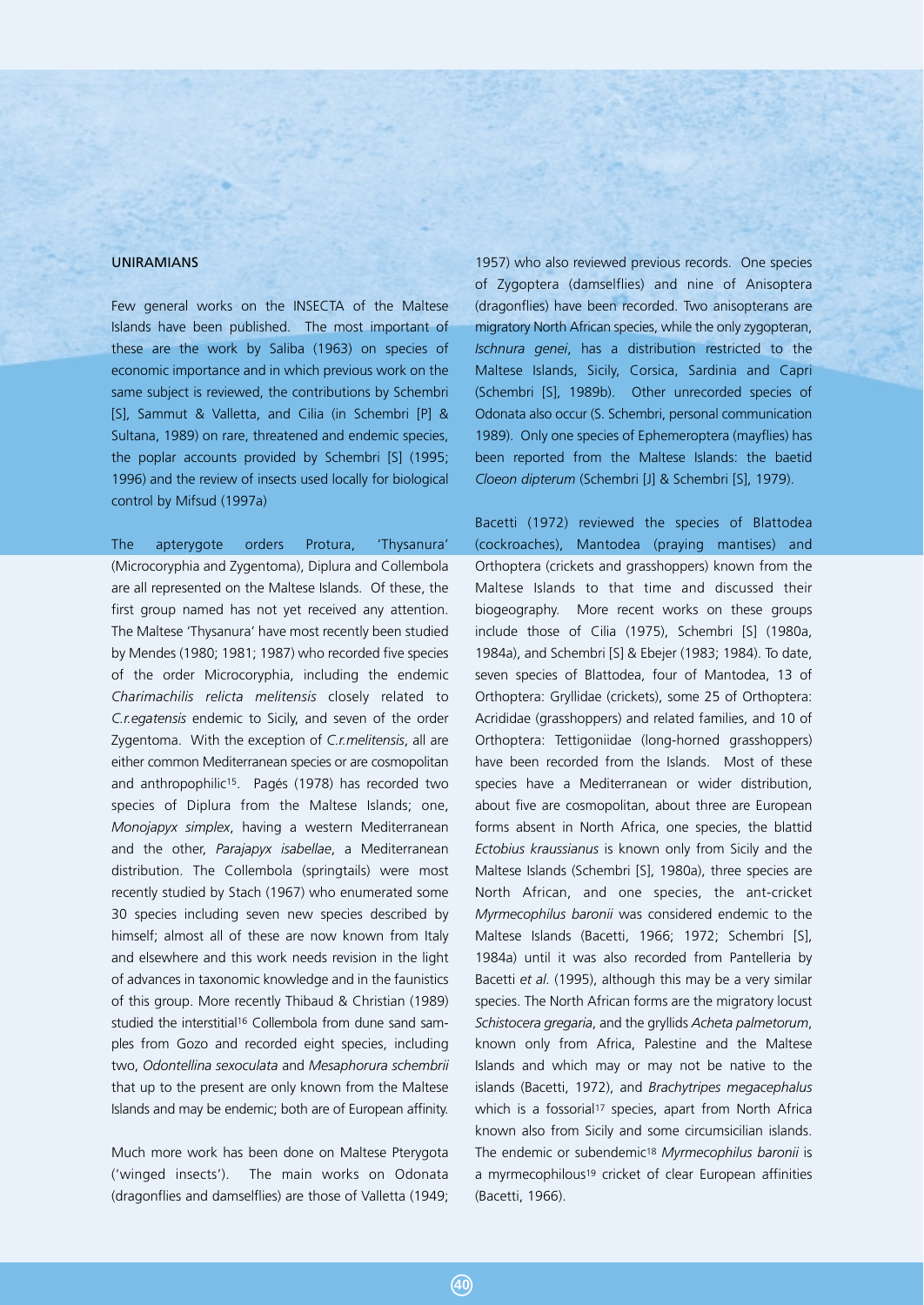## UNIRAMIANS

Few general works on the INSECTA of the Maltese Islands have been published. The most important of these are the work by Saliba (1963) on species of economic importance and in which previous work on the same subject is reviewed, the contributions by Schembri [S], Sammut & Valletta, and Cilia (in Schembri [P] & Sultana, 1989) on rare, threatened and endemic species, the poplar accounts provided by Schembri [S] (1995; 1996) and the review of insects used locally for biological control by Mifsud (1997a)

The apterygote orders Protura, 'Thysanura' (Microcoryphia and Zygentoma), Diplura and Collembola are all represented on the Maltese Islands. Of these, the first group named has not yet received any attention. The Maltese 'Thysanura' have most recently been studied by Mendes (1980; 1981; 1987) who recorded five species of the order Microcoryphia, including the endemic *Charimachilis relicta melitensis* closely related to *C.r.egatensis* endemic to Sicily, and seven of the order Zygentoma. With the exception of *C.r.melitensis*, all are either common Mediterranean species or are cosmopolitan and anthropophilic[15]. Pagés (1978) has recorded two species of Diplura from the Maltese Islands; one, *Monojapyx simplex*, having a western Mediterranean and the other, *Parajapyx isabellae*, a Mediterranean distribution. The Collembola (springtails) were most recently studied by Stach (1967) who enumerated some 30 species including seven new species described by himself; almost all of these are now known from Italy and elsewhere and this work needs revision in the light of advances in taxonomic knowledge and in the faunistics of this group. More recently Thibaud & Christian (1989) studied the interstitial[16] Collembola from dune sand samples from Gozo and recorded eight species, including two, *Odontellina sexoculata* and *Mesaphorura schembrii* that up to the present are only known from the Maltese Islands and may be endemic; both are of European affinity.

Much more work has been done on Maltese Pterygota ('winged insects'). The main works on Odonata (dragonflies and damselflies) are those of Valletta (1949; 1957) who also reviewed previous records. One species of Zygoptera (damselflies) and nine of Anisoptera (dragonflies) have been recorded. Two anisopterans are migratory North African species, while the only zygopteran, *Ischnura genei*, has a distribution restricted to the Maltese Islands, Sicily, Corsica, Sardinia and Capri (Schembri [S], 1989b). Other unrecorded species of Odonata also occur (S. Schembri, personal communication 1989). Only one species of Ephemeroptera (mayflies) has been reported from the Maltese Islands: the baetid *Cloeon dipterum* (Schembri [J] & Schembri [S], 1979).

Bacetti (1972) reviewed the species of Blattodea (cockroaches), Mantodea (praying mantises) and Orthoptera (crickets and grasshoppers) known from the Maltese Islands to that time and discussed their biogeography. More recent works on these groups include those of Cilia (1975), Schembri [S] (1980a, 1984a), and Schembri [S] & Ebejer (1983; 1984). To date, seven species of Blattodea, four of Mantodea, 13 of Orthoptera: Gryllidae (crickets), some 25 of Orthoptera: Acrididae (grasshoppers) and related families, and 10 of Orthoptera: Tettigoniidae (long-horned grasshoppers) have been recorded from the Islands. Most of these species have a Mediterranean or wider distribution, about five are cosmopolitan, about three are European forms absent in North Africa, one species, the blattid *Ectobius kraussianus* is known only from Sicily and the Maltese Islands (Schembri [S], 1980a), three species are North African, and one species, the ant-cricket *Myrmecophilus baronii* was considered endemic to the Maltese Islands (Bacetti, 1966; 1972; Schembri [S], 1984a) until it was also recorded from Pantelleria by Bacetti *et al.* (1995), although this may be a very similar species. The North African forms are the migratory locust *Schistocera gregaria*, and the gryllids *Acheta palmetorum*, known only from Africa, Palestine and the Maltese Islands and which may or may not be native to the islands (Bacetti, 1972), and *Brachytripes megacephalus* which is a fossorial[17] species, apart from North Africa known also from Sicily and some circumsicilian islands. The endemic or subendemic[18] *Myrmecophilus baronii* is a myrmecophilous[19] cricket of clear European affinities (Bacetti, 1966).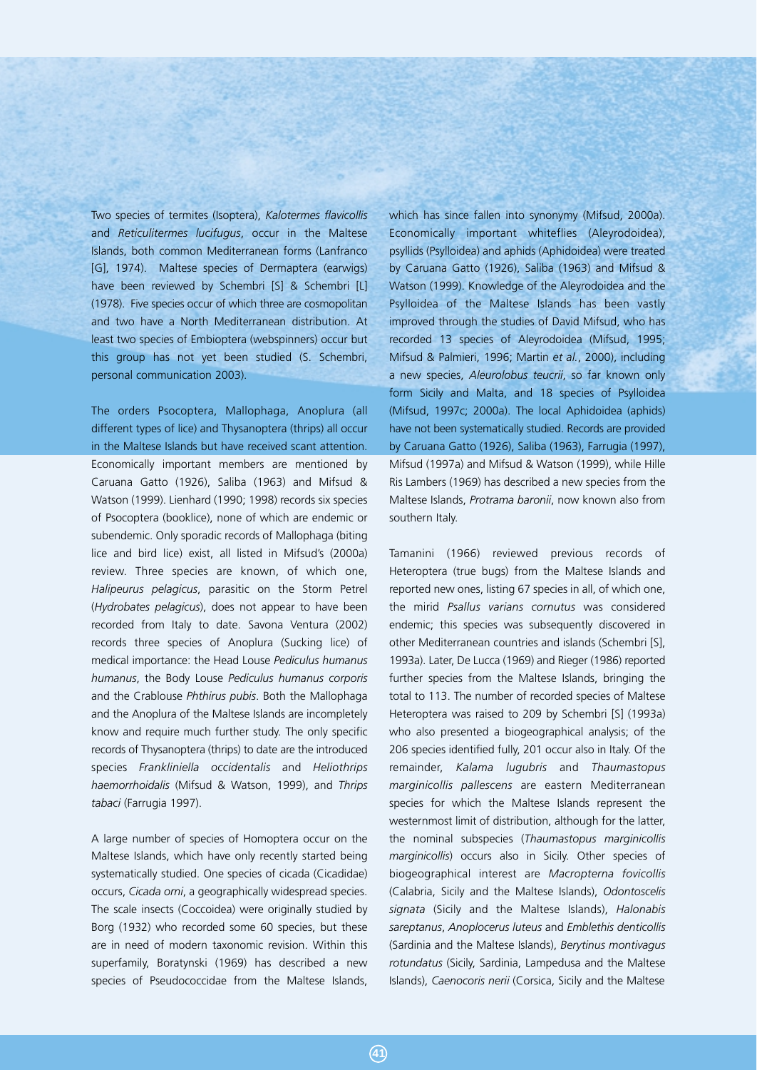Two species of termites (Isoptera), *Kalotermes flavicollis* and *Reticulitermes lucifugus*, occur in the Maltese Islands, both common Mediterranean forms (Lanfranco [G], 1974). Maltese species of Dermaptera (earwigs) have been reviewed by Schembri [S] & Schembri [L] (1978). Five species occur of which three are cosmopolitan and two have a North Mediterranean distribution. At least two species of Embioptera (webspinners) occur but this group has not yet been studied (S. Schembri, personal communication 2003).

The orders Psocoptera, Mallophaga, Anoplura (all different types of lice) and Thysanoptera (thrips) all occur in the Maltese Islands but have received scant attention. Economically important members are mentioned by Caruana Gatto (1926), Saliba (1963) and Mifsud & Watson (1999). Lienhard (1990; 1998) records six species of Psocoptera (booklice), none of which are endemic or subendemic. Only sporadic records of Mallophaga (biting lice and bird lice) exist, all listed in Mifsud's (2000a) review. Three species are known, of which one, *Halipeurus pelagicus*, parasitic on the Storm Petrel (*Hydrobates pelagicus*), does not appear to have been recorded from Italy to date. Savona Ventura (2002) records three species of Anoplura (Sucking lice) of medical importance: the Head Louse *Pediculus humanus humanus*, the Body Louse *Pediculus humanus corporis* and the Crablouse *Phthirus pubis*. Both the Mallophaga and the Anoplura of the Maltese Islands are incompletely know and require much further study. The only specific records of Thysanoptera (thrips) to date are the introduced species *Frankliniella occidentalis* and *Heliothrips haemorrhoidalis* (Mifsud & Watson, 1999), and *Thrips tabaci* (Farrugia 1997).

A large number of species of Homoptera occur on the Maltese Islands, which have only recently started being systematically studied. One species of cicada (Cicadidae) occurs, *Cicada orni*, a geographically widespread species. The scale insects (Coccoidea) were originally studied by Borg (1932) who recorded some 60 species, but these are in need of modern taxonomic revision. Within this superfamily, Boratynski (1969) has described a new species of Pseudococcidae from the Maltese Islands, which has since fallen into synonymy (Mifsud, 2000a). Economically important whiteflies (Aleyrodoidea), psyllids (Psylloidea) and aphids (Aphidoidea) were treated by Caruana Gatto (1926), Saliba (1963) and Mifsud & Watson (1999). Knowledge of the Aleyrodoidea and the Psylloidea of the Maltese Islands has been vastly improved through the studies of David Mifsud, who has recorded 13 species of Aleyrodoidea (Mifsud, 1995; Mifsud & Palmieri, 1996; Martin *et al.*, 2000), including a new species, *Aleurolobus teucrii*, so far known only form Sicily and Malta, and 18 species of Psylloidea (Mifsud, 1997c; 2000a). The local Aphidoidea (aphids) have not been systematically studied. Records are provided by Caruana Gatto (1926), Saliba (1963), Farrugia (1997), Mifsud (1997a) and Mifsud & Watson (1999), while Hille Ris Lambers (1969) has described a new species from the Maltese Islands, *Protrama baronii*, now known also from southern Italy.

Tamanini (1966) reviewed previous records of Heteroptera (true bugs) from the Maltese Islands and reported new ones, listing 67 species in all, of which one, the mirid *Psallus varians cornutus* was considered endemic; this species was subsequently discovered in other Mediterranean countries and islands (Schembri [S], 1993a). Later, De Lucca (1969) and Rieger (1986) reported further species from the Maltese Islands, bringing the total to 113. The number of recorded species of Maltese Heteroptera was raised to 209 by Schembri [S] (1993a) who also presented a biogeographical analysis; of the 206 species identified fully, 201 occur also in Italy. Of the remainder, *Kalama lugubris* and *Thaumastopus marginicollis pallescens* are eastern Mediterranean species for which the Maltese Islands represent the westernmost limit of distribution, although for the latter, the nominal subspecies (*Thaumastopus marginicollis marginicollis*) occurs also in Sicily. Other species of biogeographical interest are *Macropterna fovicollis* (Calabria, Sicily and the Maltese Islands), *Odontoscelis signata* (Sicily and the Maltese Islands), *Halonabis sareptanus*, *Anoplocerus luteus* and *Emblethis denticollis* (Sardinia and the Maltese Islands), *Berytinus montivagus rotundatus* (Sicily, Sardinia, Lampedusa and the Maltese Islands), *Caenocoris nerii* (Corsica, Sicily and the Maltese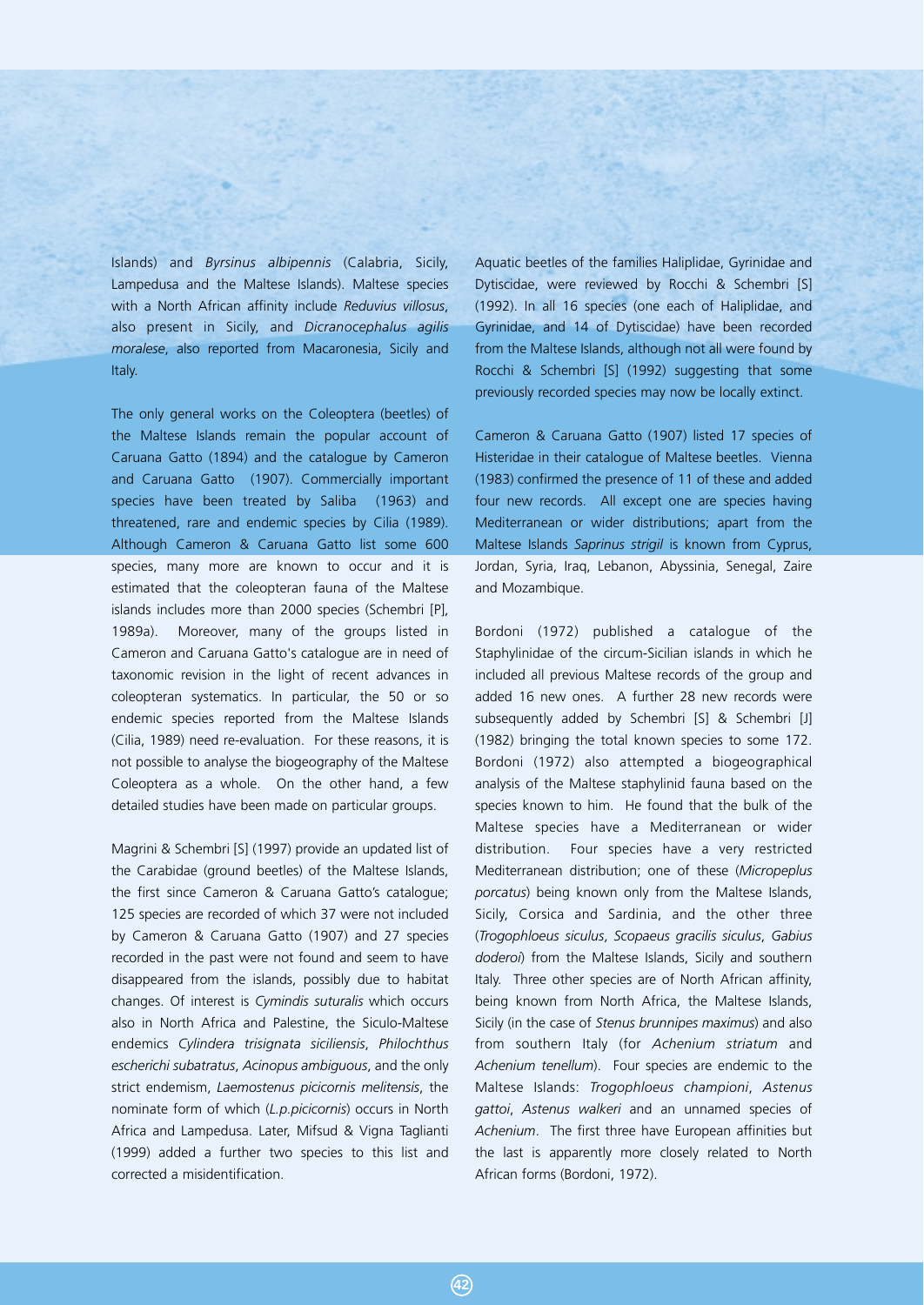Islands) and *Byrsinus albipennis* (Calabria, Sicily, Lampedusa and the Maltese Islands). Maltese species with a North African affinity include *Reduvius villosus*, also present in Sicily, and *Dicranocephalus agilis moralese*, also reported from Macaronesia, Sicily and Italy.

The only general works on the Coleoptera (beetles) of the Maltese Islands remain the popular account of Caruana Gatto (1894) and the catalogue by Cameron and Caruana Gatto (1907). Commercially important species have been treated by Saliba (1963) and threatened, rare and endemic species by Cilia (1989). Although Cameron & Caruana Gatto list some 600 species, many more are known to occur and it is estimated that the coleopteran fauna of the Maltese islands includes more than 2000 species (Schembri [P], 1989a). Moreover, many of the groups listed in Cameron and Caruana Gatto's catalogue are in need of taxonomic revision in the light of recent advances in coleopteran systematics. In particular, the 50 or so endemic species reported from the Maltese Islands (Cilia, 1989) need re-evaluation. For these reasons, it is not possible to analyse the biogeography of the Maltese Coleoptera as a whole. On the other hand, a few detailed studies have been made on particular groups.

Magrini & Schembri [S] (1997) provide an updated list of the Carabidae (ground beetles) of the Maltese Islands, the first since Cameron & Caruana Gatto's catalogue; 125 species are recorded of which 37 were not included by Cameron & Caruana Gatto (1907) and 27 species recorded in the past were not found and seem to have disappeared from the islands, possibly due to habitat changes. Of interest is *Cymindis suturalis* which occurs also in North Africa and Palestine, the Siculo-Maltese endemics *Cylindera trisignata siciliensis*, *Philochthus escherichi subatratus*, *Acinopus ambiguous*, and the only strict endemism, *Laemostenus picicornis melitensis*, the nominate form of which (*L.p.picicornis*) occurs in North Africa and Lampedusa. Later, Mifsud & Vigna Taglianti (1999) added a further two species to this list and corrected a misidentification.

Aquatic beetles of the families Haliplidae, Gyrinidae and Dytiscidae, were reviewed by Rocchi & Schembri [S] (1992). In all 16 species (one each of Haliplidae, and Gyrinidae, and 14 of Dytiscidae) have been recorded from the Maltese Islands, although not all were found by Rocchi & Schembri [S] (1992) suggesting that some previously recorded species may now be locally extinct.

Cameron & Caruana Gatto (1907) listed 17 species of Histeridae in their catalogue of Maltese beetles. Vienna (1983) confirmed the presence of 11 of these and added four new records. All except one are species having Mediterranean or wider distributions; apart from the Maltese Islands *Saprinus strigil* is known from Cyprus, Jordan, Syria, Iraq, Lebanon, Abyssinia, Senegal, Zaire and Mozambique.

Bordoni (1972) published a catalogue of the Staphylinidae of the circum-Sicilian islands in which he included all previous Maltese records of the group and added 16 new ones. A further 28 new records were subsequently added by Schembri [S] & Schembri [J] (1982) bringing the total known species to some 172. Bordoni (1972) also attempted a biogeographical analysis of the Maltese staphylinid fauna based on the species known to him. He found that the bulk of the Maltese species have a Mediterranean or wider distribution. Four species have a very restricted Mediterranean distribution; one of these (*Micropeplus porcatus*) being known only from the Maltese Islands, Sicily, Corsica and Sardinia, and the other three (*Trogophloeus siculus*, *Scopaeus gracilis siculus*, *Gabius doderoi*) from the Maltese Islands, Sicily and southern Italy. Three other species are of North African affinity, being known from North Africa, the Maltese Islands, Sicily (in the case of *Stenus brunnipes maximus*) and also from southern Italy (for *Achenium striatum* and *Achenium tenellum*). Four species are endemic to the Maltese Islands: *Trogophloeus championi*, *Astenus gattoi*, *Astenus walkeri* and an unnamed species of *Achenium*. The first three have European affinities but the last is apparently more closely related to North African forms (Bordoni, 1972).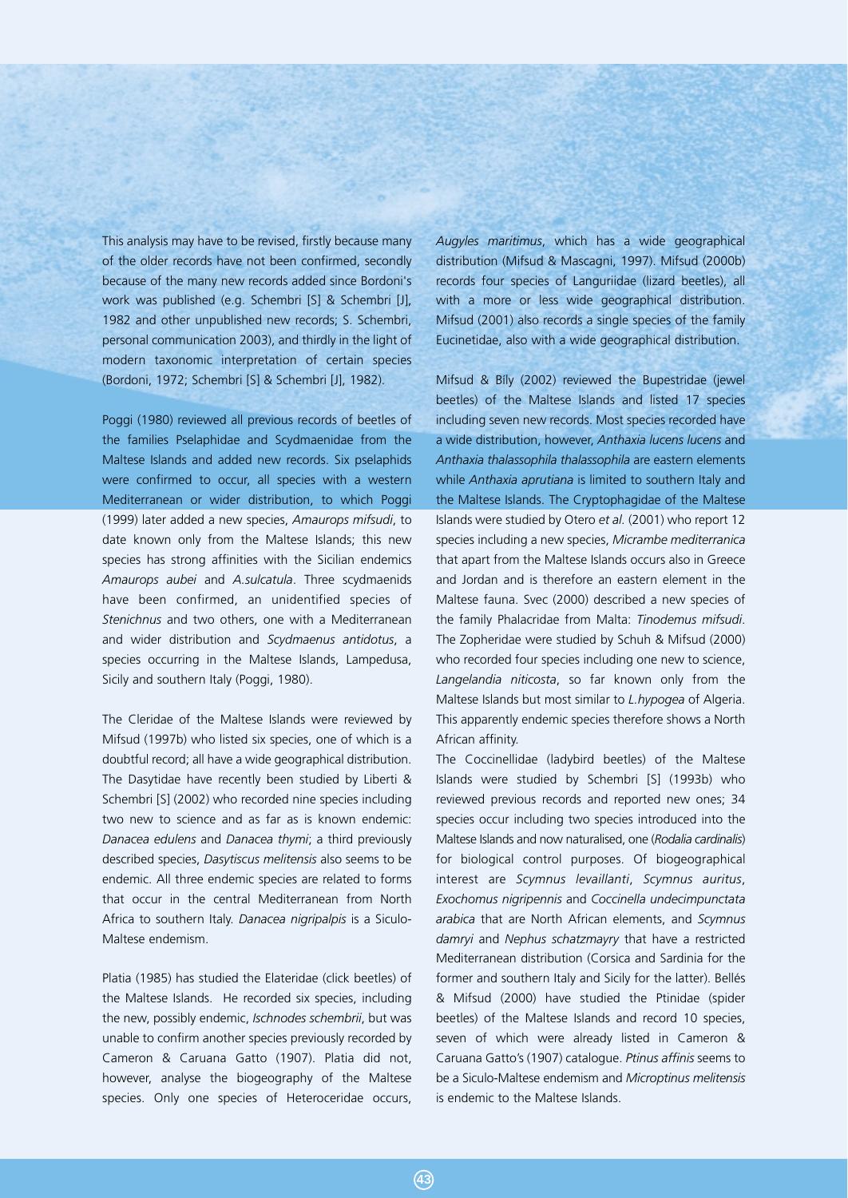This analysis may have to be revised, firstly because many of the older records have not been confirmed, secondly because of the many new records added since Bordoni's work was published (e.g. Schembri [S] & Schembri [J], 1982 and other unpublished new records; S. Schembri, personal communication 2003), and thirdly in the light of modern taxonomic interpretation of certain species (Bordoni, 1972; Schembri [S] & Schembri [J], 1982).

Poggi (1980) reviewed all previous records of beetles of the families Pselaphidae and Scydmaenidae from the Maltese Islands and added new records. Six pselaphids were confirmed to occur, all species with a western Mediterranean or wider distribution, to which Poggi (1999) later added a new species, *Amaurops mifsudi*, to date known only from the Maltese Islands; this new species has strong affinities with the Sicilian endemics *Amaurops aubei* and *A.sulcatula*. Three scydmaenids have been confirmed, an unidentified species of *Stenichnus* and two others, one with a Mediterranean and wider distribution and *Scydmaenus antidotus*, a species occurring in the Maltese Islands, Lampedusa, Sicily and southern Italy (Poggi, 1980).

The Cleridae of the Maltese Islands were reviewed by Mifsud (1997b) who listed six species, one of which is a doubtful record; all have a wide geographical distribution. The Dasytidae have recently been studied by Liberti & Schembri [S] (2002) who recorded nine species including two new to science and as far as is known endemic: *Danacea edulens* and *Danacea thymi*; a third previously described species, *Dasytiscus melitensis* also seems to be endemic. All three endemic species are related to forms that occur in the central Mediterranean from North Africa to southern Italy. *Danacea nigripalpis* is a Siculo-Maltese endemism.

Platia (1985) has studied the Elateridae (click beetles) of the Maltese Islands. He recorded six species, including the new, possibly endemic, *Ischnodes schembrii*, but was unable to confirm another species previously recorded by Cameron & Caruana Gatto (1907). Platia did not, however, analyse the biogeography of the Maltese species. Only one species of Heteroceridae occurs, *Augyles maritimus*, which has a wide geographical distribution (Mifsud & Mascagni, 1997). Mifsud (2000b) records four species of Languriidae (lizard beetles), all with a more or less wide geographical distribution. Mifsud (2001) also records a single species of the family Eucinetidae, also with a wide geographical distribution.

Mifsud & Bílý (2002) reviewed the Bupestridae (jewel beetles) of the Maltese Islands and listed 17 species including seven new records. Most species recorded have a wide distribution, however, *Anthaxia lucens lucens* and *Anthaxia thalassophila thalassophila* are eastern elements while *Anthaxia aprutiana* is limited to southern Italy and the Maltese Islands. The Cryptophagidae of the Maltese Islands were studied by Otero *et al.* (2001) who report 12 species including a new species, *Micrambe mediterranica* that apart from the Maltese Islands occurs also in Greece and Jordan and is therefore an eastern element in the Maltese fauna. Svec (2000) described a new species of the family Phalacridae from Malta: *Tinodemus mifsudi*. The Zopheridae were studied by Schuh & Mifsud (2000) who recorded four species including one new to science, *Langelandia niticosta*, so far known only from the Maltese Islands but most similar to *L.hypogea* of Algeria. This apparently endemic species therefore shows a North African affinity.

The Coccinellidae (ladybird beetles) of the Maltese Islands were studied by Schembri [S] (1993b) who reviewed previous records and reported new ones; 34 species occur including two species introduced into the Maltese Islands and now naturalised, one (*Rodalia cardinalis*) for biological control purposes. Of biogeographical interest are *Scymnus levaillanti*, *Scymnus auritus*, *Exochomus nigripennis* and *Coccinella undecimpunctata arabica* that are North African elements, and *Scymnus damryi* and *Nephus schatzmayry* that have a restricted Mediterranean distribution (Corsica and Sardinia for the former and southern Italy and Sicily for the latter). Bellés & Mifsud (2000) have studied the Ptinidae (spider beetles) of the Maltese Islands and record 10 species, seven of which were already listed in Cameron & Caruana Gatto's (1907) catalogue. *Ptinus affinis* seems to be a Siculo-Maltese endemism and *Microptinus melitensis* is endemic to the Maltese Islands.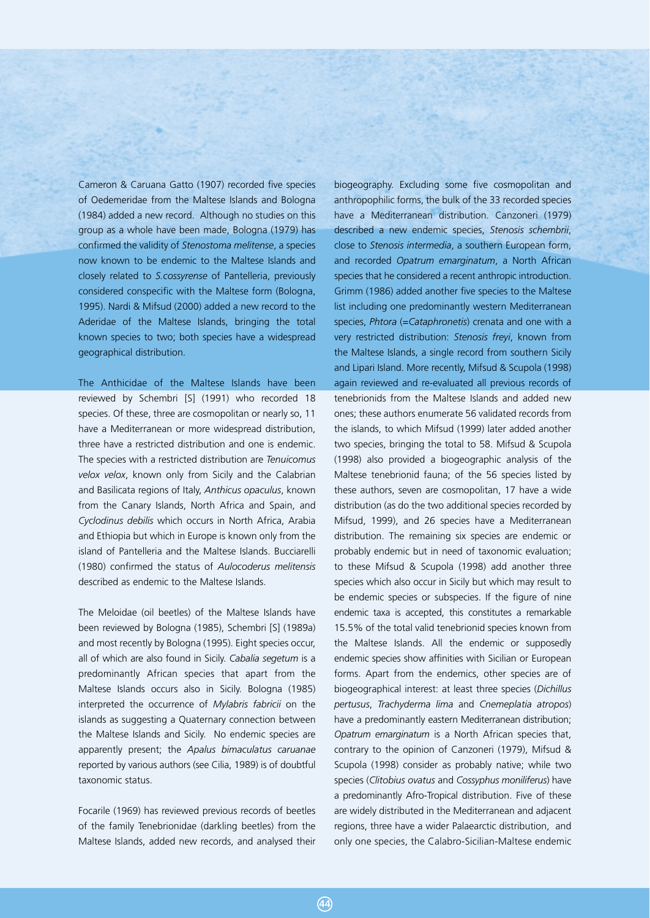Cameron & Caruana Gatto (1907) recorded five species of Oedemeridae from the Maltese Islands and Bologna (1984) added a new record. Although no studies on this group as a whole have been made, Bologna (1979) has confirmed the validity of *Stenostoma melitense*, a species now known to be endemic to the Maltese Islands and closely related to *S.cossyrense* of Pantelleria, previously considered conspecific with the Maltese form (Bologna, 1995). Nardi & Mifsud (2000) added a new record to the Aderidae of the Maltese Islands, bringing the total known species to two; both species have a widespread geographical distribution.

The Anthicidae of the Maltese Islands have been reviewed by Schembri [S] (1991) who recorded 18 species. Of these, three are cosmopolitan or nearly so, 11 have a Mediterranean or more widespread distribution, three have a restricted distribution and one is endemic. The species with a restricted distribution are *Tenuicomus velox velox*, known only from Sicily and the Calabrian and Basilicata regions of Italy, *Anthicus opaculus*, known from the Canary Islands, North Africa and Spain, and *Cyclodinus debilis* which occurs in North Africa, Arabia and Ethiopia but which in Europe is known only from the island of Pantelleria and the Maltese Islands. Bucciarelli (1980) confirmed the status of *Aulocoderus melitensis* described as endemic to the Maltese Islands.

The Meloidae (oil beetles) of the Maltese Islands have been reviewed by Bologna (1985), Schembri [S] (1989a) and most recently by Bologna (1995). Eight species occur, all of which are also found in Sicily. *Cabalia segetum* is a predominantly African species that apart from the Maltese Islands occurs also in Sicily. Bologna (1985) interpreted the occurrence of *Mylabris fabricii* on the islands as suggesting a Quaternary connection between the Maltese Islands and Sicily. No endemic species are apparently present; the *Apalus bimaculatus caruanae* reported by various authors (see Cilia, 1989) is of doubtful taxonomic status.

Focarile (1969) has reviewed previous records of beetles of the family Tenebrionidae (darkling beetles) from the Maltese Islands, added new records, and analysed their biogeography. Excluding some five cosmopolitan and anthropophilic forms, the bulk of the 33 recorded species have a Mediterranean distribution. Canzoneri (1979) described a new endemic species, *Stenosis schembrii*, close to *Stenosis intermedia*, a southern European form, and recorded *Opatrum emarginatum*, a North African species that he considered a recent anthropic introduction. Grimm (1986) added another five species to the Maltese list including one predominantly western Mediterranean species, *Phtora* (=*Cataphronetis*) crenata and one with a very restricted distribution: *Stenosis freyi*, known from the Maltese Islands, a single record from southern Sicily and Lipari Island. More recently, Mifsud & Scupola (1998) again reviewed and re-evaluated all previous records of tenebrionids from the Maltese Islands and added new ones; these authors enumerate 56 validated records from the islands, to which Mifsud (1999) later added another two species, bringing the total to 58. Mifsud & Scupola (1998) also provided a biogeographic analysis of the Maltese tenebrionid fauna; of the 56 species listed by these authors, seven are cosmopolitan, 17 have a wide distribution (as do the two additional species recorded by Mifsud, 1999), and 26 species have a Mediterranean distribution. The remaining six species are endemic or probably endemic but in need of taxonomic evaluation; to these Mifsud & Scupola (1998) add another three species which also occur in Sicily but which may result to be endemic species or subspecies. If the figure of nine endemic taxa is accepted, this constitutes a remarkable 15.5% of the total valid tenebrionid species known from the Maltese Islands. All the endemic or supposedly endemic species show affinities with Sicilian or European forms. Apart from the endemics, other species are of biogeographical interest: at least three species (*Dichillus pertusus*, *Trachyderma lima* and *Cnemeplatia atropos*) have a predominantly eastern Mediterranean distribution; *Opatrum emarginatum* is a North African species that, contrary to the opinion of Canzoneri (1979), Mifsud & Scupola (1998) consider as probably native; while two species (*Clitobius ovatus* and *Cossyphus moniliferus*) have a predominantly Afro-Tropical distribution. Five of these are widely distributed in the Mediterranean and adjacent regions, three have a wider Palaearctic distribution, and only one species, the Calabro-Sicilian-Maltese endemic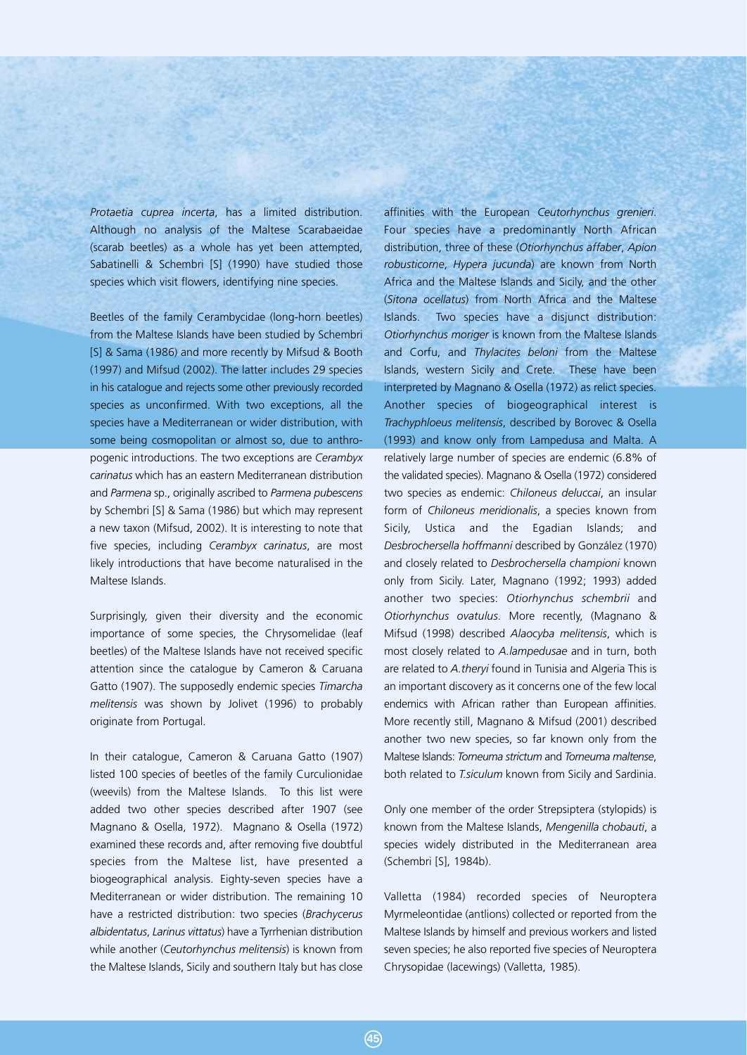*Protaetia cuprea incerta*, has a limited distribution. Although no analysis of the Maltese Scarabaeidae (scarab beetles) as a whole has yet been attempted, Sabatinelli & Schembri [S] (1990) have studied those species which visit flowers, identifying nine species.

Beetles of the family Cerambycidae (long-horn beetles) from the Maltese Islands have been studied by Schembri [S] & Sama (1986) and more recently by Mifsud & Booth (1997) and Mifsud (2002). The latter includes 29 species in his catalogue and rejects some other previously recorded species as unconfirmed. With two exceptions, all the species have a Mediterranean or wider distribution, with some being cosmopolitan or almost so, due to anthropogenic introductions. The two exceptions are *Cerambyx carinatus* which has an eastern Mediterranean distribution and *Parmena* sp., originally ascribed to *Parmena pubescens* by Schembri [S] & Sama (1986) but which may represent a new taxon (Mifsud, 2002). It is interesting to note that five species, including *Cerambyx carinatus*, are most likely introductions that have become naturalised in the Maltese Islands.

Surprisingly, given their diversity and the economic importance of some species, the Chrysomelidae (leaf beetles) of the Maltese Islands have not received specific attention since the catalogue by Cameron & Caruana Gatto (1907). The supposedly endemic species *Timarcha melitensis* was shown by Jolivet (1996) to probably originate from Portugal.

In their catalogue, Cameron & Caruana Gatto (1907) listed 100 species of beetles of the family Curculionidae (weevils) from the Maltese Islands. To this list were added two other species described after 1907 (see Magnano & Osella, 1972). Magnano & Osella (1972) examined these records and, after removing five doubtful species from the Maltese list, have presented a biogeographical analysis. Eighty-seven species have a Mediterranean or wider distribution. The remaining 10 have a restricted distribution: two species (*Brachycerus albidentatus*, *Larinus vittatus*) have a Tyrrhenian distribution while another (*Ceutorhynchus melitensis*) is known from the Maltese Islands, Sicily and southern Italy but has close affinities with the European *Ceutorhynchus grenieri*. Four species have a predominantly North African distribution, three of these (*Otiorhynchus affaber*, *Apion robusticorne*, *Hypera jucunda*) are known from North Africa and the Maltese Islands and Sicily, and the other (*Sitona ocellatus*) from North Africa and the Maltese Islands. Two species have a disjunct distribution: *Otiorhynchus moriger* is known from the Maltese Islands and Corfu, and *Thylacites beloni* from the Maltese Islands, western Sicily and Crete. These have been interpreted by Magnano & Osella (1972) as relict species. Another species of biogeographical interest is *Trachyphloeus melitensis*, described by Borovec & Osella (1993) and know only from Lampedusa and Malta. A relatively large number of species are endemic (6.8% of the validated species). Magnano & Osella (1972) considered two species as endemic: *Chiloneus deluccai*, an insular form of *Chiloneus meridionalis*, a species known from Sicily, Ustica and the Egadian Islands; and *Desbrochersella hoffmanni* described by González (1970) and closely related to *Desbrochersella championi* known only from Sicily. Later, Magnano (1992; 1993) added another two species: *Otiorhynchus schembrii* and *Otiorhynchus ovatulus*. More recently, (Magnano & Mifsud (1998) described *Alaocyba melitensis*, which is most closely related to *A.lampedusae* and in turn, both are related to *A.theryi* found in Tunisia and Algeria This is an important discovery as it concerns one of the few local endemics with African rather than European affinities. More recently still, Magnano & Mifsud (2001) described another two new species, so far known only from the Maltese Islands: *Torneuma strictum* and *Torneuma maltense*, both related to *T.siculum* known from Sicily and Sardinia.

Only one member of the order Strepsiptera (stylopids) is known from the Maltese Islands, *Mengenilla chobauti*, a species widely distributed in the Mediterranean area (Schembri [S], 1984b).

Valletta (1984) recorded species of Neuroptera Myrmeleontidae (antlions) collected or reported from the Maltese Islands by himself and previous workers and listed seven species; he also reported five species of Neuroptera Chrysopidae (lacewings) (Valletta, 1985).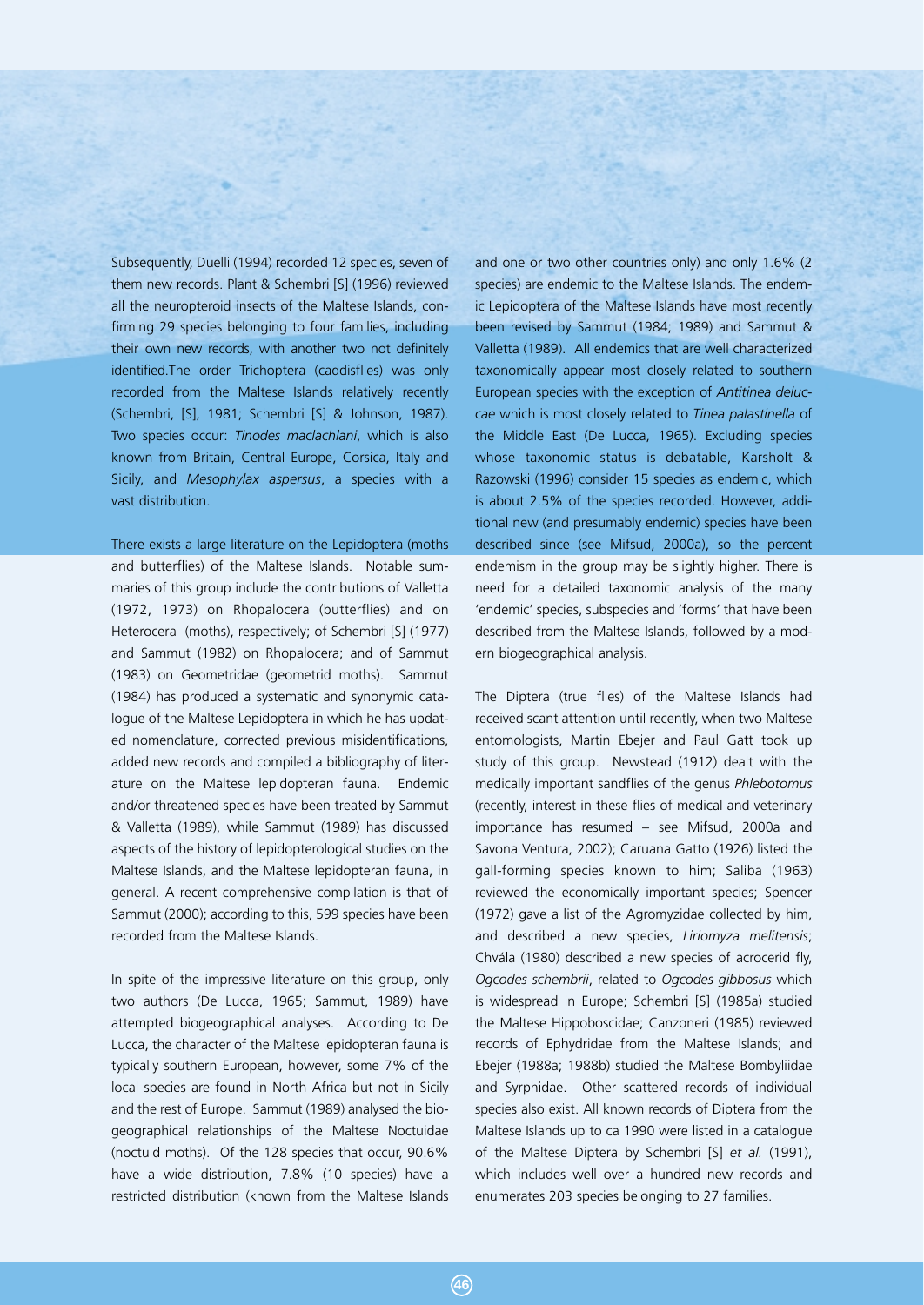Subsequently, Duelli (1994) recorded 12 species, seven of them new records. Plant & Schembri [S] (1996) reviewed all the neuropteroid insects of the Maltese Islands, confirming 29 species belonging to four families, including their own new records, with another two not definitely identified.The order Trichoptera (caddisflies) was only recorded from the Maltese Islands relatively recently (Schembri, [S], 1981; Schembri [S] & Johnson, 1987). Two species occur: *Tinodes maclachlani*, which is also known from Britain, Central Europe, Corsica, Italy and Sicily, and *Mesophylax aspersus*, a species with a vast distribution.

There exists a large literature on the Lepidoptera (moths and butterflies) of the Maltese Islands. Notable summaries of this group include the contributions of Valletta (1972, 1973) on Rhopalocera (butterflies) and on Heterocera (moths), respectively; of Schembri [S] (1977) and Sammut (1982) on Rhopalocera; and of Sammut (1983) on Geometridae (geometrid moths). Sammut (1984) has produced a systematic and synonymic catalogue of the Maltese Lepidoptera in which he has updated nomenclature, corrected previous misidentifications, added new records and compiled a bibliography of literature on the Maltese lepidopteran fauna. Endemic and/or threatened species have been treated by Sammut & Valletta (1989), while Sammut (1989) has discussed aspects of the history of lepidopterological studies on the Maltese Islands, and the Maltese lepidopteran fauna, in general. A recent comprehensive compilation is that of Sammut (2000); according to this, 599 species have been recorded from the Maltese Islands.

In spite of the impressive literature on this group, only two authors (De Lucca, 1965; Sammut, 1989) have attempted biogeographical analyses. According to De Lucca, the character of the Maltese lepidopteran fauna is typically southern European, however, some 7% of the local species are found in North Africa but not in Sicily and the rest of Europe. Sammut (1989) analysed the biogeographical relationships of the Maltese Noctuidae (noctuid moths). Of the 128 species that occur, 90.6% have a wide distribution, 7.8% (10 species) have a restricted distribution (known from the Maltese Islands and one or two other countries only) and only 1.6% (2 species) are endemic to the Maltese Islands. The endemic Lepidoptera of the Maltese Islands have most recently been revised by Sammut (1984; 1989) and Sammut & Valletta (1989). All endemics that are well characterized taxonomically appear most closely related to southern European species with the exception of *Antitinea deluccae* which is most closely related to *Tinea palastinella* of the Middle East (De Lucca, 1965). Excluding species whose taxonomic status is debatable, Karsholt & Razowski (1996) consider 15 species as endemic, which is about 2.5% of the species recorded. However, additional new (and presumably endemic) species have been described since (see Mifsud, 2000a), so the percent endemism in the group may be slightly higher. There is need for a detailed taxonomic analysis of the many 'endemic' species, subspecies and 'forms' that have been described from the Maltese Islands, followed by a modern biogeographical analysis.

The Diptera (true flies) of the Maltese Islands had received scant attention until recently, when two Maltese entomologists, Martin Ebejer and Paul Gatt took up study of this group. Newstead (1912) dealt with the medically important sandflies of the genus *Phlebotomus* (recently, interest in these flies of medical and veterinary importance has resumed – see Mifsud, 2000a and Savona Ventura, 2002); Caruana Gatto (1926) listed the gall-forming species known to him; Saliba (1963) reviewed the economically important species; Spencer (1972) gave a list of the Agromyzidae collected by him, and described a new species, *Liriomyza melitensis*; Chvála (1980) described a new species of acrocerid fly, *Ogcodes schembrii*, related to *Ogcodes gibbosus* which is widespread in Europe; Schembri [S] (1985a) studied the Maltese Hippoboscidae; Canzoneri (1985) reviewed records of Ephydridae from the Maltese Islands; and Ebejer (1988a; 1988b) studied the Maltese Bombyliidae and Syrphidae. Other scattered records of individual species also exist. All known records of Diptera from the Maltese Islands up to ca 1990 were listed in a catalogue of the Maltese Diptera by Schembri [S] *et al.* (1991), which includes well over a hundred new records and enumerates 203 species belonging to 27 families.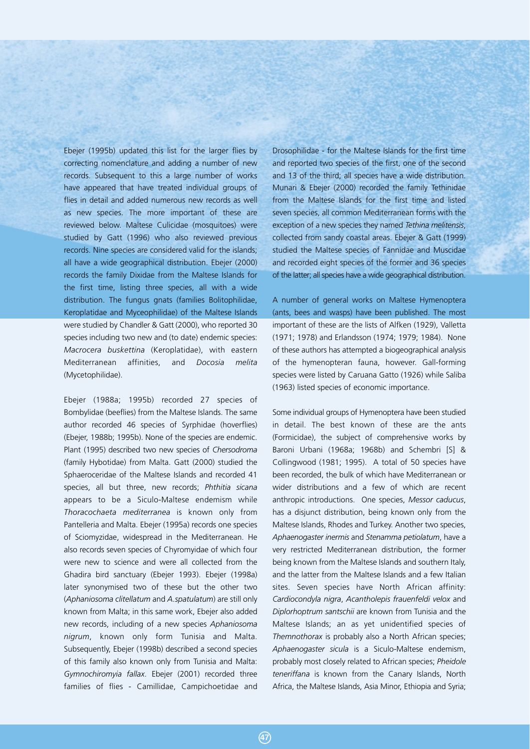Ebejer (1995b) updated this list for the larger flies by correcting nomenclature and adding a number of new records. Subsequent to this a large number of works have appeared that have treated individual groups of flies in detail and added numerous new records as well as new species. The more important of these are reviewed below. Maltese Culicidae (mosquitoes) were studied by Gatt (1996) who also reviewed previous records. Nine species are considered valid for the islands; all have a wide geographical distribution. Ebejer (2000) records the family Dixidae from the Maltese Islands for the first time, listing three species, all with a wide distribution. The fungus gnats (families Bolitophilidae, Keroplatidae and Myceophilidae) of the Maltese Islands were studied by Chandler & Gatt (2000), who reported 30 species including two new and (to date) endemic species: *Macrocera buskettina* (Keroplatidae), with eastern Mediterranean affinities, and *Docosia melita* (Mycetophilidae).

Ebejer (1988a; 1995b) recorded 27 species of Bombylidae (beeflies) from the Maltese Islands. The same author recorded 46 species of Syrphidae (hoverflies) (Ebejer, 1988b; 1995b). None of the species are endemic. Plant (1995) described two new species of *Chersodroma* (family Hybotidae) from Malta. Gatt (2000) studied the Sphaeroceridae of the Maltese Islands and recorded 41 species, all but three, new records; *Phthitia sicana* appears to be a Siculo-Maltese endemism while *Thoracochaeta mediterranea* is known only from Pantelleria and Malta. Ebejer (1995a) records one species of Sciomyzidae, widespread in the Mediterranean. He also records seven species of Chyromyidae of which four were new to science and were all collected from the Ghadira bird sanctuary (Ebejer 1993). Ebejer (1998a) later synonymised two of these but the other two (*Aphaniosoma clitellatum* and *A.spatulatum*) are still only known from Malta; in this same work, Ebejer also added new records, including of a new species *Aphaniosoma nigrum*, known only form Tunisia and Malta. Subsequently, Ebejer (1998b) described a second species of this family also known only from Tunisia and Malta: *Gymnochiromyia fallax*. Ebejer (2001) recorded three families of flies - Camillidae, Campichoetidae and Drosophilidae - for the Maltese Islands for the first time and reported two species of the first, one of the second and 13 of the third; all species have a wide distribution. Munari & Ebejer (2000) recorded the family Tethinidae from the Maltese Islands for the first time and listed seven species, all common Mediterranean forms with the exception of a new species they named *Tethina melitensis*, collected from sandy coastal areas. Ebejer & Gatt (1999) studied the Maltese species of Fanniidae and Muscidae and recorded eight species of the former and 36 species of the latter; all species have a wide geographical distribution.

A number of general works on Maltese Hymenoptera (ants, bees and wasps) have been published. The most important of these are the lists of Alfken (1929), Valletta (1971; 1978) and Erlandsson (1974; 1979; 1984). None of these authors has attempted a biogeographical analysis of the hymenopteran fauna, however. Gall-forming species were listed by Caruana Gatto (1926) while Saliba (1963) listed species of economic importance.

Some individual groups of Hymenoptera have been studied in detail. The best known of these are the ants (Formicidae), the subject of comprehensive works by Baroni Urbani (1968a; 1968b) and Schembri [S] & Collingwood (1981; 1995). A total of 50 species have been recorded, the bulk of which have Mediterranean or wider distributions and a few of which are recent anthropic introductions. One species, *Messor caducus*, has a disjunct distribution, being known only from the Maltese Islands, Rhodes and Turkey. Another two species, *Aphaenogaster inermis* and *Stenamma petiolatum*, have a very restricted Mediterranean distribution, the former being known from the Maltese Islands and southern Italy, and the latter from the Maltese Islands and a few Italian sites. Seven species have North African affinity: *Cardiocondyla nigra*, *Acantholepis frauenfeldi velox* and *Diplorhoptrum santschii* are known from Tunisia and the Maltese Islands; an as yet unidentified species of *Themnothorax* is probably also a North African species; *Aphaenogaster sicula* is a Siculo-Maltese endemism, probably most closely related to African species; *Pheidole teneriffana* is known from the Canary Islands, North Africa, the Maltese Islands, Asia Minor, Ethiopia and Syria;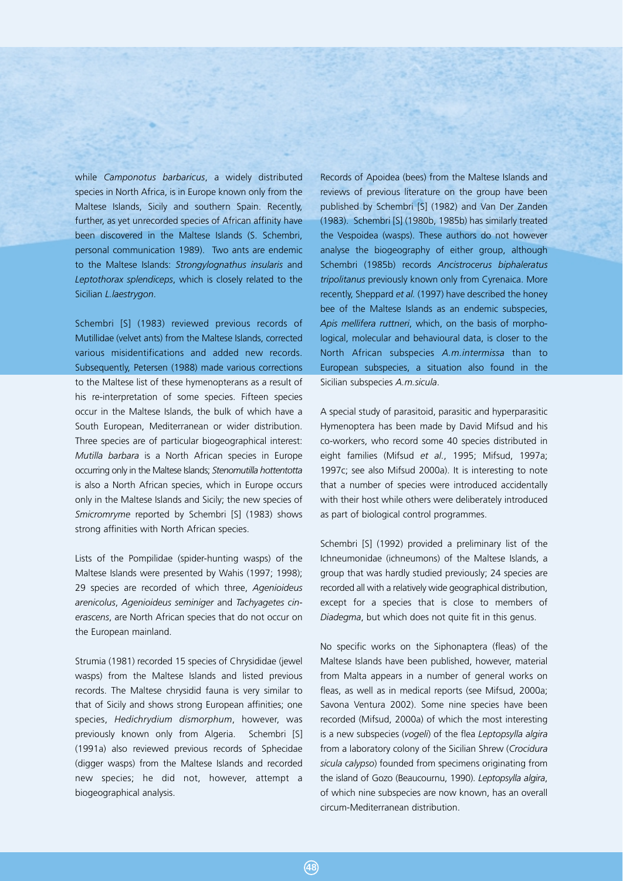while *Camponotus barbaricus*, a widely distributed species in North Africa, is in Europe known only from the Maltese Islands, Sicily and southern Spain. Recently, further, as yet unrecorded species of African affinity have been discovered in the Maltese Islands (S. Schembri, personal communication 1989). Two ants are endemic to the Maltese Islands: *Strongylognathus insularis* and *Leptothorax splendiceps*, which is closely related to the Sicilian *L.laestrygon*.

Schembri [S] (1983) reviewed previous records of Mutillidae (velvet ants) from the Maltese Islands, corrected various misidentifications and added new records. Subsequently, Petersen (1988) made various corrections to the Maltese list of these hymenopterans as a result of his re-interpretation of some species. Fifteen species occur in the Maltese Islands, the bulk of which have a South European, Mediterranean or wider distribution. Three species are of particular biogeographical interest: *Mutilla barbara* is a North African species in Europe occurring only in the Maltese Islands; *Stenomutilla hottentotta* is also a North African species, which in Europe occurs only in the Maltese Islands and Sicily; the new species of *Smicromryme* reported by Schembri [S] (1983) shows strong affinities with North African species.

Lists of the Pompilidae (spider-hunting wasps) of the Maltese Islands were presented by Wahis (1997; 1998); 29 species are recorded of which three, *Agenioideus arenicolus*, *Agenioideus seminiger* and *Tachyagetes cinerascens*, are North African species that do not occur on the European mainland.

Strumia (1981) recorded 15 species of Chrysididae (jewel wasps) from the Maltese Islands and listed previous records. The Maltese chrysidid fauna is very similar to that of Sicily and shows strong European affinities; one species, *Hedichrydium dismorphum*, however, was previously known only from Algeria. Schembri [S] (1991a) also reviewed previous records of Sphecidae (digger wasps) from the Maltese Islands and recorded new species; he did not, however, attempt a biogeographical analysis.

Records of Apoidea (bees) from the Maltese Islands and reviews of previous literature on the group have been published by Schembri [S] (1982) and Van Der Zanden (1983). Schembri [S] (1980b, 1985b) has similarly treated the Vespoidea (wasps). These authors do not however analyse the biogeography of either group, although Schembri (1985b) records *Ancistrocerus biphaleratus tripolitanus* previously known only from Cyrenaica. More recently, Sheppard *et al.* (1997) have described the honey bee of the Maltese Islands as an endemic subspecies, *Apis mellifera ruttneri*, which, on the basis of morphological, molecular and behavioural data, is closer to the North African subspecies *A.m.intermissa* than to European subspecies, a situation also found in the Sicilian subspecies *A.m.sicula*.

A special study of parasitoid, parasitic and hyperparasitic Hymenoptera has been made by David Mifsud and his co-workers, who record some 40 species distributed in eight families (Mifsud *et al.*, 1995; Mifsud, 1997a; 1997c; see also Mifsud 2000a). It is interesting to note that a number of species were introduced accidentally with their host while others were deliberately introduced as part of biological control programmes.

Schembri [S] (1992) provided a preliminary list of the Ichneumonidae (ichneumons) of the Maltese Islands, a group that was hardly studied previously; 24 species are recorded all with a relatively wide geographical distribution, except for a species that is close to members of *Diadegma*, but which does not quite fit in this genus.

No specific works on the Siphonaptera (fleas) of the Maltese Islands have been published, however, material from Malta appears in a number of general works on fleas, as well as in medical reports (see Mifsud, 2000a; Savona Ventura 2002). Some nine species have been recorded (Mifsud, 2000a) of which the most interesting is a new subspecies (*vogeli*) of the flea *Leptopsylla algira* from a laboratory colony of the Sicilian Shrew (*Crocidura sicula calypso*) founded from specimens originating from the island of Gozo (Beaucournu, 1990). *Leptopsylla algira*, of which nine subspecies are now known, has an overall circum-Mediterranean distribution.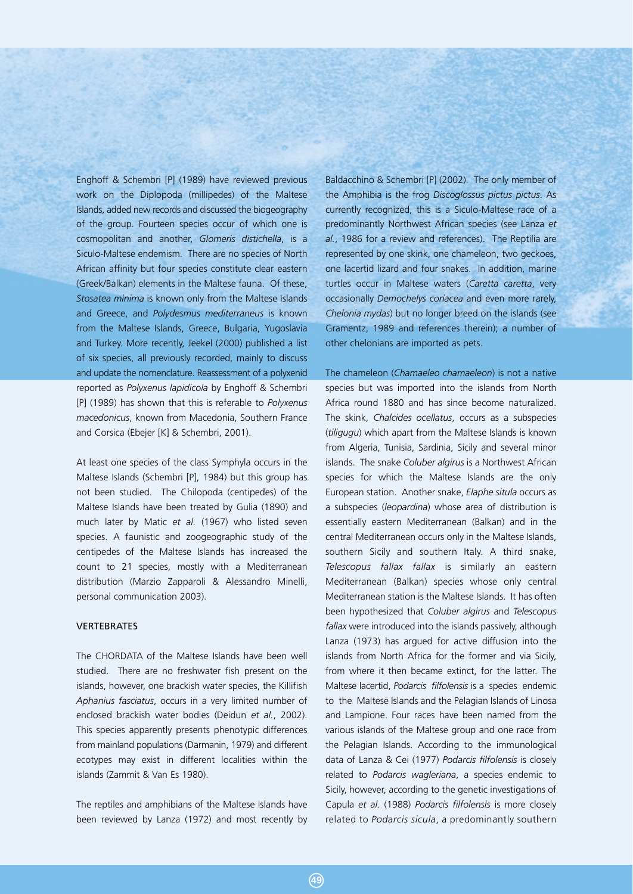Enghoff & Schembri [P] (1989) have reviewed previous work on the Diplopoda (millipedes) of the Maltese Islands, added new records and discussed the biogeography of the group. Fourteen species occur of which one is cosmopolitan and another, *Glomeris distichella*, is a Siculo-Maltese endemism. There are no species of North African affinity but four species constitute clear eastern (Greek/Balkan) elements in the Maltese fauna. Of these, *Stosatea minima* is known only from the Maltese Islands and Greece, and *Polydesmus mediterraneus* is known from the Maltese Islands, Greece, Bulgaria, Yugoslavia and Turkey. More recently, Jeekel (2000) published a list of six species, all previously recorded, mainly to discuss and update the nomenclature. Reassessment of a polyxenid reported as *Polyxenus lapidicola* by Enghoff & Schembri [P] (1989) has shown that this is referable to *Polyxenus macedonicus*, known from Macedonia, Southern France and Corsica (Ebejer [K] & Schembri, 2001).

At least one species of the class Symphyla occurs in the Maltese Islands (Schembri [P], 1984) but this group has not been studied. The Chilopoda (centipedes) of the Maltese Islands have been treated by Gulia (1890) and much later by Matic *et al.* (1967) who listed seven species. A faunistic and zoogeographic study of the centipedes of the Maltese Islands has increased the count to 21 species, mostly with a Mediterranean distribution (Marzio Zapparoli & Alessandro Minelli, personal communication 2003).

## VERTEBRATES

The CHORDATA of the Maltese Islands have been well studied. There are no freshwater fish present on the islands, however, one brackish water species, the Killifish *Aphanius fasciatus*, occurs in a very limited number of enclosed brackish water bodies (Deidun *et al.*, 2002). This species apparently presents phenotypic differences from mainland populations (Darmanin, 1979) and different ecotypes may exist in different localities within the islands (Zammit & Van Es 1980).

The reptiles and amphibians of the Maltese Islands have been reviewed by Lanza (1972) and most recently by Baldacchino & Schembri [P] (2002). The only member of the Amphibia is the frog *Discoglossus pictus pictus*. As currently recognized, this is a Siculo-Maltese race of a predominantly Northwest African species (see Lanza *et al.*, 1986 for a review and references). The Reptilia are represented by one skink, one chameleon, two geckoes, one lacertid lizard and four snakes. In addition, marine turtles occur in Maltese waters (*Caretta caretta*, very occasionally *Demochelys coriacea* and even more rarely, *Chelonia mydas*) but no longer breed on the islands (see Gramentz, 1989 and references therein); a number of other chelonians are imported as pets.

The chameleon (*Chamaeleo chamaeleon*) is not a native species but was imported into the islands from North Africa round 1880 and has since become naturalized. The skink, *Chalcides ocellatus*, occurs as a subspecies (*tiligugu*) which apart from the Maltese Islands is known from Algeria, Tunisia, Sardinia, Sicily and several minor islands. The snake *Coluber algirus* is a Northwest African species for which the Maltese Islands are the only European station. Another snake, *Elaphe situla* occurs as a subspecies (*leopardina*) whose area of distribution is essentially eastern Mediterranean (Balkan) and in the central Mediterranean occurs only in the Maltese Islands, southern Sicily and southern Italy. A third snake, *Telescopus fallax fallax* is similarly an eastern Mediterranean (Balkan) species whose only central Mediterranean station is the Maltese Islands. It has often been hypothesized that *Coluber algirus* and *Telescopus fallax* were introduced into the islands passively, although Lanza (1973) has argued for active diffusion into the islands from North Africa for the former and via Sicily, from where it then became extinct, for the latter. The Maltese lacertid, *Podarcis filfolensis* is a species endemic to the Maltese Islands and the Pelagian Islands of Linosa and Lampione. Four races have been named from the various islands of the Maltese group and one race from the Pelagian Islands. According to the immunological data of Lanza & Cei (1977) *Podarcis filfolensis* is closely related to *Podarcis wagleriana*, a species endemic to Sicily, however, according to the genetic investigations of Capula *et al.* (1988) *Podarcis filfolensis* is more closely related to *Podarcis sicula*, a predominantly southern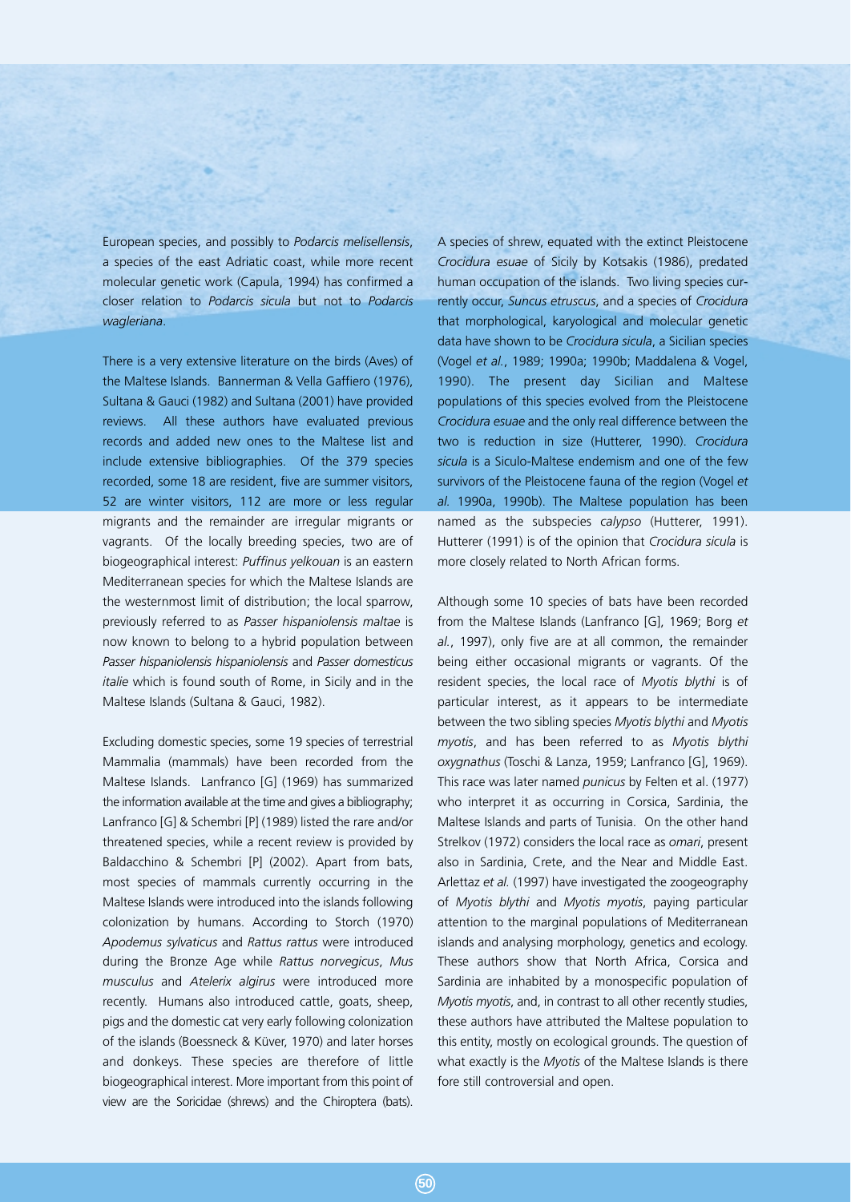European species, and possibly to *Podarcis melisellensis*, a species of the east Adriatic coast, while more recent molecular genetic work (Capula, 1994) has confirmed a closer relation to *Podarcis sicula* but not to *Podarcis wagleriana*.

There is a very extensive literature on the birds (Aves) of the Maltese Islands. Bannerman & Vella Gaffiero (1976), Sultana & Gauci (1982) and Sultana (2001) have provided reviews. All these authors have evaluated previous records and added new ones to the Maltese list and include extensive bibliographies. Of the 379 species recorded, some 18 are resident, five are summer visitors, 52 are winter visitors, 112 are more or less regular migrants and the remainder are irregular migrants or vagrants. Of the locally breeding species, two are of biogeographical interest: *Puffinus yelkouan* is an eastern Mediterranean species for which the Maltese Islands are the westernmost limit of distribution; the local sparrow, previously referred to as *Passer hispaniolensis maltae* is now known to belong to a hybrid population between *Passer hispaniolensis hispaniolensis* and *Passer domesticus italie* which is found south of Rome, in Sicily and in the Maltese Islands (Sultana & Gauci, 1982).

Excluding domestic species, some 19 species of terrestrial Mammalia (mammals) have been recorded from the Maltese Islands. Lanfranco [G] (1969) has summarized the information available at the time and gives a bibliography; Lanfranco [G] & Schembri [P] (1989) listed the rare and/or threatened species, while a recent review is provided by Baldacchino & Schembri [P] (2002). Apart from bats, most species of mammals currently occurring in the Maltese Islands were introduced into the islands following colonization by humans. According to Storch (1970) *Apodemus sylvaticus* and *Rattus rattus* were introduced during the Bronze Age while *Rattus norvegicus*, *Mus musculus* and *Atelerix algirus* were introduced more recently. Humans also introduced cattle, goats, sheep, pigs and the domestic cat very early following colonization of the islands (Boessneck & Küver, 1970) and later horses and donkeys. These species are therefore of little biogeographical interest. More important from this point of view are the Soricidae (shrews) and the Chiroptera (bats). A species of shrew, equated with the extinct Pleistocene *Crocidura esuae* of Sicily by Kotsakis (1986), predated human occupation of the islands. Two living species currently occur, *Suncus etruscus*, and a species of *Crocidura* that morphological, karyological and molecular genetic data have shown to be *Crocidura sicula*, a Sicilian species (Vogel *et al.*, 1989; 1990a; 1990b; Maddalena & Vogel, 1990). The present day Sicilian and Maltese populations of this species evolved from the Pleistocene *Crocidura esuae* and the only real difference between the two is reduction in size (Hutterer, 1990). *Crocidura sicula* is a Siculo-Maltese endemism and one of the few survivors of the Pleistocene fauna of the region (Vogel *et al.* 1990a, 1990b). The Maltese population has been named as the subspecies *calypso* (Hutterer, 1991). Hutterer (1991) is of the opinion that *Crocidura sicula* is more closely related to North African forms.

Although some 10 species of bats have been recorded from the Maltese Islands (Lanfranco [G], 1969; Borg *et al.*, 1997), only five are at all common, the remainder being either occasional migrants or vagrants. Of the resident species, the local race of *Myotis blythi* is of particular interest, as it appears to be intermediate between the two sibling species *Myotis blythi* and *Myotis myotis*, and has been referred to as *Myotis blythi oxygnathus* (Toschi & Lanza, 1959; Lanfranco [G], 1969). This race was later named *punicus* by Felten et al. (1977) who interpret it as occurring in Corsica, Sardinia, the Maltese Islands and parts of Tunisia. On the other hand Strelkov (1972) considers the local race as *omari*, present also in Sardinia, Crete, and the Near and Middle East. Arlettaz *et al.* (1997) have investigated the zoogeography of *Myotis blythi* and *Myotis myotis*, paying particular attention to the marginal populations of Mediterranean islands and analysing morphology, genetics and ecology. These authors show that North Africa, Corsica and Sardinia are inhabited by a monospecific population of *Myotis myotis*, and, in contrast to all other recently studies, these authors have attributed the Maltese population to this entity, mostly on ecological grounds. The question of what exactly is the *Myotis* of the Maltese Islands is therefore still controversial and open.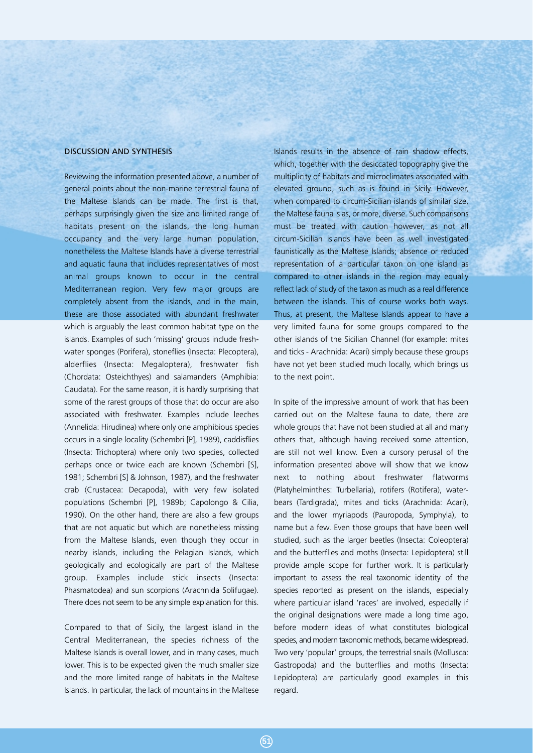## DISCUSSION AND SYNTHESIS

Reviewing the information presented above, a number of general points about the non-marine terrestrial fauna of the Maltese Islands can be made. The first is that, perhaps surprisingly given the size and limited range of habitats present on the islands, the long human occupancy and the very large human population, nonetheless the Maltese Islands have a diverse terrestrial and aquatic fauna that includes representatives of most animal groups known to occur in the central Mediterranean region. Very few major groups are completely absent from the islands, and in the main, these are those associated with abundant freshwater which is arguably the least common habitat type on the islands. Examples of such 'missing' groups include fresh-water sponges (Porifera), stoneflies (Insecta: Plecoptera), alderflies (Insecta: Megaloptera), freshwater fish (Chordata: Osteichthyes) and salamanders (Amphibia: Caudata). For the same reason, it is hardly surprising that some of the rarest groups of those that do occur are also associated with freshwater. Examples include leeches (Annelida: Hirudinea) where only one amphibious species occurs in a single locality (Schembri [P], 1989), caddisflies (Insecta: Trichoptera) where only two species, collected perhaps once or twice each are known (Schembri [S], 1981; Schembri [S] & Johnson, 1987), and the freshwater crab (Crustacea: Decapoda), with very few isolated populations (Schembri [P], 1989b; Capolongo & Cilia, 1990). On the other hand, there are also a few groups that are not aquatic but which are nonetheless missing from the Maltese Islands, even though they occur in nearby islands, including the Pelagian Islands, which geologically and ecologically are part of the Maltese group. Examples include stick insects (Insecta: Phasmatodea) and sun scorpions (Arachnida Solifugae). There does not seem to be any simple explanation for this.

Compared to that of Sicily, the largest island in the Central Mediterranean, the species richness of the Maltese Islands is overall lower, and in many cases, much lower. This is to be expected given the much smaller size and the more limited range of habitats in the Maltese Islands. In particular, the lack of mountains in the Maltese Islands results in the absence of rain shadow effects, which, together with the desiccated topography give the multiplicity of habitats and microclimates associated with elevated ground, such as is found in Sicily. However, when compared to circum-Sicilian islands of similar size, the Maltese fauna is as, or more, diverse. Such comparisons must be treated with caution however, as not all circum-Sicilian islands have been as well investigated faunistically as the Maltese Islands; absence or reduced representation of a particular taxon on one island as compared to other islands in the region may equally reflect lack of study of the taxon as much as a real difference between the islands. This of course works both ways. Thus, at present, the Maltese Islands appear to have a very limited fauna for some groups compared to the other islands of the Sicilian Channel (for example: mites and ticks - Arachnida: Acari) simply because these groups have not yet been studied much locally, which brings us to the next point.

In spite of the impressive amount of work that has been carried out on the Maltese fauna to date, there are whole groups that have not been studied at all and many others that, although having received some attention, are still not well know. Even a cursory perusal of the information presented above will show that we know next to nothing about freshwater flatworms (Platyhelminthes: Turbellaria), rotifers (Rotifera), water-bears (Tardigrada), mites and ticks (Arachnida: Acari), and the lower myriapods (Pauropoda, Symphyla), to name but a few. Even those groups that have been well studied, such as the larger beetles (Insecta: Coleoptera) and the butterflies and moths (Insecta: Lepidoptera) still provide ample scope for further work. It is particularly important to assess the real taxonomic identity of the species reported as present on the islands, especially where particular island 'races' are involved, especially if the original designations were made a long time ago, before modern ideas of what constitutes biological species, and modern taxonomic methods, became widespread. Two very 'popular' groups, the terrestrial snails (Mollusca: Gastropoda) and the butterflies and moths (Insecta: Lepidoptera) are particularly good examples in this regard.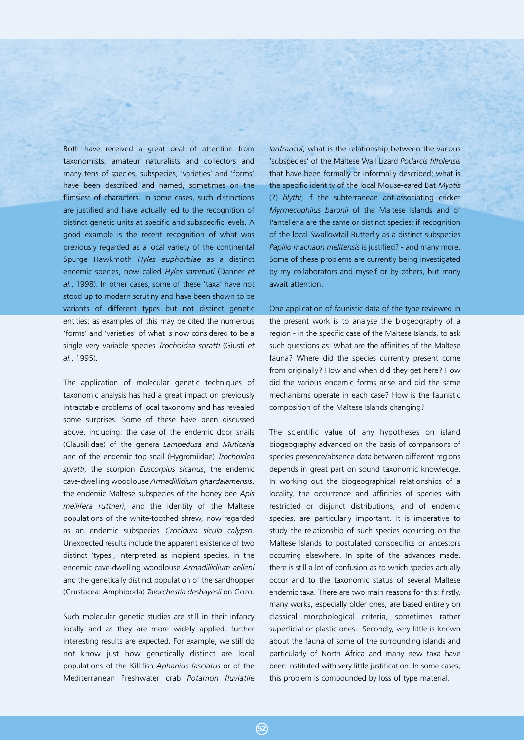Both have received a great deal of attention from taxonomists, amateur naturalists and collectors and many tens of species, subspecies, 'varieties' and 'forms' have been described and named, sometimes on the flimsiest of characters. In some cases, such distinctions are justified and have actually led to the recognition of distinct genetic units at specific and subspecific levels. A good example is the recent recognition of what was previously regarded as a local variety of the continental Spurge Hawkmoth *Hyles euphorbiae* as a distinct endemic species, now called *Hyles sammuti* (Danner *et al.*, 1998). In other cases, some of these 'taxa' have not stood up to modern scrutiny and have been shown to be variants of different types but not distinct genetic entities; as examples of this may be cited the numerous 'forms' and 'varieties' of what is now considered to be a single very variable species *Trochoidea spratti* (Giusti *et al.*, 1995).

The application of molecular genetic techniques of taxonomic analysis has had a great impact on previously intractable problems of local taxonomy and has revealed some surprises. Some of these have been discussed above, including: the case of the endemic door snails (Clausiliidae) of the genera *Lampedusa* and *Muticaria* and of the endemic top snail (Hygromiidae) *Trochoidea spratti*, the scorpion *Euscorpius sicanus*, the endemic cave-dwelling woodlouse *Armadillidium ghardalamensis*, the endemic Maltese subspecies of the honey bee *Apis mellifera ruttneri*, and the identity of the Maltese populations of the white-toothed shrew, now regarded as an endemic subspecies *Crocidura sicula calypso*. Unexpected results include the apparent existence of two distinct 'types', interpreted as incipient species, in the endemic cave-dwelling woodlouse *Armadillidium aelleni* and the genetically distinct population of the sandhopper (Crustacea: Amphipoda) *Talorchestia deshayesii* on Gozo.

Such molecular genetic studies are still in their infancy locally and as they are more widely applied, further interesting results are expected. For example, we still do not know just how genetically distinct are local populations of the Killifish *Aphanius fasciatus* or of the Mediterranean Freshwater crab *Potamon fluviatile lanfrancoi*; what is the relationship between the various 'subspecies' of the Maltese Wall Lizard *Podarcis filfolensis* that have been formally or informally described; what is the specific identity of the local Mouse-eared Bat *Myotis* (?) *blythi*; if the subterranean ant-associating cricket *Myrmecophilus baronii* of the Maltese Islands and of Pantelleria are the same or distinct species; if recognition of the local Swallowtail Butterfly as a distinct subspecies *Papilio machaon melitensis* is justified? - and many more. Some of these problems are currently being investigated by my collaborators and myself or by others, but many await attention.

One application of faunistic data of the type reviewed in the present work is to analyse the biogeography of a region - in the specific case of the Maltese Islands, to ask such questions as: What are the affinities of the Maltese fauna? Where did the species currently present come from originally? How and when did they get here? How did the various endemic forms arise and did the same mechanisms operate in each case? How is the faunistic composition of the Maltese Islands changing?

The scientific value of any hypotheses on island biogeography advanced on the basis of comparisons of species presence/absence data between different regions depends in great part on sound taxonomic knowledge. In working out the biogeographical relationships of a locality, the occurrence and affinities of species with restricted or disjunct distributions, and of endemic species, are particularly important. It is imperative to study the relationship of such species occurring on the Maltese Islands to postulated conspecifics or ancestors occurring elsewhere. In spite of the advances made, there is still a lot of confusion as to which species actually occur and to the taxonomic status of several Maltese endemic taxa. There are two main reasons for this: firstly, many works, especially older ones, are based entirely on classical morphological criteria, sometimes rather superficial or plastic ones. Secondly, very little is known about the fauna of some of the surrounding islands and particularly of North Africa and many new taxa have been instituted with very little justification. In some cases, this problem is compounded by loss of type material.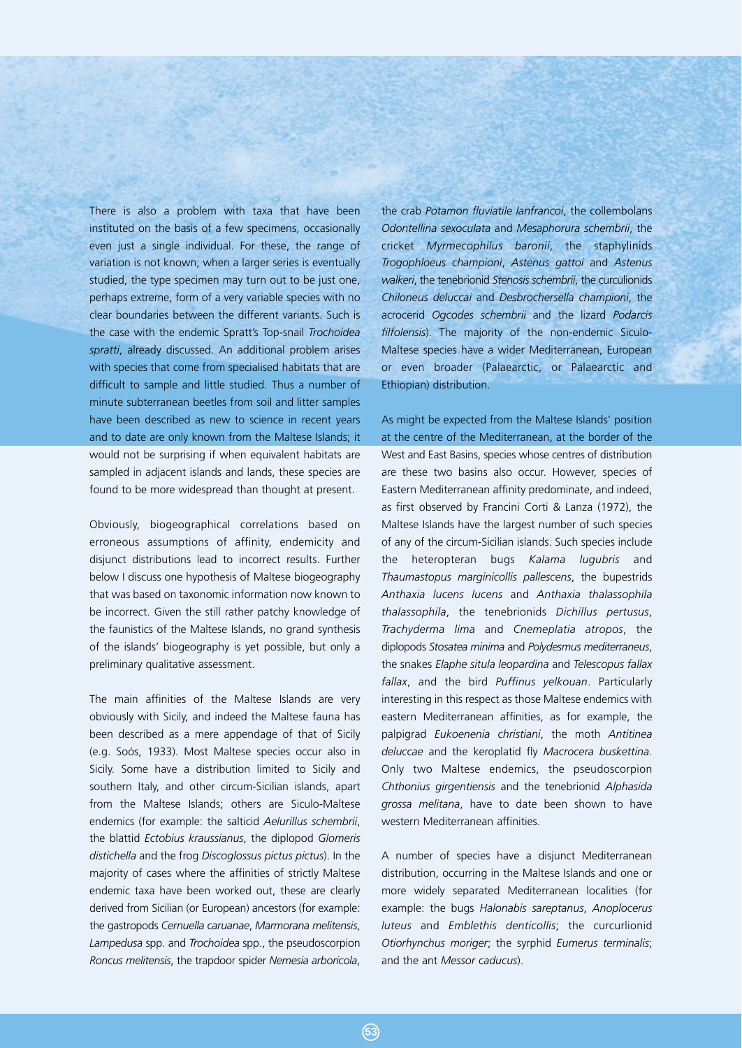There is also a problem with taxa that have been instituted on the basis of a few specimens, occasionally even just a single individual. For these, the range of variation is not known; when a larger series is eventually studied, the type specimen may turn out to be just one, perhaps extreme, form of a very variable species with no clear boundaries between the different variants. Such is the case with the endemic Spratt's Top-snail *Trochoidea spratti*, already discussed. An additional problem arises with species that come from specialised habitats that are difficult to sample and little studied. Thus a number of minute subterranean beetles from soil and litter samples have been described as new to science in recent years and to date are only known from the Maltese Islands; it would not be surprising if when equivalent habitats are sampled in adjacent islands and lands, these species are found to be more widespread than thought at present.

Obviously, biogeographical correlations based on erroneous assumptions of affinity, endemicity and disjunct distributions lead to incorrect results. Further below I discuss one hypothesis of Maltese biogeography that was based on taxonomic information now known to be incorrect. Given the still rather patchy knowledge of the faunistics of the Maltese Islands, no grand synthesis of the islands' biogeography is yet possible, but only a preliminary qualitative assessment.

The main affinities of the Maltese Islands are very obviously with Sicily, and indeed the Maltese fauna has been described as a mere appendage of that of Sicily (e.g. Soós, 1933). Most Maltese species occur also in Sicily. Some have a distribution limited to Sicily and southern Italy, and other circum-Sicilian islands, apart from the Maltese Islands; others are Siculo-Maltese endemics (for example: the salticid *Aelurillus schembrii*, the blattid *Ectobius kraussianus*, the diplopod *Glomeris distichella* and the frog *Discoglossus pictus pictus*). In the majority of cases where the affinities of strictly Maltese endemic taxa have been worked out, these are clearly derived from Sicilian (or European) ancestors (for example: the gastropods *Cernuella caruanae*, *Marmorana melitensis*, *Lampedusa* spp. and *Trochoidea* spp., the pseudoscorpion *Roncus melitensis*, the trapdoor spider *Nemesia arboricola*, the crab *Potamon fluviatile lanfrancoi*, the collembolans *Odontellina sexoculata* and *Mesaphorura schembrii*, the cricket *Myrmecophilus baronii*, the staphylinids *Trogophloeus championi*, *Astenus gattoi* and *Astenus walkeri*, the tenebrionid *Stenosis schembrii*, the curculionids *Chiloneus deluccai* and *Desbrochersella championi*, the acrocerid *Ogcodes schembrii* and the lizard *Podarcis filfolensis*). The majority of the non-endemic Siculo-Maltese species have a wider Mediterranean, European or even broader (Palaearctic, or Palaearctic and Ethiopian) distribution.

As might be expected from the Maltese Islands' position at the centre of the Mediterranean, at the border of the West and East Basins, species whose centres of distribution are these two basins also occur. However, species of Eastern Mediterranean affinity predominate, and indeed, as first observed by Francini Corti & Lanza (1972), the Maltese Islands have the largest number of such species of any of the circum-Sicilian islands. Such species include the heteropteran bugs *Kalama lugubris* and *Thaumastopus marginicollis pallescens*, the bupestrids *Anthaxia lucens lucens* and *Anthaxia thalassophila thalassophila*, the tenebrionids *Dichillus pertusus*, *Trachyderma lima* and *Cnemeplatia atropos*, the diplopods *Stosatea minima* and *Polydesmus mediterraneus*, the snakes *Elaphe situla leopardina* and *Telescopus fallax fallax*, and the bird *Puffinus yelkouan*. Particularly interesting in this respect as those Maltese endemics with eastern Mediterranean affinities, as for example, the palpigrad *Eukoenenia christiani*, the moth *Antitinea deluccae* and the keroplatid fly *Macrocera buskettina*. Only two Maltese endemics, the pseudoscorpion *Chthonius girgentiensis* and the tenebrionid *Alphasida grossa melitana*, have to date been shown to have western Mediterranean affinities.

A number of species have a disjunct Mediterranean distribution, occurring in the Maltese Islands and one or more widely separated Mediterranean localities (for example: the bugs *Halonabis sareptanus*, *Anoplocerus luteus* and *Emblethis denticollis*; the curcurlionid *Otiorhynchus moriger*; the syrphid *Eumerus terminalis*; and the ant *Messor caducus*).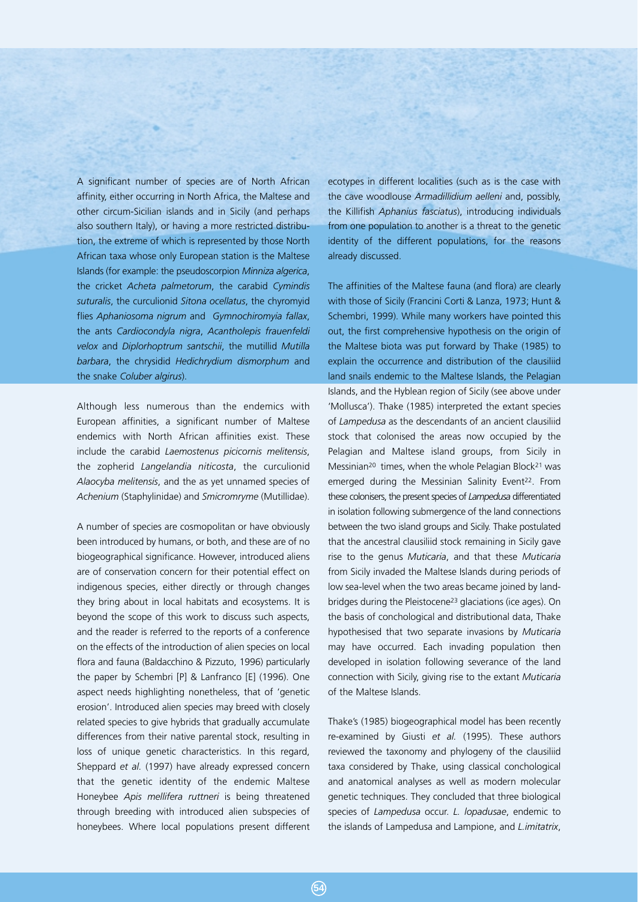A significant number of species are of North African affinity, either occurring in North Africa, the Maltese and other circum-Sicilian islands and in Sicily (and perhaps also southern Italy), or having a more restricted distribution, the extreme of which is represented by those North African taxa whose only European station is the Maltese Islands (for example: the pseudoscorpion *Minniza algerica*, the cricket *Acheta palmetorum*, the carabid *Cymindis suturalis*, the curculionid *Sitona ocellatus*, the chyromyid flies *Aphaniosoma nigrum* and *Gymnochiromyia fallax*, the ants *Cardiocondyla nigra*, *Acantholepis frauenfeldi velox* and *Diplorhoptrum santschii*, the mutillid *Mutilla barbara*, the chrysidid *Hedichrydium dismorphum* and the snake *Coluber algirus*).

Although less numerous than the endemics with European affinities, a significant number of Maltese endemics with North African affinities exist. These include the carabid *Laemostenus picicornis melitensis*, the zopherid *Langelandia niticosta*, the curculionid *Alaocyba melitensis*, and the as yet unnamed species of *Achenium* (Staphylinidae) and *Smicromryme* (Mutillidae).

A number of species are cosmopolitan or have obviously been introduced by humans, or both, and these are of no biogeographical significance. However, introduced aliens are of conservation concern for their potential effect on indigenous species, either directly or through changes they bring about in local habitats and ecosystems. It is beyond the scope of this work to discuss such aspects, and the reader is referred to the reports of a conference on the effects of the introduction of alien species on local flora and fauna (Baldacchino & Pizzuto, 1996) particularly the paper by Schembri [P] & Lanfranco [E] (1996). One aspect needs highlighting nonetheless, that of 'genetic erosion'. Introduced alien species may breed with closely related species to give hybrids that gradually accumulate differences from their native parental stock, resulting in loss of unique genetic characteristics. In this regard, Sheppard *et al*. (1997) have already expressed concern that the genetic identity of the endemic Maltese Honeybee *Apis mellifera ruttneri* is being threatened through breeding with introduced alien subspecies of honeybees. Where local populations present different ecotypes in different localities (such as is the case with the cave woodlouse *Armadillidium aelleni* and, possibly, the Killifish *Aphanius fasciatus*), introducing individuals from one population to another is a threat to the genetic identity of the different populations, for the reasons already discussed.

The affinities of the Maltese fauna (and flora) are clearly with those of Sicily (Francini Corti & Lanza, 1973; Hunt & Schembri, 1999). While many workers have pointed this out, the first comprehensive hypothesis on the origin of the Maltese biota was put forward by Thake (1985) to explain the occurrence and distribution of the clausiliid land snails endemic to the Maltese Islands, the Pelagian Islands, and the Hyblean region of Sicily (see above under 'Mollusca'). Thake (1985) interpreted the extant species of *Lampedusa* as the descendants of an ancient clausiliid stock that colonised the areas now occupied by the Pelagian and Maltese island groups, from Sicily in Messinian[20] times, when the whole Pelagian Block[21] was emerged during the Messinian Salinity Event[22]. From these colonisers, the present species of *Lampedusa* differentiated in isolation following submergence of the land connections between the two island groups and Sicily. Thake postulated that the ancestral clausiliid stock remaining in Sicily gave rise to the genus *Muticaria*, and that these *Muticaria* from Sicily invaded the Maltese Islands during periods of low sea-level when the two areas became joined by land-bridges during the Pleistocene[23] glaciations (ice ages). On the basis of conchological and distributional data, Thake hypothesised that two separate invasions by *Muticaria* may have occurred. Each invading population then developed in isolation following severance of the land connection with Sicily, giving rise to the extant *Muticaria* of the Maltese Islands.

Thake's (1985) biogeographical model has been recently re-examined by Giusti *et al.* (1995). These authors reviewed the taxonomy and phylogeny of the clausiliid taxa considered by Thake, using classical conchological and anatomical analyses as well as modern molecular genetic techniques. They concluded that three biological species of *Lampedusa* occur. *L. lopadusae*, endemic to the islands of Lampedusa and Lampione, and *L.imitatrix*,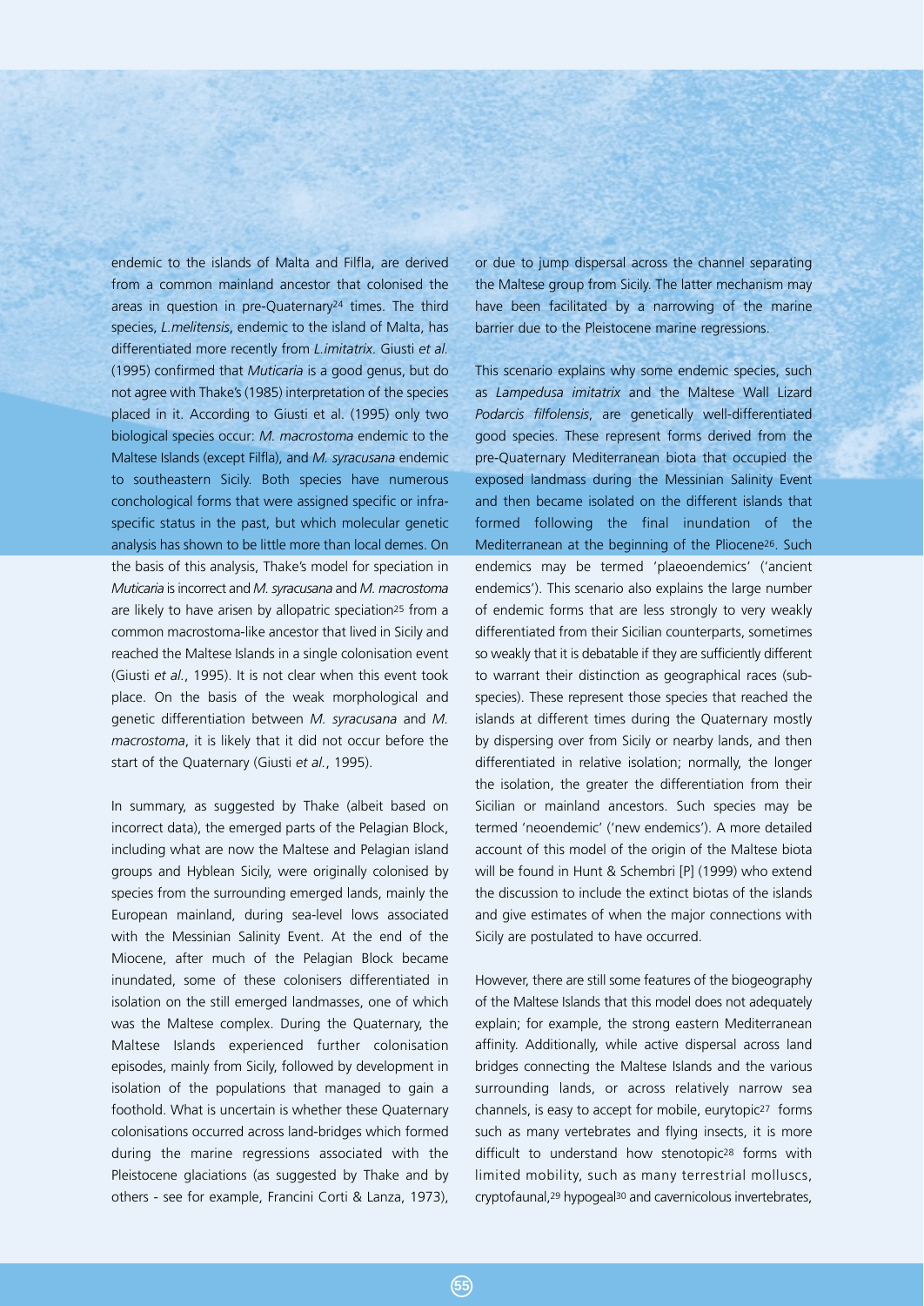endemic to the islands of Malta and Filfla, are derived from a common mainland ancestor that colonised the areas in question in pre-Quaternary[24] times. The third species, *L.melitensis*, endemic to the island of Malta, has differentiated more recently from *L.imitatrix*. Giusti *et al.* (1995) confirmed that *Muticaria* is a good genus, but do not agree with Thake's (1985) interpretation of the species placed in it. According to Giusti et al. (1995) only two biological species occur: *M. macrostoma* endemic to the Maltese Islands (except Filfla), and *M. syracusana* endemic to southeastern Sicily. Both species have numerous conchological forms that were assigned specific or infra-specific status in the past, but which molecular genetic analysis has shown to be little more than local demes. On the basis of this analysis, Thake's model for speciation in *Muticaria* is incorrect and *M. syracusana* and *M. macrostoma* are likely to have arisen by allopatric speciation[25] from a common macrostoma-like ancestor that lived in Sicily and reached the Maltese Islands in a single colonisation event (Giusti *et al.*, 1995). It is not clear when this event took place. On the basis of the weak morphological and genetic differentiation between *M. syracusana* and *M. macrostoma*, it is likely that it did not occur before the start of the Quaternary (Giusti *et al.*, 1995).

In summary, as suggested by Thake (albeit based on incorrect data), the emerged parts of the Pelagian Block, including what are now the Maltese and Pelagian island groups and Hyblean Sicily, were originally colonised by species from the surrounding emerged lands, mainly the European mainland, during sea-level lows associated with the Messinian Salinity Event. At the end of the Miocene, after much of the Pelagian Block became inundated, some of these colonisers differentiated in isolation on the still emerged landmasses, one of which was the Maltese complex. During the Quaternary, the Maltese Islands experienced further colonisation episodes, mainly from Sicily, followed by development in isolation of the populations that managed to gain a foothold. What is uncertain is whether these Quaternary colonisations occurred across land-bridges which formed during the marine regressions associated with the Pleistocene glaciations (as suggested by Thake and by others - see for example, Francini Corti & Lanza, 1973), or due to jump dispersal across the channel separating the Maltese group from Sicily. The latter mechanism may have been facilitated by a narrowing of the marine barrier due to the Pleistocene marine regressions.

This scenario explains why some endemic species, such as *Lampedusa imitatrix* and the Maltese Wall Lizard *Podarcis filfolensis*, are genetically well-differentiated good species. These represent forms derived from the pre-Quaternary Mediterranean biota that occupied the exposed landmass during the Messinian Salinity Event and then became isolated on the different islands that formed following the final inundation of the Mediterranean at the beginning of the Pliocene[26]. Such endemics may be termed 'plaeoendemics' ('ancient endemics'). This scenario also explains the large number of endemic forms that are less strongly to very weakly differentiated from their Sicilian counterparts, sometimes so weakly that it is debatable if they are sufficiently different to warrant their distinction as geographical races (sub-species). These represent those species that reached the islands at different times during the Quaternary mostly by dispersing over from Sicily or nearby lands, and then differentiated in relative isolation; normally, the longer the isolation, the greater the differentiation from their Sicilian or mainland ancestors. Such species may be termed 'neoendemic' ('new endemics'). A more detailed account of this model of the origin of the Maltese biota will be found in Hunt & Schembri [P] (1999) who extend the discussion to include the extinct biotas of the islands and give estimates of when the major connections with Sicily are postulated to have occurred.

However, there are still some features of the biogeography of the Maltese Islands that this model does not adequately explain; for example, the strong eastern Mediterranean affinity. Additionally, while active dispersal across land bridges connecting the Maltese Islands and the various surrounding lands, or across relatively narrow sea channels, is easy to accept for mobile, eurytopic[27] forms such as many vertebrates and flying insects, it is more difficult to understand how stenotopic[28] forms with limited mobility, such as many terrestrial molluscs, cryptofaunal,[29] hypogeal[30] and cavernicolous invertebrates,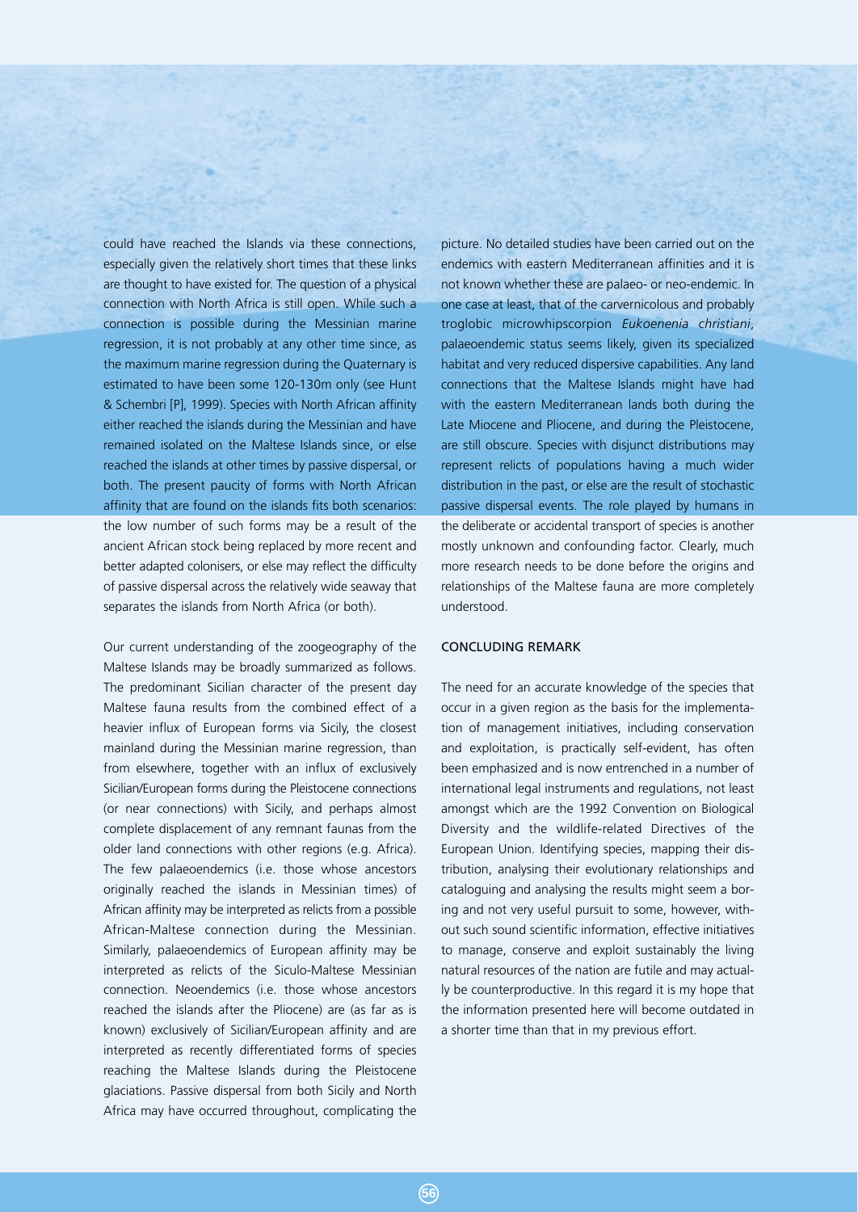could have reached the Islands via these connections, especially given the relatively short times that these links are thought to have existed for. The question of a physical connection with North Africa is still open. While such a connection is possible during the Messinian marine regression, it is not probably at any other time since, as the maximum marine regression during the Quaternary is estimated to have been some 120-130m only (see Hunt & Schembri [P], 1999). Species with North African affinity either reached the islands during the Messinian and have remained isolated on the Maltese Islands since, or else reached the islands at other times by passive dispersal, or both. The present paucity of forms with North African affinity that are found on the islands fits both scenarios: the low number of such forms may be a result of the ancient African stock being replaced by more recent and better adapted colonisers, or else may reflect the difficulty of passive dispersal across the relatively wide seaway that separates the islands from North Africa (or both).

Our current understanding of the zoogeography of the Maltese Islands may be broadly summarized as follows. The predominant Sicilian character of the present day Maltese fauna results from the combined effect of a heavier influx of European forms via Sicily, the closest mainland during the Messinian marine regression, than from elsewhere, together with an influx of exclusively Sicilian/European forms during the Pleistocene connections (or near connections) with Sicily, and perhaps almost complete displacement of any remnant faunas from the older land connections with other regions (e.g. Africa). The few palaeoendemics (i.e. those whose ancestors originally reached the islands in Messinian times) of African affinity may be interpreted as relicts from a possible African-Maltese connection during the Messinian. Similarly, palaeoendemics of European affinity may be interpreted as relicts of the Siculo-Maltese Messinian connection. Neoendemics (i.e. those whose ancestors reached the islands after the Pliocene) are (as far as is known) exclusively of Sicilian/European affinity and are interpreted as recently differentiated forms of species reaching the Maltese Islands during the Pleistocene glaciations. Passive dispersal from both Sicily and North Africa may have occurred throughout, complicating the picture. No detailed studies have been carried out on the endemics with eastern Mediterranean affinities and it is not known whether these are palaeo- or neo-endemic. In one case at least, that of the carvernicolous and probably troglobic microwhipscorpion *Eukoenenia christiani*, palaeoendemic status seems likely, given its specialized habitat and very reduced dispersive capabilities. Any land connections that the Maltese Islands might have had with the eastern Mediterranean lands both during the Late Miocene and Pliocene, and during the Pleistocene, are still obscure. Species with disjunct distributions may represent relicts of populations having a much wider distribution in the past, or else are the result of stochastic passive dispersal events. The role played by humans in the deliberate or accidental transport of species is another mostly unknown and confounding factor. Clearly, much more research needs to be done before the origins and relationships of the Maltese fauna are more completely understood.

## CONCLUDING REMARK

The need for an accurate knowledge of the species that occur in a given region as the basis for the implementation of management initiatives, including conservation and exploitation, is practically self-evident, has often been emphasized and is now entrenched in a number of international legal instruments and regulations, not least amongst which are the 1992 Convention on Biological Diversity and the wildlife-related Directives of the European Union. Identifying species, mapping their distribution, analysing their evolutionary relationships and cataloguing and analysing the results might seem a boring and not very useful pursuit to some, however, without such sound scientific information, effective initiatives to manage, conserve and exploit sustainably the living natural resources of the nation are futile and may actually be counterproductive. In this regard it is my hope that the information presented here will become outdated in a shorter time than that in my previous effort.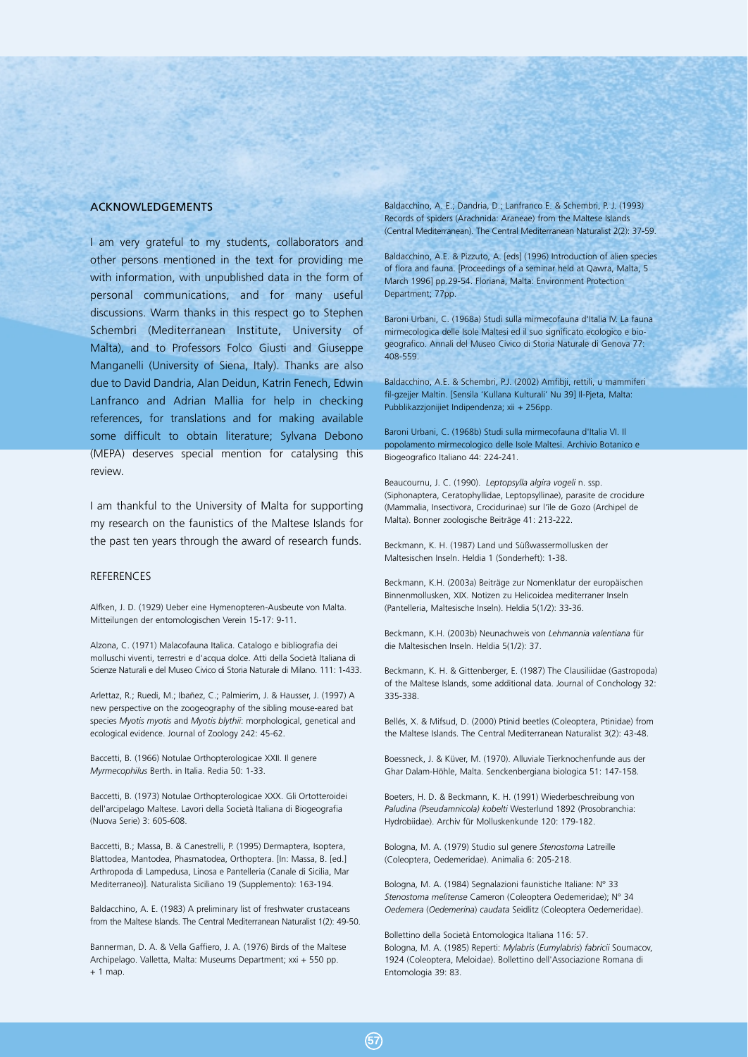## ACKNOWLEDGEMENTS

I am very grateful to my students, collaborators and other persons mentioned in the text for providing me with information, with unpublished data in the form of personal communications, and for many useful discussions. Warm thanks in this respect go to Stephen Schembri (Mediterranean Institute, University of Malta), and to Professors Folco Giusti and Giuseppe Manganelli (University of Siena, Italy). Thanks are also due to David Dandria, Alan Deidun, Katrin Fenech, Edwin Lanfranco and Adrian Mallia for help in checking references, for translations and for making available some difficult to obtain literature; Sylvana Debono (MEPA) deserves special mention for catalysing this review.

I am thankful to the University of Malta for supporting my research on the faunistics of the Maltese Islands for the past ten years through the award of research funds.

## REFERENCES

Alfken, J. D. (1929) Ueber eine Hymenopteren-Ausbeute von Malta. Mitteilungen der entomologischen Verein 15-17: 9-11.

Alzona, C. (1971) Malacofauna Italica. Catalogo e bibliografia dei molluschi viventi, terrestri e d'acqua dolce. Atti della Società Italiana di Scienze Naturali e del Museo Civico di Storia Naturale di Milano. 111: 1-433.

Arlettaz, R.; Ruedi, M.; Ibañez, C.; Palmierim, J. & Hausser, J. (1997) A new perspective on the zoogeography of the sibling mouse-eared bat species *Myotis myotis* and *Myotis blythii*: morphological, genetical and ecological evidence. Journal of Zoology 242: 45-62.

Baccetti, B. (1966) Notulae Orthopterologicae XXII. Il genere *Myrmecophilus* Berth. in Italia. Redia 50: 1-33.

Baccetti, B. (1973) Notulae Orthopterologicae XXX. Gli Ortotteroidei dell'arcipelago Maltese. Lavori della Società Italiana di Biogeografia (Nuova Serie) 3: 605-608.

Baccetti, B.; Massa, B. & Canestrelli, P. (1995) Dermaptera, Isoptera, Blattodea, Mantodea, Phasmatodea, Orthoptera. [In: Massa, B. [ed.] Arthropoda di Lampedusa, Linosa e Pantelleria (Canale di Sicilia, Mar Mediterraneo)]. Naturalista Siciliano 19 (Supplemento): 163-194.

Baldacchino, A. E. (1983) A preliminary list of freshwater crustaceans from the Maltese Islands. The Central Mediterranean Naturalist 1(2): 49-50.

Bannerman, D. A. & Vella Gaffiero, J. A. (1976) Birds of the Maltese Archipelago. Valletta, Malta: Museums Department; xxi + 550 pp. + 1 map.

Baldacchino, A. E.; Dandria, D.; Lanfranco E. & Schembri, P. J. (1993) Records of spiders (Arachnida: Araneae) from the Maltese Islands (Central Mediterranean). The Central Mediterranean Naturalist 2(2): 37-59.

Baldacchino, A.E. & Pizzuto, A. [eds] (1996) Introduction of alien species of flora and fauna. [Proceedings of a seminar held at Qawra, Malta, 5 March 1996] pp.29-54. Floriana, Malta: Environment Protection Department; 77pp.

Baroni Urbani, C. (1968a) Studi sulla mirmecofauna d'Italia IV. La fauna mirmecologica delle Isole Maltesi ed il suo significato ecologico e bio-geografico. Annali del Museo Civico di Storia Naturale di Genova 77: 408-559.

Baldacchino, A.E. & Schembri, P.J. (2002) Amfibji, rettili, u mammiferi fil-gzejjer Maltin. [Sensila 'Kullana Kulturali' Nu 39] Il-Pjeta, Malta: Pubblikazzjonijiet Indipendenza; xii + 256pp.

Baroni Urbani, C. (1968b) Studi sulla mirmecofauna d'Italia VI. Il popolamento mirmecologico delle Isole Maltesi. Archivio Botanico e Biogeografico Italiano 44: 224-241.

Beaucournu, J. C. (1990). *Leptopsylla algira vogeli* n. ssp. (Siphonaptera, Ceratophyllidae, Leptopsyllinae), parasite de crocidure (Mammalia, Insectivora, Crocidurinae) sur l'île de Gozo (Archipel de Malta). Bonner zoologische Beiträge 41: 213-222.

Beckmann, K. H. (1987) Land und Süßwassermollusken der Maltesischen Inseln. Heldia 1 (Sonderheft): 1-38.

Beckmann, K.H. (2003a) Beiträge zur Nomenklatur der europäischen Binnenmollusken, XIX. Notizen zu Helicoidea mediterraner Inseln (Pantelleria, Maltesische Inseln). Heldia 5(1/2): 33-36.

Beckmann, K.H. (2003b) Neunachweis von *Lehmannia valentiana* für die Maltesischen Inseln. Heldia 5(1/2): 37.

Beckmann, K. H. & Gittenberger, E. (1987) The Clausiliidae (Gastropoda) of the Maltese Islands, some additional data. Journal of Conchology 32: 335-338.

Bellés, X. & Mifsud, D. (2000) Ptinid beetles (Coleoptera, Ptinidae) from the Maltese Islands. The Central Mediterranean Naturalist 3(2): 43-48.

Boessneck, J. & Küver, M. (1970). Alluviale Tierknochenfunde aus der Ghar Dalam-Höhle, Malta. Senckenbergiana biologica 51: 147-158.

Boeters, H. D. & Beckmann, K. H. (1991) Wiederbeschreibung von *Paludina (Pseudamnicola) kobelti* Westerlund 1892 (Prosobranchia: Hydrobiidae). Archiv für Molluskenkunde 120: 179-182.

Bologna, M. A. (1979) Studio sul genere *Stenostoma* Latreille (Coleoptera, Oedemeridae). Animalia 6: 205-218.

Bologna, M. A. (1984) Segnalazioni faunistiche Italiane: N° 33 *Stenostoma melitense* Cameron (Coleoptera Oedemeridae); N° 34 *Oedemera* (*Oedemerina*) *caudata* Seidlitz (Coleoptera Oedemeridae).

Bollettino della Società Entomologica Italiana 116: 57.

Bologna, M. A. (1985) Reperti: *Mylabris* (*Eumylabris*) *fabricii* Soumacov, 1924 (Coleoptera, Meloidae). Bollettino dell'Associazione Romana di Entomologia 39: 83.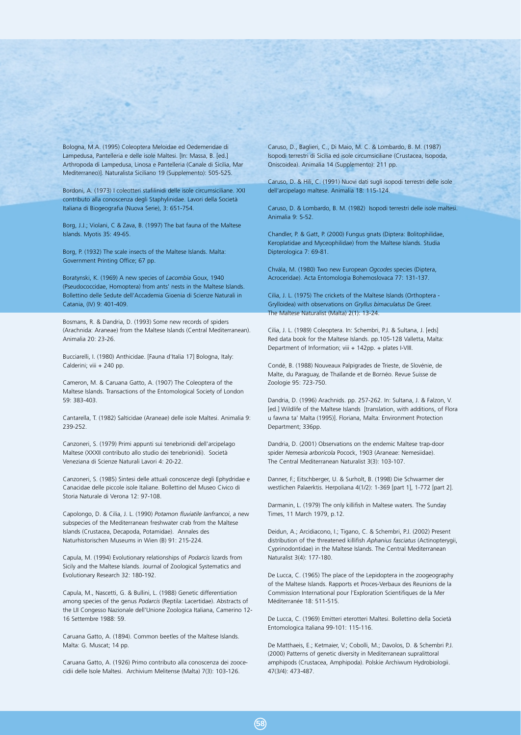Bologna, M.A. (1995) Coleoptera Meloidae ed Oedemeridae di Lampedusa, Pantelleria e delle isole Maltesi. [In: Massa, B. [ed.] Arthropoda di Lampedusa, Linosa e Pantelleria (Canale di Sicilia, Mar Mediterraneo)]. Naturalista Siciliano 19 (Supplemento): 505-525.

Bordoni, A. (1973) I coleotteri stafilinidi delle isole circumsiciliane. XXI contributo alla conoscenza degli Staphylinidae. Lavori della Società Italiana di Biogeografia (Nuova Serie), 3: 651-754.

Borg, J.J.; Violani, C & Zava, B. (1997) The bat fauna of the Maltese Islands. Myotis 35: 49-65.

Borg, P. (1932) The scale insects of the Maltese Islands. Malta: Government Printing Office; 67 pp.

Boratynski, K. (1969) A new species of *Lacombia* Goux, 1940 (Pseudococcidae, Homoptera) from ants' nests in the Maltese Islands. Bollettino delle Sedute dell'Accademia Gioenia di Scienze Naturali in Catania, (IV) 9: 401-409.

Bosmans, R. & Dandria, D. (1993) Some new records of spiders (Arachnida: Araneae) from the Maltese Islands (Central Mediterranean). Animalia 20: 23-26.

Bucciarelli, I. (1980) Anthicidae. [Fauna d'Italia 17] Bologna, Italy: Calderini; viii + 240 pp.

Cameron, M. & Caruana Gatto, A. (1907) The Coleoptera of the Maltese Islands. Transactions of the Entomological Society of London 59: 383-403.

Cantarella, T. (1982) Salticidae (Araneae) delle isole Maltesi. Animalia 9: 239-252.

Canzoneri, S. (1979) Primi appunti sui tenebrionidi dell'arcipelago Maltese (XXXII contributo allo studio dei tenebrionidi). Società Veneziana di Scienze Naturali Lavori 4: 20-22.

Canzoneri, S. (1985) Sintesi delle attuali conoscenze degli Ephydridae e Canacidae delle piccole isole Italiane. Bollettino del Museo Civico di Storia Naturale di Verona 12: 97-108.

Capolongo, D. & Cilia, J. L. (1990) *Potamon fluviatile lanfrancoi*, a new subspecies of the Mediterranean freshwater crab from the Maltese Islands (Crustacea, Decapoda, Potamidae). Annales des Naturhistorischen Museums in Wien (B) 91: 215-224.

Capula, M. (1994) Evolutionary relationships of *Podarcis* lizards from Sicily and the Maltese Islands. Journal of Zoological Systematics and Evolutionary Research 32: 180-192.

Capula, M., Nascetti, G. & Bullini, L. (1988) Genetic differentiation among species of the genus *Podarcis* (Reptila: Lacertidae). Abstracts of the LII Congesso Nazionale dell'Unione Zoologica Italiana, Camerino 12-16 Settembre 1988: 59.

Caruana Gatto, A. (1894). Common beetles of the Maltese Islands. Malta: G. Muscat; 14 pp.

Caruana Gatto, A. (1926) Primo contributo alla conoscenza dei zoocecidii delle Isole Maltesi. Archivium Melitense (Malta) 7(3): 103-126.

Caruso, D., Baglieri, C., Di Maio, M. C. & Lombardo, B. M. (1987) Isopodi terrestri di Sicilia ed isole circumsiciliane (Crustacea, Isopoda, Oniscoidea). Animalia 14 (Supplemento): 211 pp.

Caruso, D. & Hili, C. (1991) Nuovi dati sugli isopodi terrestri delle isole dell'arcipelago maltese. Animalia 18: 115-124.

Caruso, D. & Lombardo, B. M. (1982) Isopodi terrestri delle isole maltesi. Animalia 9: 5-52.

Chandler, P. & Gatt, P. (2000) Fungus gnats (Diptera: Bolitophilidae, Keroplatidae and Myceophilidae) from the Maltese Islands. Studia Dipterologica 7: 69-81.

Chvála, M. (1980) Two new European *Ogcodes* species (Diptera, Acroceridae). Acta Entomologia Bohemoslovaca 77: 131-137.

Cilia, J. L. (1975) The crickets of the Maltese Islands (Orthoptera - Grylloidea) with observations on *Gryllus bimaculatus* De Greer. The Maltese Naturalist (Malta) 2(1): 13-24.

Cilia, J. L. (1989) Coleoptera. In: Schembri, P.J. & Sultana, J. [eds] Red data book for the Maltese Islands. pp.105-128 Valletta, Malta: Department of Information; viii + 142pp. + plates I-VIII.

Condé, B. (1988) Nouveaux Palpigrades de Trieste, de Slovénie, de Malte, du Paraguay, de Thaïlande et de Bornéo. Revue Suisse de Zoologie 95: 723-750.

Dandria, D. (1996) Arachnids. pp. 257-262. In: Sultana, J. & Falzon, V. [ed.] Wildlife of the Maltese Islands [translation, with additions, of Flora u fawna ta' Malta (1995)]. Floriana, Malta: Environment Protection Department; 336pp.

Dandria, D. (2001) Observations on the endemic Maltese trap-door spider *Nemesia arboricola* Pocock, 1903 (Araneae: Nemesiidae). The Central Mediterranean Naturalist 3(3): 103-107.

Danner, F.; Eitschberger, U. & Surholt, B. (1998) Die Schwarmer der westlichen Palaerktis. Herpoliana 4(1/2): 1-369 [part 1], 1-772 [part 2].

Darmanin, L. (1979) The only killifish in Maltese waters. The Sunday Times, 11 March 1979, p.12.

Deidun, A.; Arcidiacono, I.; Tigano, C. & Schembri, P.J. (2002) Present distribution of the threatened killifish *Aphanius fasciatus* (Actinopterygii, Cyprinodontidae) in the Maltese Islands. The Central Mediterranean Naturalist 3(4): 177-180.

De Lucca, C. (1965) The place of the Lepidoptera in the zoogeography of the Maltese Islands. Rapports et Proces-Verbaux des Reunions de la Commission International pour l'Exploration Scientifiques de la Mer Méditerranée 18: 511-515.

De Lucca, C. (1969) Emitteri eterotteri Maltesi. Bollettino della Società Entomologica Italiana 99-101: 115-116.

De Matthaeis, E.; Ketmaier, V.; Cobolli, M.; Davolos, D. & Schembri P.J. (2000) Patterns of genetic diversity in Mediterranean supralittoral amphipods (Crustacea, Amphipoda). Polskie Archiwum Hydrobiologii. 47(3/4): 473-487.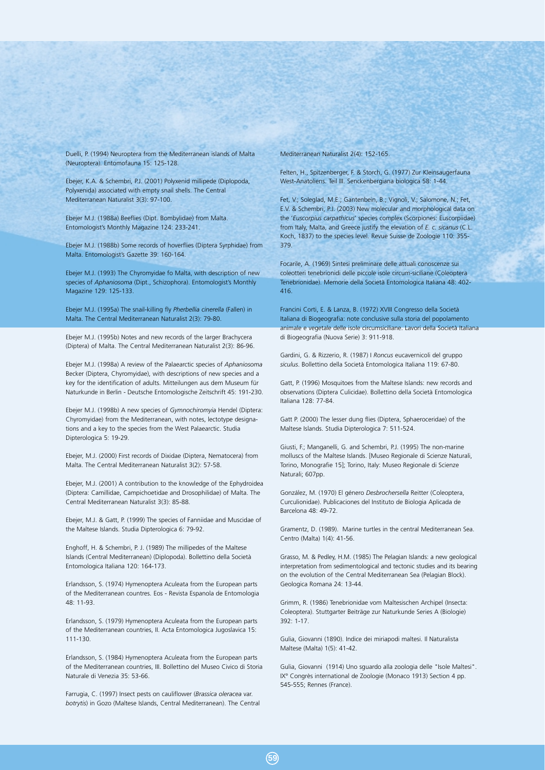Duelli, P. (1994) Neuroptera from the Mediterranean islands of Malta (Neuroptera). Entomofauna 15: 125-128.

Ebejer, K.A. & Schembri, P.J. (2001) Polyxenid millipede (Diplopoda, Polyxenida) associated with empty snail shells. The Central Mediterranean Naturalist 3(3): 97-100.

Ebejer M.J. (1988a) Beeflies (Dipt. Bombylidae) from Malta. Entomologist's Monthly Magazine 124: 233-241.

Ebejer M.J. (1988b) Some records of hoverflies (Diptera Syrphidae) from Malta. Entomologist's Gazette 39: 160-164.

Ebejer M.J. (1993) The Chyromyidae fo Malta, with description of new species of *Aphaniosoma* (Dipt., Schizophora). Entomologist's Monthly Magazine 129: 125-133.

Ebejer M.J. (1995a) The snail-killing fly *Pherbellia cinerella* (Fallen) in Malta. The Central Mediterranean Naturalist 2(3): 79-80.

Ebejer M.J. (1995b) Notes and new records of the larger Brachycera (Diptera) of Malta. The Central Mediterranean Naturalist 2(3): 86-96.

Ebejer M.J. (1998a) A review of the Palaearctic species of *Aphaniosoma* Becker (Diptera, Chyromyidae), with descriptions of new species and a key for the identification of adults. Mitteilungen aus dem Museum für Naturkunde in Berlin - Deutsche Entomologische Zeitschrift 45: 191-230.

Ebejer M.J. (1998b) A new species of *Gymnochiromyia* Hendel (Diptera: Chyromyidae) from the Mediterranean, with notes, lectotype designations and a key to the species from the West Palaearctic. Studia Dipterologica 5: 19-29.

Ebejer, M.J. (2000) First records of Dixidae (Diptera, Nematocera) from Malta. The Central Mediterranean Naturalist 3(2): 57-58.

Ebejer, M.J. (2001) A contribution to the knowledge of the Ephydroidea (Diptera: Camillidae, Campichoetidae and Drosophilidae) of Malta. The Central Mediterranean Naturalist 3(3): 85-88.

Ebejer, M.J. & Gatt, P. (1999) The species of Fanniidae and Muscidae of the Maltese Islands. Studia Dipterologica 6: 79-92.

Enghoff, H. & Schembri, P. J. (1989) The millipedes of the Maltese Islands (Central Mediterranean) (Diplopoda). Bollettino della Società Entomologica Italiana 120: 164-173.

Erlandsson, S. (1974) Hymenoptera Aculeata from the European parts of the Mediterranean countres. Eos - Revista Espanola de Entomologia 48: 11-93.

Erlandsson, S. (1979) Hymenoptera Aculeata from the European parts of the Mediterranean countries, II. Acta Entomologica Jugoslavica 15: 111-130.

Erlandsson, S. (1984) Hymenoptera Aculeata from the European parts of the Mediterranean countries, III. Bollettino del Museo Civico di Storia Naturale di Venezia 35: 53-66.

Farrugia, C. (1997) Insect pests on cauliflower (*Brassica oleracea* var. *botrytis*) in Gozo (Maltese Islands, Central Mediterranean). The Central Mediterranean Naturalist 2(4): 152-165.

Felten, H., Spitzenberger, F. & Storch, G. (1977) Zur Kleinsaugerfauna West-Anatoliens. Teil III. Senckenbergiana biologica 58: 1-44.

Fet, V.; Soleglad, M.E.; Gantenbein, B.; Vignoli, V.; Salomone, N.; Fet, E.V. & Schembri, P.J. (2003) New molecular and morphological data on the '*Euscorpius carpathicus*' species complex (Scorpiones: Euscorpiidae) from Italy, Malta, and Greece justify the elevation of *E. c. sicanus* (C.L. Koch, 1837) to the species level. Revue Suisse de Zoologie 110: 355-379.

Focarile, A. (1969) Sintesi preliminare delle attuali conoscenze sui coleotteri tenebrionidi delle piccole isole circum-siciliane (Coleoptera Tenebrionidae). Memorie della Società Entomologica Italiana 48: 402-416.

Francini Corti, E. & Lanza, B. (1972) XVIII Congresso della Società Italiana di Biogeografia: note conclusive sulla storia del popolamento animale e vegetale delle isole circumsiciliane. Lavori della Società Italiana di Biogeografia (Nuova Serie) 3: 911-918.

Gardini, G. & Rizzerio, R. (1987) I *Roncus* eucavernicoli del gruppo *siculus*. Bollettino della Società Entomologica Italiana 119: 67-80.

Gatt, P. (1996) Mosquitoes from the Maltese Islands: new records and observations (Diptera Culicidae). Bollettino della Società Entomologica Italiana 128: 77-84.

Gatt P. (2000) The lesser dung flies (Diptera, Sphaeroceridae) of the Maltese Islands. Studia Dipterologica 7: 511-524.

Giusti, F.; Manganelli, G. and Schembri, P.J. (1995) The non-marine molluscs of the Maltese Islands. [Museo Regionale di Scienze Naturali, Torino, Monografie 15]; Torino, Italy: Museo Regionale di Scienze Naturali; 607pp.

González, M. (1970) El género *Desbrochersella* Reitter (Coleoptera, Curculionidae). Publicaciones del Instituto de Biologia Aplicada de Barcelona 48: 49-72.

Gramentz, D. (1989). Marine turtles in the central Mediterranean Sea. Centro (Malta) 1(4): 41-56.

Grasso, M. & Pedley, H.M. (1985) The Pelagian Islands: a new geological interpretation from sedimentological and tectonic studies and its bearing on the evolution of the Central Mediterranean Sea (Pelagian Block). Geologica Romana 24: 13-44.

Grimm, R. (1986) Tenebrionidae vom Maltesischen Archipel (Insecta: Coleoptera). Stuttgarter Beiträge zur Naturkunde Series A (Biologie) 392: 1-17.

Gulia, Giovanni (1890). Indice dei miriapodi maltesi. Il Naturalista Maltese (Malta) 1(5): 41-42.

Gulia, Giovanni (1914) Uno sguardo alla zoologia delle "Isole Maltesi". IX° Congrès international de Zoologie (Monaco 1913) Section 4 pp. 545-555; Rennes (France).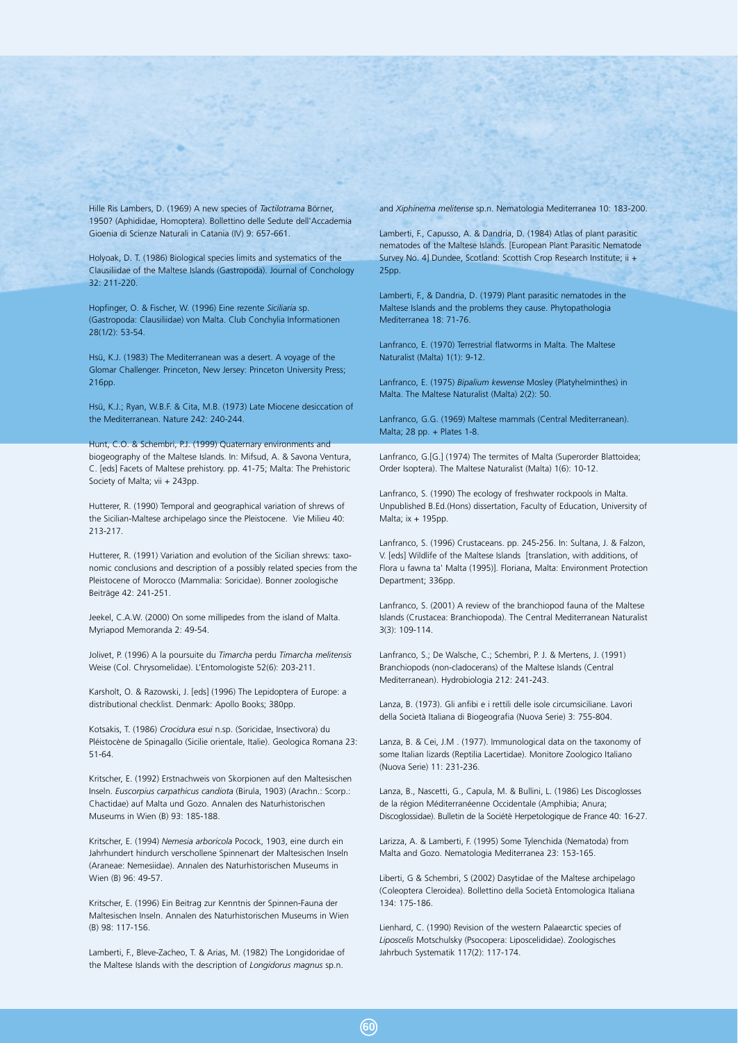Hille Ris Lambers, D. (1969) A new species of *Tactilotrama* Börner, 1950? (Aphididae, Homoptera). Bollettino delle Sedute dell'Accademia Gioenia di Scienze Naturali in Catania (IV) 9: 657-661.

Holyoak, D. T. (1986) Biological species limits and systematics of the Clausiliidae of the Maltese Islands (Gastropoda). Journal of Conchology 32: 211-220.

Hopfinger, O. & Fischer, W. (1996) Eine rezente *Siciliaria* sp. (Gastropoda: Clausiliidae) von Malta. Club Conchylia Informationen 28(1/2): 53-54.

Hsü, K.J. (1983) The Mediterranean was a desert. A voyage of the Glomar Challenger. Princeton, New Jersey: Princeton University Press; 216pp.

Hsü, K.J.; Ryan, W.B.F. & Cita, M.B. (1973) Late Miocene desiccation of the Mediterranean. Nature 242: 240-244.

Hunt, C.O. & Schembri, P.J. (1999) Quaternary environments and biogeography of the Maltese Islands. In: Mifsud, A. & Savona Ventura, C. [eds] Facets of Maltese prehistory. pp. 41-75; Malta: The Prehistoric Society of Malta; vii + 243pp.

Hutterer, R. (1990) Temporal and geographical variation of shrews of the Sicilian-Maltese archipelago since the Pleistocene. Vie Milieu 40: 213-217.

Hutterer, R. (1991) Variation and evolution of the Sicilian shrews: taxonomic conclusions and description of a possibly related species from the Pleistocene of Morocco (Mammalia: Soricidae). Bonner zoologische Beiträge 42: 241-251.

Jeekel, C.A.W. (2000) On some millipedes from the island of Malta. Myriapod Memoranda 2: 49-54.

Jolivet, P. (1996) A la poursuite du *Timarcha* perdu *Timarcha melitensis* Weise (Col. Chrysomelidae). L'Entomologiste 52(6): 203-211.

Karsholt, O. & Razowski, J. [eds] (1996) The Lepidoptera of Europe: a distributional checklist. Denmark: Apollo Books; 380pp.

Kotsakis, T. (1986) *Crocidura esui* n.sp. (Soricidae, Insectivora) du Pléistocène de Spinagallo (Sicilie orientale, Italie). Geologica Romana 23: 51-64.

Kritscher, E. (1992) Erstnachweis von Skorpionen auf den Maltesischen Inseln. *Euscorpius carpathicus candiota* (Birula, 1903) (Arachn.: Scorp.: Chactidae) auf Malta und Gozo. Annalen des Naturhistorischen Museums in Wien (B) 93: 185-188.

Kritscher, E. (1994) *Nemesia arboricola* Pocock, 1903, eine durch ein Jahrhundert hindurch verschollene Spinnenart der Maltesischen Inseln (Araneae: Nemesiidae). Annalen des Naturhistorischen Museums in Wien (B) 96: 49-57.

Kritscher, E. (1996) Ein Beitrag zur Kenntnis der Spinnen-Fauna der Maltesischen Inseln. Annalen des Naturhistorischen Museums in Wien (B) 98: 117-156.

Lamberti, F., Bleve-Zacheo, T. & Arias, M. (1982) The Longidoridae of the Maltese Islands with the description of *Longidorus magnus* sp.n. and *Xiphinema melitense* sp.n. Nematologia Mediterranea 10: 183-200.

Lamberti, F., Capusso, A. & Dandria, D. (1984) Atlas of plant parasitic nematodes of the Maltese Islands. [European Plant Parasitic Nematode Survey No. 4] Dundee, Scotland: Scottish Crop Research Institute; ii + 25pp.

Lamberti, F., & Dandria, D. (1979) Plant parasitic nematodes in the Maltese Islands and the problems they cause. Phytopathologia Mediterranea 18: 71-76.

Lanfranco, E. (1970) Terrestrial flatworms in Malta. The Maltese Naturalist (Malta) 1(1): 9-12.

Lanfranco, E. (1975) *Bipalium kewense* Mosley (Platyhelminthes) in Malta. The Maltese Naturalist (Malta) 2(2): 50.

Lanfranco, G.G. (1969) Maltese mammals (Central Mediterranean). Malta; 28 pp. + Plates 1-8.

Lanfranco, G.[G.] (1974) The termites of Malta (Superorder Blattoidea; Order Isoptera). The Maltese Naturalist (Malta) 1(6): 10-12.

Lanfranco, S. (1990) The ecology of freshwater rockpools in Malta. Unpublished B.Ed.(Hons) dissertation, Faculty of Education, University of Malta; ix + 195pp.

Lanfranco, S. (1996) Crustaceans. pp. 245-256. In: Sultana, J. & Falzon, V. [eds] Wildlife of the Maltese Islands [translation, with additions, of Flora u fawna ta' Malta (1995)]. Floriana, Malta: Environment Protection Department; 336pp.

Lanfranco, S. (2001) A review of the branchiopod fauna of the Maltese Islands (Crustacea: Branchiopoda). The Central Mediterranean Naturalist 3(3): 109-114.

Lanfranco, S.; De Walsche, C.; Schembri, P. J. & Mertens, J. (1991) Branchiopods (non-cladocerans) of the Maltese Islands (Central Mediterranean). Hydrobiologia 212: 241-243.

Lanza, B. (1973). Gli anfibi e i rettili delle isole circumsiciliane. Lavori della Società Italiana di Biogeografia (Nuova Serie) 3: 755-804.

Lanza, B. & Cei, J.M . (1977). Immunological data on the taxonomy of some Italian lizards (Reptilia Lacertidae). Monitore Zoologico Italiano (Nuova Serie) 11: 231-236.

Lanza, B., Nascetti, G., Capula, M. & Bullini, L. (1986) Les Discoglosses de la région Méditerranéenne Occidentale (Amphibia; Anura; Discoglossidae). Bulletin de la Société Herpetologique de France 40: 16-27.

Larizza, A. & Lamberti, F. (1995) Some Tylenchida (Nematoda) from Malta and Gozo. Nematologia Mediterranea 23: 153-165.

Liberti, G & Schembri, S (2002) Dasytidae of the Maltese archipelago (Coleoptera Cleroidea). Bollettino della Società Entomologica Italiana 134: 175-186.

Lienhard, C. (1990) Revision of the western Palaearctic species of *Liposcelis* Motschulsky (Psocopera: Liposcelididae). Zoologisches Jahrbuch Systematik 117(2): 117-174.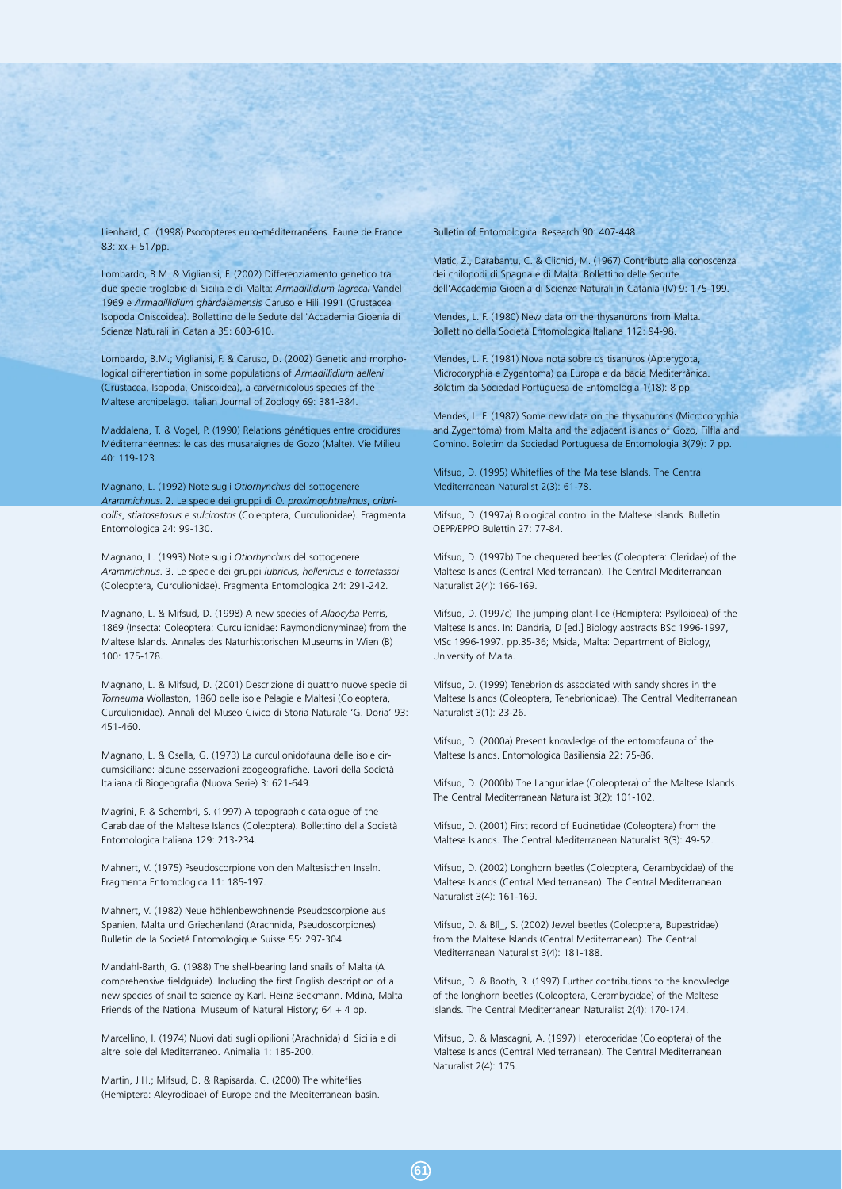Lienhard, C. (1998) Psocopteres euro-méditerranéens. Faune de France 83: xx + 517pp.

Lombardo, B.M. & Viglianisi, F. (2002) Differenziamento genetico tra due specie troglobie di Sicilia e di Malta: *Armadillidium lagrecai* Vandel 1969 e *Armadillidium ghardalamensis* Caruso e Hili 1991 (Crustacea Isopoda Oniscoidea). Bollettino delle Sedute dell'Accademia Gioenia di Scienze Naturali in Catania 35: 603-610.

Lombardo, B.M.; Viglianisi, F. & Caruso, D. (2002) Genetic and morphological differentiation in some populations of *Armadillidium aelleni* (Crustacea, Isopoda, Oniscoidea), a carvernicolous species of the Maltese archipelago. Italian Journal of Zoology 69: 381-384.

Maddalena, T. & Vogel, P. (1990) Relations génétiques entre crocidures Méditerranéennes: le cas des musaraignes de Gozo (Malte). Vie Milieu 40: 119-123.

Magnano, L. (1992) Note sugli *Otiorhynchus* del sottogenere *Arammichnus*. 2. Le specie dei gruppi di *O. proximophthalmus*, *cribricollis*, *stiatosetosus e sulcirostris* (Coleoptera, Curculionidae). Fragmenta Entomologica 24: 99-130.

Magnano, L. (1993) Note sugli *Otiorhynchus* del sottogenere *Arammichnus*. 3. Le specie dei gruppi *lubricus*, *hellenicus* e *torretassoi* (Coleoptera, Curculionidae). Fragmenta Entomologica 24: 291-242.

Magnano, L. & Mifsud, D. (1998) A new species of *Alaocyba* Perris, 1869 (Insecta: Coleoptera: Curculionidae: Raymondionyminae) from the Maltese Islands. Annales des Naturhistorischen Museums in Wien (B) 100: 175-178.

Magnano, L. & Mifsud, D. (2001) Descrizione di quattro nuove specie di *Torneuma* Wollaston, 1860 delle isole Pelagie e Maltesi (Coleoptera, Curculionidae). Annali del Museo Civico di Storia Naturale 'G. Doria' 93: 451-460.

Magnano, L. & Osella, G. (1973) La curculionidofauna delle isole circumsiciliane: alcune osservazioni zoogeografiche. Lavori della Società Italiana di Biogeografia (Nuova Serie) 3: 621-649.

Magrini, P. & Schembri, S. (1997) A topographic catalogue of the Carabidae of the Maltese Islands (Coleoptera). Bollettino della Società Entomologica Italiana 129: 213-234.

Mahnert, V. (1975) Pseudoscorpione von den Maltesischen Inseln. Fragmenta Entomologica 11: 185-197.

Mahnert, V. (1982) Neue höhlenbewohnende Pseudoscorpione aus Spanien, Malta und Griechenland (Arachnida, Pseudoscorpiones). Bulletin de la Societé Entomologique Suisse 55: 297-304.

Mandahl-Barth, G. (1988) The shell-bearing land snails of Malta (A comprehensive fieldguide). Including the first English description of a new species of snail to science by Karl. Heinz Beckmann. Mdina, Malta: Friends of the National Museum of Natural History; 64 + 4 pp.

Marcellino, I. (1974) Nuovi dati sugli opilioni (Arachnida) di Sicilia e di altre isole del Mediterraneo. Animalia 1: 185-200.

Martin, J.H.; Mifsud, D. & Rapisarda, C. (2000) The whiteflies (Hemiptera: Aleyrodidae) of Europe and the Mediterranean basin. Bulletin of Entomological Research 90: 407-448.

Matic, Z., Darabantu, C. & Clichici, M. (1967) Contributo alla conoscenza dei chilopodi di Spagna e di Malta. Bollettino delle Sedute dell'Accademia Gioenia di Scienze Naturali in Catania (IV) 9: 175-199.

Mendes, L. F. (1980) New data on the thysanurons from Malta. Bollettino della Società Entomologica Italiana 112: 94-98.

Mendes, L. F. (1981) Nova nota sobre os tisanuros (Apterygota, Microcoryphia e Zygentoma) da Europa e da bacia Mediterrânica. Boletim da Sociedad Portuguesa de Entomologia 1(18): 8 pp.

Mendes, L. F. (1987) Some new data on the thysanurons (Microcoryphia and Zygentoma) from Malta and the adjacent islands of Gozo, Filfla and Comino. Boletim da Sociedad Portuguesa de Entomologia 3(79): 7 pp.

Mifsud, D. (1995) Whiteflies of the Maltese Islands. The Central Mediterranean Naturalist 2(3): 61-78.

Mifsud, D. (1997a) Biological control in the Maltese Islands. Bulletin OEPP/EPPO Bulettin 27: 77-84.

Mifsud, D. (1997b) The chequered beetles (Coleoptera: Cleridae) of the Maltese Islands (Central Mediterranean). The Central Mediterranean Naturalist 2(4): 166-169.

Mifsud, D. (1997c) The jumping plant-lice (Hemiptera: Psylloidea) of the Maltese Islands. In: Dandria, D [ed.] Biology abstracts BSc 1996-1997, MSc 1996-1997. pp.35-36; Msida, Malta: Department of Biology, University of Malta.

Mifsud, D. (1999) Tenebrionids associated with sandy shores in the Maltese Islands (Coleoptera, Tenebrionidae). The Central Mediterranean Naturalist 3(1): 23-26.

Mifsud, D. (2000a) Present knowledge of the entomofauna of the Maltese Islands. Entomologica Basiliensia 22: 75-86.

Mifsud, D. (2000b) The Languriidae (Coleoptera) of the Maltese Islands. The Central Mediterranean Naturalist 3(2): 101-102.

Mifsud, D. (2001) First record of Eucinetidae (Coleoptera) from the Maltese Islands. The Central Mediterranean Naturalist 3(3): 49-52.

Mifsud, D. (2002) Longhorn beetles (Coleoptera, Cerambycidae) of the Maltese Islands (Central Mediterranean). The Central Mediterranean Naturalist 3(4): 161-169.

Mifsud, D. & Bíl_, S. (2002) Jewel beetles (Coleoptera, Bupestridae) from the Maltese Islands (Central Mediterranean). The Central Mediterranean Naturalist 3(4): 181-188.

Mifsud, D. & Booth, R. (1997) Further contributions to the knowledge of the longhorn beetles (Coleoptera, Cerambycidae) of the Maltese Islands. The Central Mediterranean Naturalist 2(4): 170-174.

Mifsud, D. & Mascagni, A. (1997) Heteroceridae (Coleoptera) of the Maltese Islands (Central Mediterranean). The Central Mediterranean Naturalist 2(4): 175.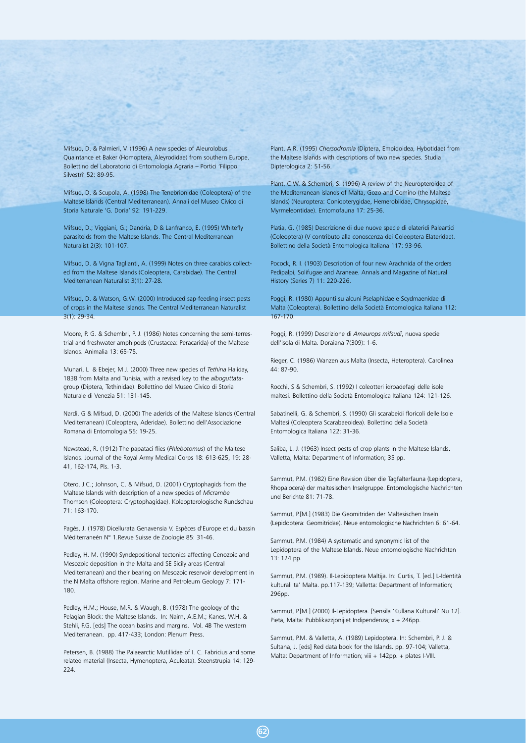Mifsud, D. & Palmieri, V. (1996) A new species of Aleurolobus Quaintance et Baker (Homoptera, Aleyrodidae) from southern Europe. Bollettino del Laboratorio di Entomologia Agraria – Portici 'Filippo Silvestri' 52: 89-95.

Mifsud, D. & Scupola, A. (1998) The Tenebrionidae (Coleoptera) of the Maltese Islands (Central Mediterranean). Annali del Museo Civico di Storia Naturale 'G. Doria' 92: 191-229.

Mifsud, D.; Viggiani, G.; Dandria, D & Lanfranco, E. (1995) Whitefly parasitoids from the Maltese Islands. The Central Mediterranean Naturalist 2(3): 101-107.

Mifsud, D. & Vigna Taglianti, A. (1999) Notes on three carabids collected from the Maltese Islands (Coleoptera, Carabidae). The Central Mediterranean Naturalist 3(1): 27-28.

Mifsud, D. & Watson, G.W. (2000) Introduced sap-feeding insect pests of crops in the Maltese Islands. The Central Mediterranean Naturalist 3(1): 29-34.

Moore, P. G. & Schembri, P. J. (1986) Notes concerning the semi-terrestrial and freshwater amphipods (Crustacea: Peracarida) of the Maltese Islands. Animalia 13: 65-75.

Munari, L & Ebejer, M.J. (2000) Three new species of *Tethina* Haliday, 1838 from Malta and Tunisia, with a revised key to the *alboguttata*-group (Diptera, Tethinidae). Bollettino del Museo Civico di Storia Naturale di Venezia 51: 131-145.

Nardi, G & Mifsud, D. (2000) The aderids of the Maltese Islands (Central Mediterranean) (Coleoptera, Aderidae). Bollettino dell'Associazione Romana di Entomologia 55: 19-25.

Newstead, R. (1912) The papataci flies (*Phlebotomus*) of the Maltese Islands. Journal of the Royal Army Medical Corps 18: 613-625, 19: 28-41, 162-174, Pls. 1-3.

Otero, J.C.; Johnson, C. & Mifsud, D. (2001) Cryptophagids from the Maltese Islands with description of a new species of *Micrambe* Thomson (Coleoptera: Cryptophagidae). Koleopterologische Rundschau 71: 163-170.

Pagés, J. (1978) Dicellurata Genavensia V. Espèces d'Europe et du bassin Méditerraneén N° 1.Revue Suisse de Zoologie 85: 31-46.

Pedley, H. M. (1990) Syndepositional tectonics affecting Cenozoic and Mesozoic deposition in the Malta and SE Sicily areas (Central Mediterranean) and their bearing on Mesozoic reservoir development in the N Malta offshore region. Marine and Petroleum Geology 7: 171-180.

Pedley, H.M.; House, M.R. & Waugh, B. (1978) The geology of the Pelagian Block: the Maltese Islands. In: Nairn, A.E.M.; Kanes, W.H. & Stehli, F.G. [eds] The ocean basins and margins. Vol. 4B The western Mediterranean. pp. 417-433; London: Plenum Press.

Petersen, B. (1988) The Palaearctic Mutillidae of I. C. Fabricius and some related material (Insecta, Hymenoptera, Aculeata). Steenstrupia 14: 129-224.

Plant, A.R. (1995) *Chersodromia* (Diptera, Empidoidea, Hybotidae) from the Maltese Islands with descriptions of two new species. Studia Dipterologica 2: 51-56.

Plant, C.W. & Schembri, S. (1996) A review of the Neuropteroidea of the Mediterranean islands of Malta, Gozo and Comino (the Maltese Islands) (Neuroptera: Coniopterygidae, Hemerobiidae, Chrysopidae, Myrmeleontidae). Entomofauna 17: 25-36.

Platia, G. (1985) Descrizione di due nuove specie di elateridi Paleartici (Coleoptera) (V contributo alla conoscenza dei Coleoptera Elateridae). Bollettino della Società Entomologica Italiana 117: 93-96.

Pocock, R. I. (1903) Description of four new Arachnida of the orders Pedipalpi, Solifugae and Araneae. Annals and Magazine of Natural History (Series 7) 11: 220-226.

Poggi, R. (1980) Appunti su alcuni Pselaphidae e Scydmaenidae di Malta (Coleoptera). Bollettino della Società Entomologica Italiana 112: 167-170.

Poggi, R. (1999) Descrizione di *Amaurops mifsudi*, nuova specie dell'isola di Malta. Doraiana 7(309): 1-6.

Rieger, C. (1986) Wanzen aus Malta (Insecta, Heteroptera). Carolinea 44: 87-90.

Rocchi, S & Schembri, S. (1992) I coleotteri idroadefagi delle isole maltesi. Bollettino della Società Entomologica Italiana 124: 121-126.

Sabatinelli, G. & Schembri, S. (1990) Gli scarabeidi floricoli delle Isole Maltesi (Coleoptera Scarabaeoidea). Bollettino della Società Entomologica Italiana 122: 31-36.

Saliba, L. J. (1963) Insect pests of crop plants in the Maltese Islands. Valletta, Malta: Department of Information; 35 pp.

Sammut, P.M. (1982) Eine Revision über die Tagfalterfauna (Lepidoptera, Rhopalocera) der maltesischen Inselgruppe. Entomologische Nachrichten und Berichte 81: 71-78.

Sammut, P.[M.] (1983) Die Geomitriden der Maltesischen Inseln (Lepidoptera: Geomitridae). Neue entomologische Nachrichten 6: 61-64.

Sammut, P.M. (1984) A systematic and synonymic list of the Lepidoptera of the Maltese Islands. Neue entomologische Nachrichten 13: 124 pp.

Sammut, P.M. (1989). Il-Lepidoptera Maltija. In: Curtis, T. [ed.] L-Identità kulturali ta' Malta. pp.117-139; Valletta: Department of Information; 296pp.

Sammut, P.[M.] (2000) Il-Lepidoptera. [Sensila 'Kullana Kulturali' Nu 12]. Pieta, Malta: Pubblikazzjonijiet Indipendenza; x + 246pp.

Sammut, P.M. & Valletta, A. (1989) Lepidoptera. In: Schembri, P. J. & Sultana, J. [eds] Red data book for the Islands. pp. 97-104; Valletta, Malta: Department of Information; viii + 142pp. + plates I-VIII.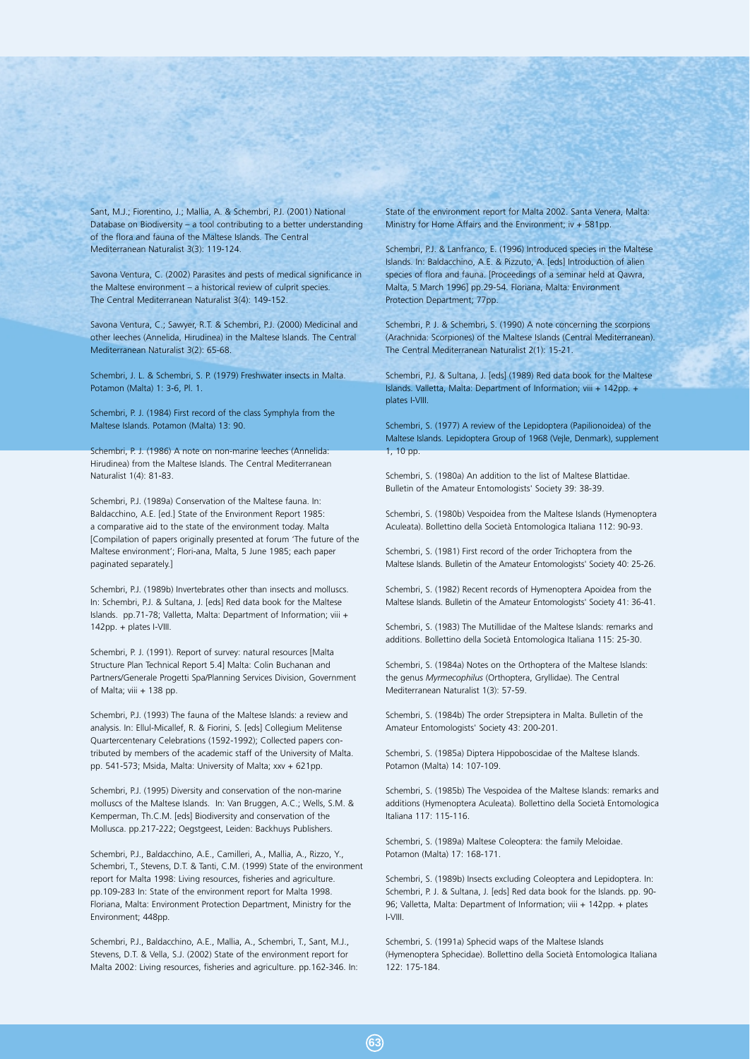Sant, M.J.; Fiorentino, J.; Mallia, A. & Schembri, P.J. (2001) National Database on Biodiversity – a tool contributing to a better understanding of the flora and fauna of the Maltese Islands. The Central Mediterranean Naturalist 3(3): 119-124.

Savona Ventura, C. (2002) Parasites and pests of medical significance in the Maltese environment – a historical review of culprit species. The Central Mediterranean Naturalist 3(4): 149-152.

Savona Ventura, C.; Sawyer, R.T. & Schembri, P.J. (2000) Medicinal and other leeches (Annelida, Hirudinea) in the Maltese Islands. The Central Mediterranean Naturalist 3(2): 65-68.

Schembri, J. L. & Schembri, S. P. (1979) Freshwater insects in Malta. Potamon (Malta) 1: 3-6, Pl. 1.

Schembri, P. J. (1984) First record of the class Symphyla from the Maltese Islands. Potamon (Malta) 13: 90.

Schembri, P. J. (1986) A note on non-marine leeches (Annelida: Hirudinea) from the Maltese Islands. The Central Mediterranean Naturalist 1(4): 81-83.

Schembri, P.J. (1989a) Conservation of the Maltese fauna. In: Baldacchino, A.E. [ed.] State of the Environment Report 1985: a comparative aid to the state of the environment today. Malta [Compilation of papers originally presented at forum 'The future of the Maltese environment'; Flori-ana, Malta, 5 June 1985; each paper paginated separately.]

Schembri, P.J. (1989b) Invertebrates other than insects and molluscs. In: Schembri, P.J. & Sultana, J. [eds] Red data book for the Maltese Islands. pp.71-78; Valletta, Malta: Department of Information; viii + 142pp. + plates I-VIII.

Schembri, P. J. (1991). Report of survey: natural resources [Malta Structure Plan Technical Report 5.4] Malta: Colin Buchanan and Partners/Generale Progetti Spa/Planning Services Division, Government of Malta; viii + 138 pp.

Schembri, P.J. (1993) The fauna of the Maltese Islands: a review and analysis. In: Ellul-Micallef, R. & Fiorini, S. [eds] Collegium Melitense Quartercentenary Celebrations (1592-1992); Collected papers contributed by members of the academic staff of the University of Malta. pp. 541-573; Msida, Malta: University of Malta; xxv + 621pp.

Schembri, P.J. (1995) Diversity and conservation of the non-marine molluscs of the Maltese Islands. In: Van Bruggen, A.C.; Wells, S.M. & Kemperman, Th.C.M. [eds] Biodiversity and conservation of the Mollusca. pp.217-222; Oegstgeest, Leiden: Backhuys Publishers.

Schembri, P.J., Baldacchino, A.E., Camilleri, A., Mallia, A., Rizzo, Y., Schembri, T., Stevens, D.T. & Tanti, C.M. (1999) State of the environment report for Malta 1998: Living resources, fisheries and agriculture. pp.109-283 In: State of the environment report for Malta 1998. Floriana, Malta: Environment Protection Department, Ministry for the Environment; 448pp.

Schembri, P.J., Baldacchino, A.E., Mallia, A., Schembri, T., Sant, M.J., Stevens, D.T. & Vella, S.J. (2002) State of the environment report for Malta 2002: Living resources, fisheries and agriculture. pp.162-346. In: State of the environment report for Malta 2002. Santa Venera, Malta: Ministry for Home Affairs and the Environment; iv + 581pp.

Schembri, P.J. & Lanfranco, E. (1996) Introduced species in the Maltese Islands. In: Baldacchino, A.E. & Pizzuto, A. [eds] Introduction of alien species of flora and fauna. [Proceedings of a seminar held at Qawra, Malta, 5 March 1996] pp.29-54. Floriana, Malta: Environment Protection Department; 77pp.

Schembri, P. J. & Schembri, S. (1990) A note concerning the scorpions (Arachnida: Scorpiones) of the Maltese Islands (Central Mediterranean). The Central Mediterranean Naturalist 2(1): 15-21.

Schembri, P.J. & Sultana, J. [eds] (1989) Red data book for the Maltese Islands. Valletta, Malta: Department of Information; viii + 142pp. + plates I-VIII.

Schembri, S. (1977) A review of the Lepidoptera (Papilionoidea) of the Maltese Islands. Lepidoptera Group of 1968 (Vejle, Denmark), supplement 1, 10 pp.

Schembri, S. (1980a) An addition to the list of Maltese Blattidae. Bulletin of the Amateur Entomologists' Society 39: 38-39.

Schembri, S. (1980b) Vespoidea from the Maltese Islands (Hymenoptera Aculeata). Bollettino della Società Entomologica Italiana 112: 90-93.

Schembri, S. (1981) First record of the order Trichoptera from the Maltese Islands. Bulletin of the Amateur Entomologists' Society 40: 25-26.

Schembri, S. (1982) Recent records of Hymenoptera Apoidea from the Maltese Islands. Bulletin of the Amateur Entomologists' Society 41: 36-41.

Schembri, S. (1983) The Mutillidae of the Maltese Islands: remarks and additions. Bollettino della Società Entomologica Italiana 115: 25-30.

Schembri, S. (1984a) Notes on the Orthoptera of the Maltese Islands: the genus *Myrmecophilus* (Orthoptera, Gryllidae). The Central Mediterranean Naturalist 1(3): 57-59.

Schembri, S. (1984b) The order Strepsiptera in Malta. Bulletin of the Amateur Entomologists' Society 43: 200-201.

Schembri, S. (1985a) Diptera Hippoboscidae of the Maltese Islands. Potamon (Malta) 14: 107-109.

Schembri, S. (1985b) The Vespoidea of the Maltese Islands: remarks and additions (Hymenoptera Aculeata). Bollettino della Società Entomologica Italiana 117: 115-116.

Schembri, S. (1989a) Maltese Coleoptera: the family Meloidae. Potamon (Malta) 17: 168-171.

Schembri, S. (1989b) Insects excluding Coleoptera and Lepidoptera. In: Schembri, P. J. & Sultana, J. [eds] Red data book for the Islands. pp. 90-96; Valletta, Malta: Department of Information; viii + 142pp. + plates I-VIII.

Schembri, S. (1991a) Sphecid waps of the Maltese Islands (Hymenoptera Sphecidae). Bollettino della Società Entomologica Italiana 122: 175-184.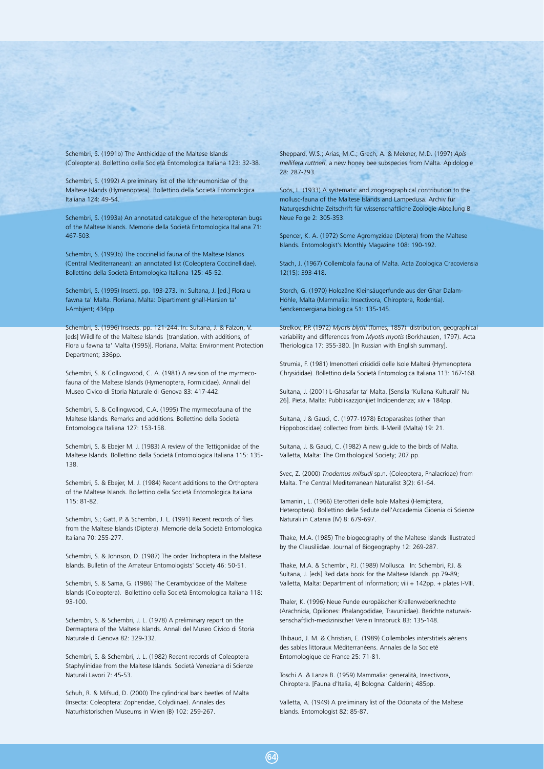Schembri, S. (1991b) The Anthicidae of the Maltese Islands (Coleoptera). Bollettino della Società Entomologica Italiana 123: 32-38.

Schembri, S. (1992) A preliminary list of the Ichneumonidae of the Maltese Islands (Hymenoptera). Bollettino della Società Entomologica Italiana 124: 49-54.

Schembri, S. (1993a) An annotated catalogue of the heteropteran bugs of the Maltese Islands. Memorie della Società Entomologica Italiana 71: 467-503.

Schembri, S. (1993b) The coccinellid fauna of the Maltese Islands (Central Mediterranean): an annotated list (Coleoptera Coccinellidae). Bollettino della Società Entomologica Italiana 125: 45-52.

Schembri, S. (1995) Insetti. pp. 193-273. In: Sultana, J. [ed.] Flora u fawna ta' Malta. Floriana, Malta: Dipartiment ghall-Harsien ta' l-Ambjent; 434pp.

Schembri, S. (1996) Insects. pp. 121-244. In: Sultana, J. & Falzon, V. [eds] Wildlife of the Maltese Islands [translation, with additions, of Flora u fawna ta' Malta (1995)]. Floriana, Malta: Environment Protection Department; 336pp.

Schembri, S. & Collingwood, C. A. (1981) A revision of the myrmecofauna of the Maltese Islands (Hymenoptera, Formicidae). Annali del Museo Civico di Storia Naturale di Genova 83: 417-442.

Schembri, S. & Collingwood, C.A. (1995) The myrmecofauna of the Maltese Islands. Remarks and additions. Bollettino della Società Entomologica Italiana 127: 153-158.

Schembri, S. & Ebejer M. J. (1983) A review of the Tettigoniidae of the Maltese Islands. Bollettino della Società Entomologica Italiana 115: 135-138.

Schembri, S. & Ebejer, M. J. (1984) Recent additions to the Orthoptera of the Maltese Islands. Bollettino della Società Entomologica Italiana 115: 81-82.

Schembri, S.; Gatt, P. & Schembri, J. L. (1991) Recent records of flies from the Maltese Islands (Diptera). Memorie della Società Entomologica Italiana 70: 255-277.

Schembri, S. & Johnson, D. (1987) The order Trichoptera in the Maltese Islands. Bulletin of the Amateur Entomologists' Society 46: 50-51.

Schembri, S. & Sama, G. (1986) The Cerambycidae of the Maltese Islands (Coleoptera). Bollettino della Società Entomologica Italiana 118: 93-100.

Schembri, S. & Schembri, J. L. (1978) A preliminary report on the Dermaptera of the Maltese Islands. Annali del Museo Civico di Storia Naturale di Genova 82: 329-332.

Schembri, S. & Schembri, J. L. (1982) Recent records of Coleoptera Staphylinidae from the Maltese Islands. Società Veneziana di Scienze Naturali Lavori 7: 45-53.

Schuh, R. & Mifsud, D. (2000) The cylindrical bark beetles of Malta (Insecta: Coleoptera: Zopheridae, Colydiinae). Annales des Naturhistorischen Museums in Wien (B) 102: 259-267.

Sheppard, W.S.; Arias, M.C.; Grech, A. & Meixner, M.D. (1997) *Apis mellifera ruttneri*, a new honey bee subspecies from Malta. Apidologie 28: 287-293.

Soós, L. (1933) A systematic and zoogeographical contribution to the mollusc-fauna of the Maltese Islands and Lampedusa. Archiv für Naturgeschichte Zeitschrift für wissenschaftliche Zoologie Abteilung B Neue Folge 2: 305-353.

Spencer, K. A. (1972) Some Agromyzidae (Diptera) from the Maltese Islands. Entomologist's Monthly Magazine 108: 190-192.

Stach, J. (1967) Collembola fauna of Malta. Acta Zoologica Cracoviensia 12(15): 393-418.

Storch, G. (1970) Holozäne Kleinsäugerfunde aus der Ghar Dalam-Höhle, Malta (Mammalia: Insectivora, Chiroptera, Rodentia). Senckenbergiana biologica 51: 135-145.

Strelkov, P.P. (1972) *Myotis blythi* (Tomes, 1857): distribution, geographical variability and differences from *Myotis myotis* (Borkhausen, 1797). Acta Theriologica 17: 355-380. [In Russian with English summary].

Strumia, F. (1981) Imenotteri crisididi delle Isole Maltesi (Hymenoptera Chrysididae). Bollettino della Società Entomologica Italiana 113: 167-168.

Sultana, J. (2001) L-Ghasafar ta' Malta. [Sensila 'Kullana Kulturali' Nu 26]. Pieta, Malta: Pubblikazzjonijiet Indipendenza; xiv + 184pp.

Sultana, J & Gauci, C. (1977-1978) Ectoparasites (other than Hippoboscidae) collected from birds. Il-Merill (Malta) 19: 21.

Sultana, J. & Gauci, C. (1982) A new guide to the birds of Malta. Valletta, Malta: The Ornithological Society; 207 pp.

Svec, Z. (2000) *Tnodemus mifsudi* sp.n. (Coleoptera, Phalacridae) from Malta. The Central Mediterranean Naturalist 3(2): 61-64.

Tamanini, L. (1966) Eterotteri delle Isole Maltesi (Hemiptera, Heteroptera). Bollettino delle Sedute dell'Accademia Gioenia di Scienze Naturali in Catania (IV) 8: 679-697.

Thake, M.A. (1985) The biogeography of the Maltese Islands illustrated by the Clausiliidae. Journal of Biogeography 12: 269-287.

Thake, M.A. & Schembri, P.J. (1989) Mollusca. In: Schembri, P.J. & Sultana, J. [eds] Red data book for the Maltese Islands. pp.79-89; Valletta, Malta: Department of Information; viii + 142pp. + plates I-VIII.

Thaler, K. (1996) Neue Funde europäischer Krallenweberknechte (Arachnida, Opiliones: Phalangodidae, Travuniidae). Berichte naturwissenschaftlich-medizinischer Verein Innsbruck 83: 135-148.

Thibaud, J. M. & Christian, E. (1989) Collemboles interstitiels aériens des sables littoraux Méditerranéens. Annales de la Societé Entomologique de France 25: 71-81.

Toschi A. & Lanza B. (1959) Mammalia: generalità, Insectivora, Chiroptera. [Fauna d'Italia, 4] Bologna: Calderini; 485pp.

Valletta, A. (1949) A preliminary list of the Odonata of the Maltese Islands. Entomologist 82: 85-87.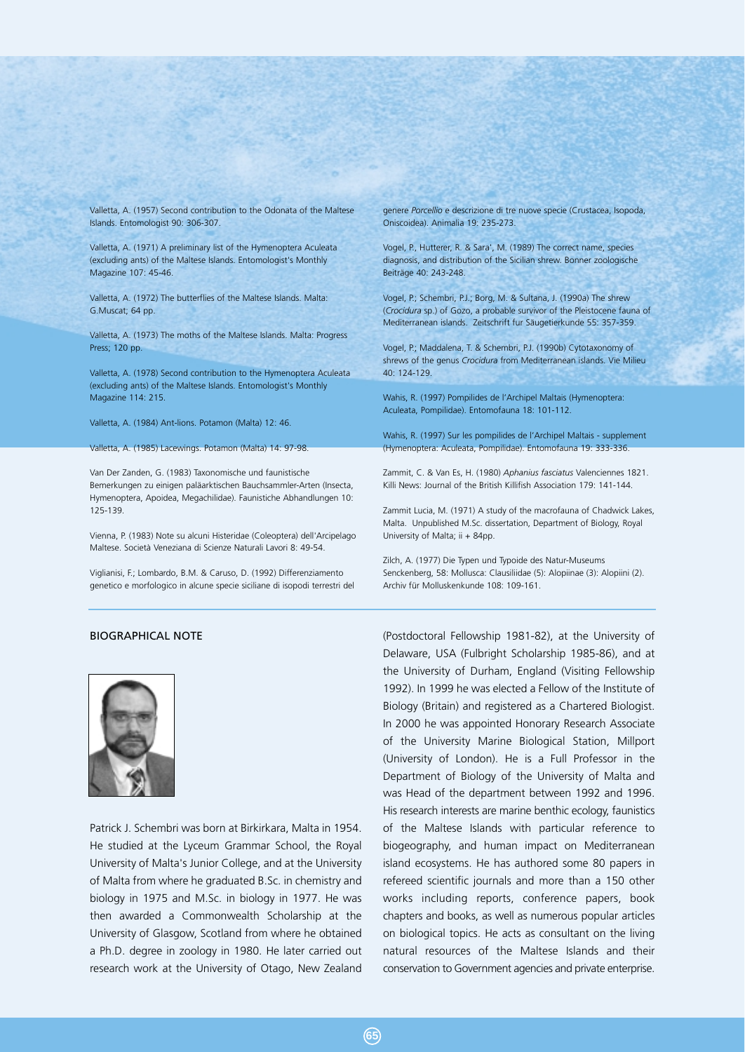Valletta, A. (1957) Second contribution to the Odonata of the Maltese Islands. Entomologist 90: 306-307.

Valletta, A. (1971) A preliminary list of the Hymenoptera Aculeata (excluding ants) of the Maltese Islands. Entomologist's Monthly Magazine 107: 45-46.

Valletta, A. (1972) The butterflies of the Maltese Islands. Malta: G.Muscat; 64 pp.

Valletta, A. (1973) The moths of the Maltese Islands. Malta: Progress Press; 120 pp.

Valletta, A. (1978) Second contribution to the Hymenoptera Aculeata (excluding ants) of the Maltese Islands. Entomologist's Monthly Magazine 114: 215.

Valletta, A. (1984) Ant-lions. Potamon (Malta) 12: 46.

Valletta, A. (1985) Lacewings. Potamon (Malta) 14: 97-98.

Van Der Zanden, G. (1983) Taxonomische und faunistische Bemerkungen zu einigen paläarktischen Bauchsammler-Arten (Insecta, Hymenoptera, Apoidea, Megachilidae). Faunistiche Abhandlungen 10: 125-139.

Vienna, P. (1983) Note su alcuni Histeridae (Coleoptera) dell'Arcipelago Maltese. Società Veneziana di Scienze Naturali Lavori 8: 49-54.

Viglianisi, F.; Lombardo, B.M. & Caruso, D. (1992) Differenziamento genetico e morfologico in alcune specie siciliane di isopodi terrestri del genere *Porcellio* e descrizione di tre nuove specie (Crustacea, Isopoda, Oniscoidea). Animalia 19: 235-273.

Vogel, P., Hutterer, R. & Sara', M. (1989) The correct name, species diagnosis, and distribution of the Sicilian shrew. Bonner zoologische Beiträge 40: 243-248.

Vogel, P.; Schembri, P.J.; Borg, M. & Sultana, J. (1990a) The shrew (*Crocidura* sp.) of Gozo, a probable survivor of the Pleistocene fauna of Mediterranean islands. Zeitschrift fur Säugetierkunde 55: 357-359.

Vogel, P.; Maddalena, T. & Schembri, P.J. (1990b) Cytotaxonomy of shrews of the genus *Crocidura* from Mediterranean islands. Vie Milieu 40: 124-129.

Wahis, R. (1997) Pompilides de l'Archipel Maltais (Hymenoptera: Aculeata, Pompilidae). Entomofauna 18: 101-112.

Wahis, R. (1997) Sur les pompilides de l'Archipel Maltais - supplement (Hymenoptera: Aculeata, Pompilidae). Entomofauna 19: 333-336.

Zammit, C. & Van Es, H. (1980) *Aphanius fasciatus* Valenciennes 1821. Killi News: Journal of the British Killifish Association 179: 141-144.

Zammit Lucia, M. (1971) A study of the macrofauna of Chadwick Lakes, Malta. Unpublished M.Sc. dissertation, Department of Biology, Royal University of Malta; ii + 84pp.

Zilch, A. (1977) Die Typen und Typoide des Natur-Museums Senckenberg, 58: Mollusca: Clausiliidae (5): Alopiinae (3): Alopiini (2). Archiv für Molluskenkunde 108: 109-161.

## BIOGRAPHICAL NOTE

Patrick J. Schembri was born at Birkirkara, Malta in 1954. He studied at the Lyceum Grammar School, the Royal University of Malta's Junior College, and at the University of Malta from where he graduated B.Sc. in chemistry and biology in 1975 and M.Sc. in biology in 1977. He was then awarded a Commonwealth Scholarship at the University of Glasgow, Scotland from where he obtained a Ph.D. degree in zoology in 1980. He later carried out research work at the University of Otago, New Zealand (Postdoctoral Fellowship 1981-82), at the University of Delaware, USA (Fulbright Scholarship 1985-86), and at the University of Durham, England (Visiting Fellowship 1992). In 1999 he was elected a Fellow of the Institute of Biology (Britain) and registered as a Chartered Biologist. In 2000 he was appointed Honorary Research Associate of the University Marine Biological Station, Millport (University of London). He is a Full Professor in the Department of Biology of the University of Malta and was Head of the department between 1992 and 1996. His research interests are marine benthic ecology, faunistics of the Maltese Islands with particular reference to biogeography, and human impact on Mediterranean island ecosystems. He has authored some 80 papers in refereed scientific journals and more than a 150 other works including reports, conference papers, book chapters and books, as well as numerous popular articles on biological topics. He acts as consultant on the living natural resources of the Maltese Islands and their conservation to Government agencies and private enterprise.